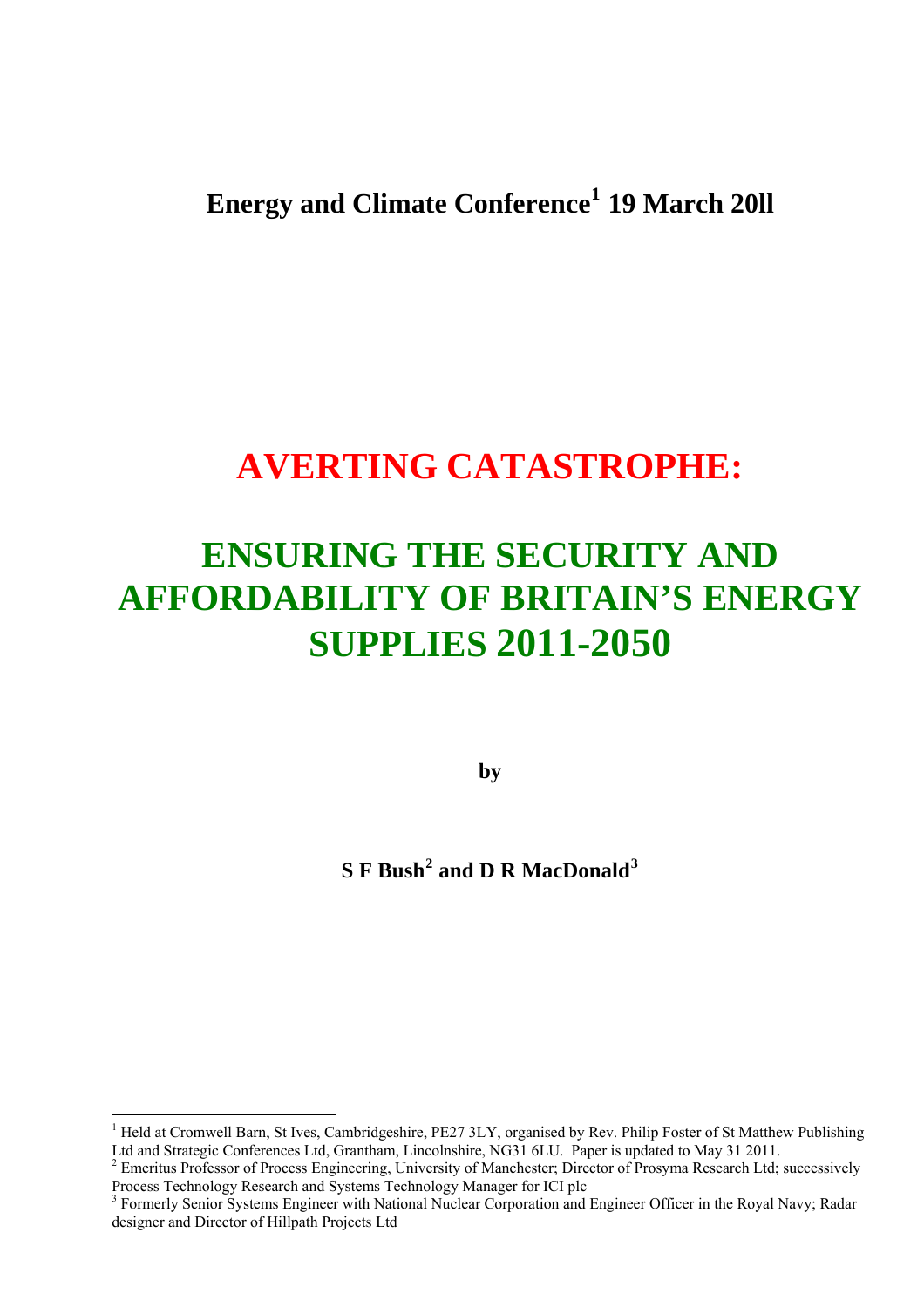**Energy and Climate Conference[1] 19 March 20ll**

# AVERTING CATASTROPHE:

# ENSURING THE SECURITY AND AFFORDABILITY OF BRITAIN'S ENERGY SUPPLIES 2011-2050

**by**

**S F Bush[2] and D R MacDonald[3]**

---

[1] Held at Cromwell Barn, St Ives, Cambridgeshire, PE27 3LY, organised by Rev. Philip Foster of St Matthew Publishing Ltd and Strategic Conferences Ltd, Grantham, Lincolnshire, NG31 6LU. Paper is updated to May 31 2011.

[2] Emeritus Professor of Process Engineering, University of Manchester; Director of Prosyma Research Ltd; successively Process Technology Research and Systems Technology Manager for ICI plc

[3] Formerly Senior Systems Engineer with National Nuclear Corporation and Engineer Officer in the Royal Navy; Radar designer and Director of Hillpath Projects Ltd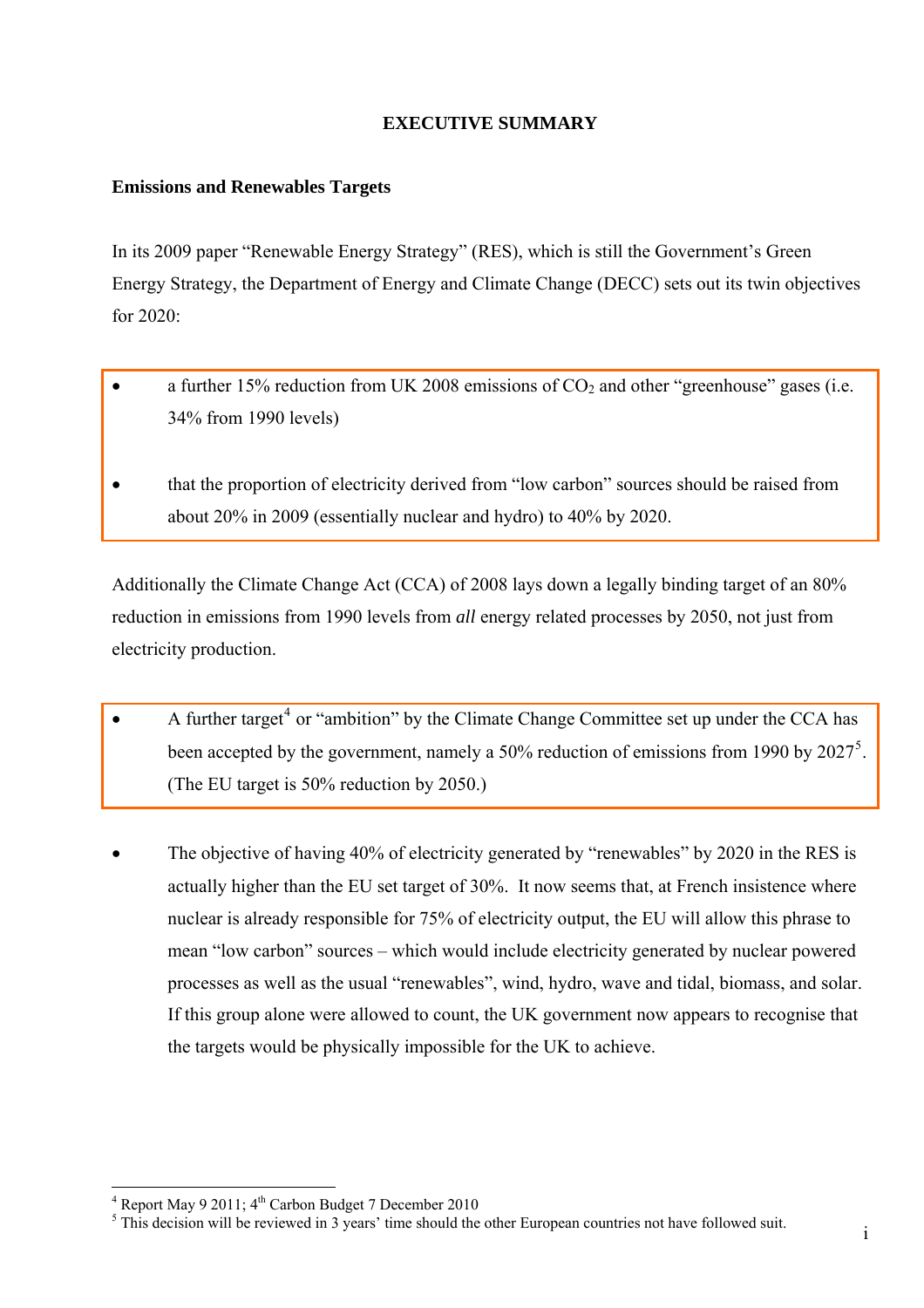# EXECUTIVE SUMMARY

## Emissions and Renewables Targets

In its 2009 paper "Renewable Energy Strategy" (RES), which is still the Government's Green Energy Strategy, the Department of Energy and Climate Change (DECC) sets out its twin objectives for 2020:

- a further 15% reduction from UK 2008 emissions of $CO_2$ and other "greenhouse" gases (i.e. 34% from 1990 levels)

- that the proportion of electricity derived from "low carbon" sources should be raised from about 20% in 2009 (essentially nuclear and hydro) to 40% by 2020.

Additionally the Climate Change Act (CCA) of 2008 lays down a legally binding target of an 80% reduction in emissions from 1990 levels from *all* energy related processes by 2050, not just from electricity production.

- A further target[4] or "ambition" by the Climate Change Committee set up under the CCA has been accepted by the government, namely a 50% reduction of emissions from 1990 by 2027[5]. (The EU target is 50% reduction by 2050.)

- The objective of having 40% of electricity generated by "renewables" by 2020 in the RES is actually higher than the EU set target of 30%. It now seems that, at French insistence where nuclear is already responsible for 75% of electricity output, the EU will allow this phrase to mean "low carbon" sources – which would include electricity generated by nuclear powered processes as well as the usual "renewables", wind, hydro, wave and tidal, biomass, and solar. If this group alone were allowed to count, the UK government now appears to recognise that the targets would be physically impossible for the UK to achieve.

---

[4] Report May 9 2011; 4th Carbon Budget 7 December 2010

[5] This decision will be reviewed in 3 years' time should the other European countries not have followed suit.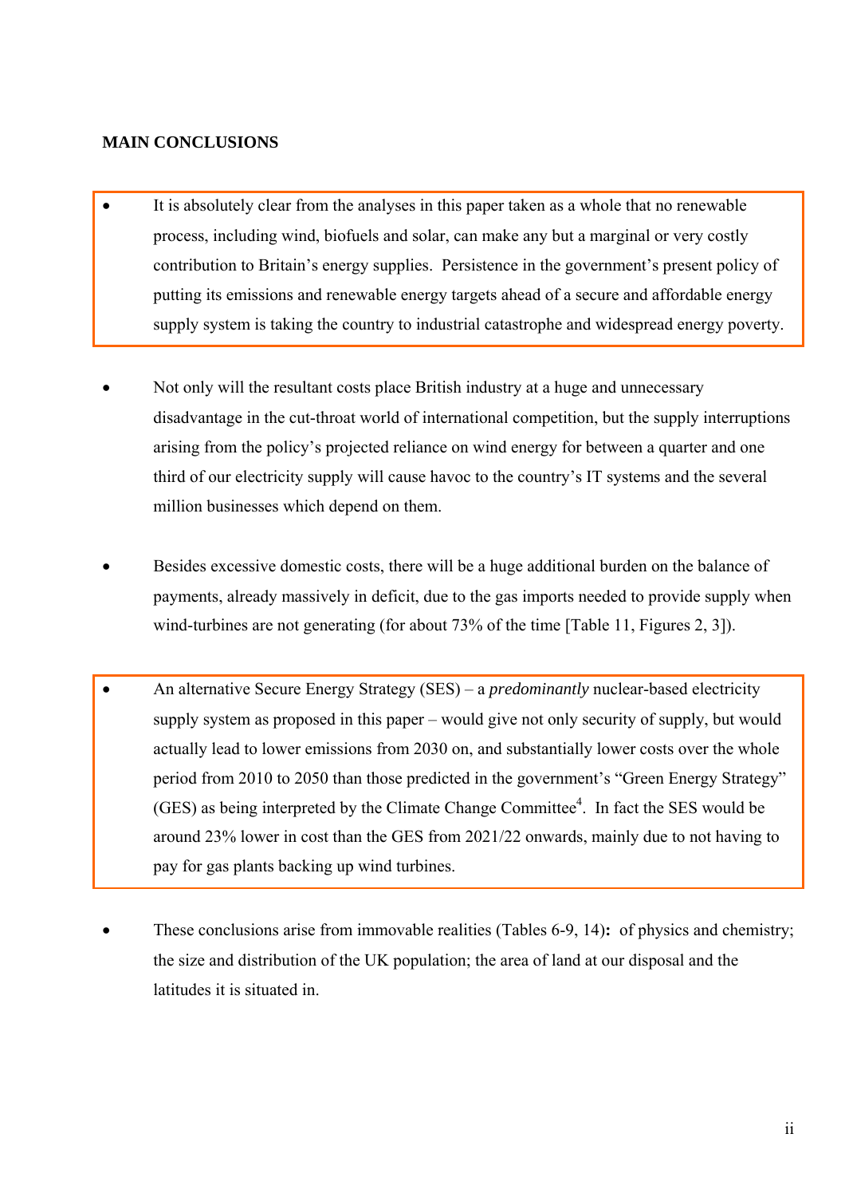## MAIN CONCLUSIONS

- It is absolutely clear from the analyses in this paper taken as a whole that no renewable process, including wind, biofuels and solar, can make any but a marginal or very costly contribution to Britain's energy supplies. Persistence in the government's present policy of putting its emissions and renewable energy targets ahead of a secure and affordable energy supply system is taking the country to industrial catastrophe and widespread energy poverty.

- Not only will the resultant costs place British industry at a huge and unnecessary disadvantage in the cut-throat world of international competition, but the supply interruptions arising from the policy's projected reliance on wind energy for between a quarter and one third of our electricity supply will cause havoc to the country's IT systems and the several million businesses which depend on them.

- Besides excessive domestic costs, there will be a huge additional burden on the balance of payments, already massively in deficit, due to the gas imports needed to provide supply when wind-turbines are not generating (for about 73% of the time [Table 11, Figures 2, 3]).

- An alternative Secure Energy Strategy (SES) – a *predominantly* nuclear-based electricity supply system as proposed in this paper – would give not only security of supply, but would actually lead to lower emissions from 2030 on, and substantially lower costs over the whole period from 2010 to 2050 than those predicted in the government's "Green Energy Strategy" (GES) as being interpreted by the Climate Change Committee[4]. In fact the SES would be around 23% lower in cost than the GES from 2021/22 onwards, mainly due to not having to pay for gas plants backing up wind turbines.

- These conclusions arise from immovable realities (Tables 6-9, 14)**:** of physics and chemistry; the size and distribution of the UK population; the area of land at our disposal and the latitudes it is situated in.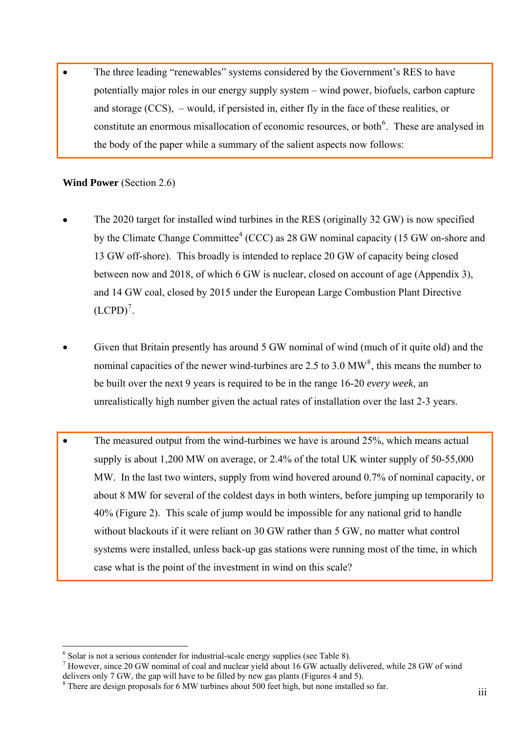- The three leading "renewables" systems considered by the Government's RES to have potentially major roles in our energy supply system – wind power, biofuels, carbon capture and storage (CCS), – would, if persisted in, either fly in the face of these realities, or constitute an enormous misallocation of economic resources, or both[6]. These are analysed in the body of the paper while a summary of the salient aspects now follows:

**Wind Power** (Section 2.6)

- The 2020 target for installed wind turbines in the RES (originally 32 GW) is now specified by the Climate Change Committee[4] (CCC) as 28 GW nominal capacity (15 GW on-shore and 13 GW off-shore). This broadly is intended to replace 20 GW of capacity being closed between now and 2018, of which 6 GW is nuclear, closed on account of age (Appendix 3), and 14 GW coal, closed by 2015 under the European Large Combustion Plant Directive (LCPD)[7].

- Given that Britain presently has around 5 GW nominal of wind (much of it quite old) and the nominal capacities of the newer wind-turbines are 2.5 to 3.0 MW[8], this means the number to be built over the next 9 years is required to be in the range 16-20 *every week*, an unrealistically high number given the actual rates of installation over the last 2-3 years.

- The measured output from the wind-turbines we have is around 25%, which means actual supply is about 1,200 MW on average, or 2.4% of the total UK winter supply of 50-55,000 MW. In the last two winters, supply from wind hovered around 0.7% of nominal capacity, or about 8 MW for several of the coldest days in both winters, before jumping up temporarily to 40% (Figure 2). This scale of jump would be impossible for any national grid to handle without blackouts if it were reliant on 30 GW rather than 5 GW, no matter what control systems were installed, unless back-up gas stations were running most of the time, in which case what is the point of the investment in wind on this scale?

---

[6] Solar is not a serious contender for industrial-scale energy supplies (see Table 8).

[7] However, since 20 GW nominal of coal and nuclear yield about 16 GW actually delivered, while 28 GW of wind delivers only 7 GW, the gap will have to be filled by new gas plants (Figures 4 and 5).

[8] There are design proposals for 6 MW turbines about 500 feet high, but none installed so far.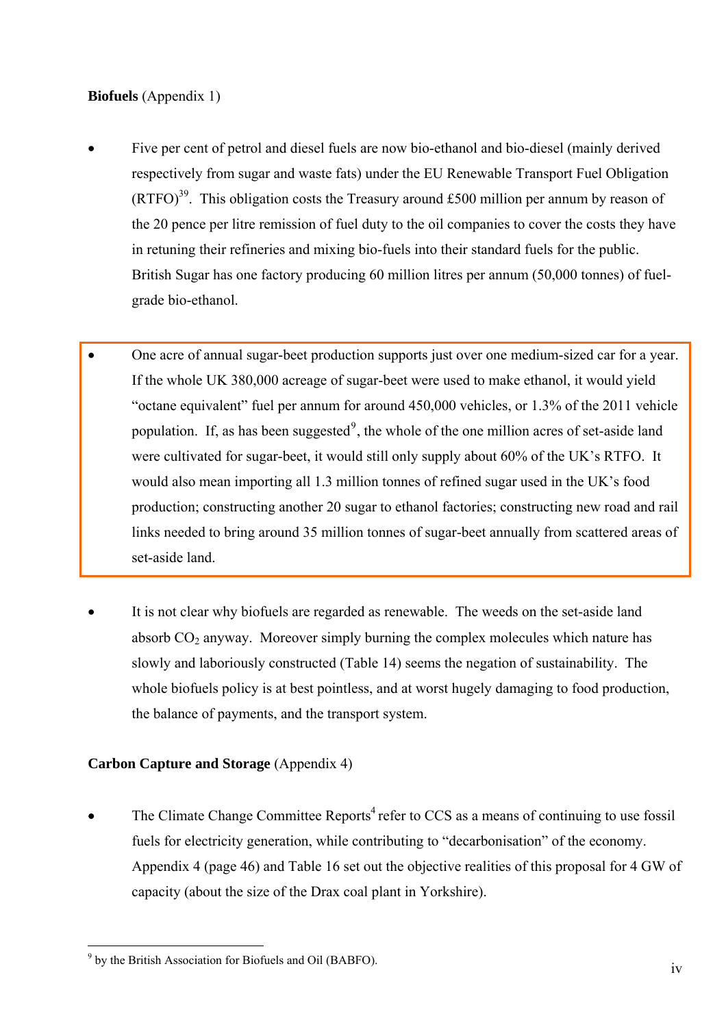**Biofuels** (Appendix 1)

- Five per cent of petrol and diesel fuels are now bio-ethanol and bio-diesel (mainly derived respectively from sugar and waste fats) under the EU Renewable Transport Fuel Obligation (RTFO)[39]. This obligation costs the Treasury around £500 million per annum by reason of the 20 pence per litre remission of fuel duty to the oil companies to cover the costs they have in retuning their refineries and mixing bio-fuels into their standard fuels for the public. British Sugar has one factory producing 60 million litres per annum (50,000 tonnes) of fuel-grade bio-ethanol.

- One acre of annual sugar-beet production supports just over one medium-sized car for a year. If the whole UK 380,000 acreage of sugar-beet were used to make ethanol, it would yield "octane equivalent" fuel per annum for around 450,000 vehicles, or 1.3% of the 2011 vehicle population. If, as has been suggested[9], the whole of the one million acres of set-aside land were cultivated for sugar-beet, it would still only supply about 60% of the UK's RTFO. It would also mean importing all 1.3 million tonnes of refined sugar used in the UK's food production; constructing another 20 sugar to ethanol factories; constructing new road and rail links needed to bring around 35 million tonnes of sugar-beet annually from scattered areas of set-aside land.

- It is not clear why biofuels are regarded as renewable. The weeds on the set-aside land absorb $CO_2$ anyway. Moreover simply burning the complex molecules which nature has slowly and laboriously constructed (Table 14) seems the negation of sustainability. The whole biofuels policy is at best pointless, and at worst hugely damaging to food production, the balance of payments, and the transport system.

**Carbon Capture and Storage** (Appendix 4)

- The Climate Change Committee Reports[4] refer to CCS as a means of continuing to use fossil fuels for electricity generation, while contributing to "decarbonisation" of the economy. Appendix 4 (page 46) and Table 16 set out the objective realities of this proposal for 4 GW of capacity (about the size of the Drax coal plant in Yorkshire).

---

[9] by the British Association for Biofuels and Oil (BABFO).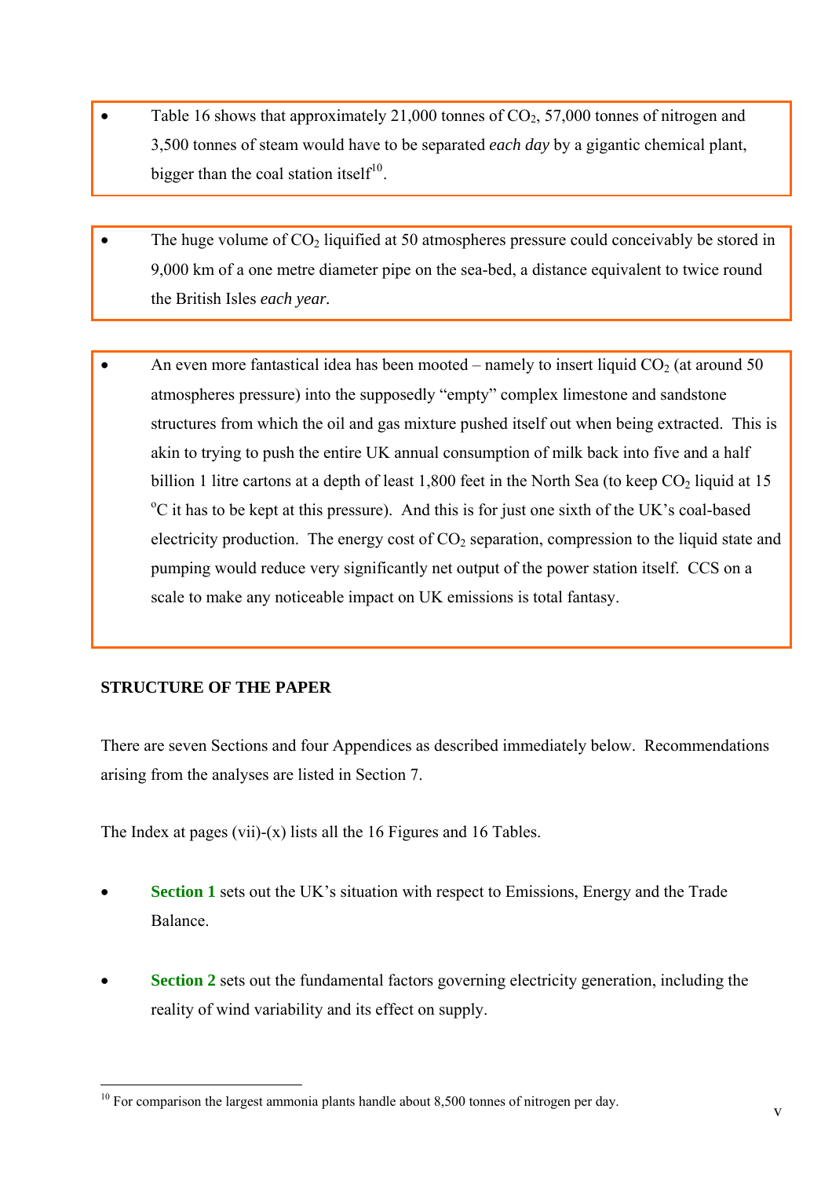- Table 16 shows that approximately 21,000 tonnes of $CO_2$, 57,000 tonnes of nitrogen and 3,500 tonnes of steam would have to be separated *each day* by a gigantic chemical plant, bigger than the coal station itself[10].

- The huge volume of $CO_2$ liquified at 50 atmospheres pressure could conceivably be stored in 9,000 km of a one metre diameter pipe on the sea-bed, a distance equivalent to twice round the British Isles *each year*.

- An even more fantastical idea has been mooted – namely to insert liquid $CO_2$ (at around 50 atmospheres pressure) into the supposedly "empty" complex limestone and sandstone structures from which the oil and gas mixture pushed itself out when being extracted. This is akin to trying to push the entire UK annual consumption of milk back into five and a half billion 1 litre cartons at a depth of least 1,800 feet in the North Sea (to keep $CO_2$ liquid at 15 $^oC$ it has to be kept at this pressure). And this is for just one sixth of the UK's coal-based electricity production. The energy cost of $CO_2$ separation, compression to the liquid state and pumping would reduce very significantly net output of the power station itself. CCS on a scale to make any noticeable impact on UK emissions is total fantasy.

**STRUCTURE OF THE PAPER**

There are seven Sections and four Appendices as described immediately below. Recommendations arising from the analyses are listed in Section 7.

The Index at pages (vii)-(x) lists all the 16 Figures and 16 Tables.

- **Section 1** sets out the UK's situation with respect to Emissions, Energy and the Trade Balance.

- **Section 2** sets out the fundamental factors governing electricity generation, including the reality of wind variability and its effect on supply.

[10] For comparison the largest ammonia plants handle about 8,500 tonnes of nitrogen per day.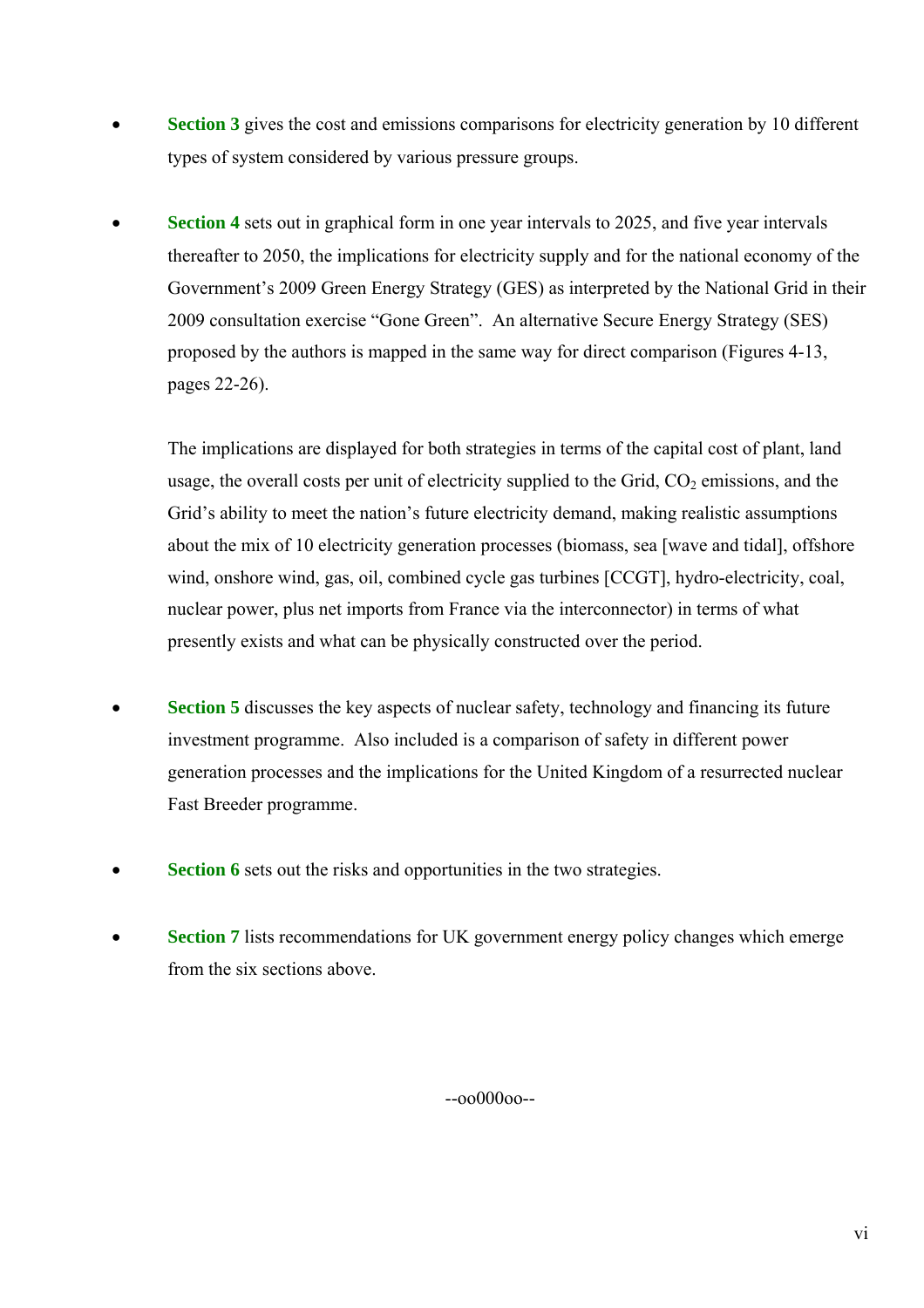- **Section 3** gives the cost and emissions comparisons for electricity generation by 10 different types of system considered by various pressure groups.

- **Section 4** sets out in graphical form in one year intervals to 2025, and five year intervals thereafter to 2050, the implications for electricity supply and for the national economy of the Government's 2009 Green Energy Strategy (GES) as interpreted by the National Grid in their 2009 consultation exercise "Gone Green". An alternative Secure Energy Strategy (SES) proposed by the authors is mapped in the same way for direct comparison (Figures 4-13, pages 22-26).

  The implications are displayed for both strategies in terms of the capital cost of plant, land usage, the overall costs per unit of electricity supplied to the Grid, $CO_2$ emissions, and the Grid's ability to meet the nation's future electricity demand, making realistic assumptions about the mix of 10 electricity generation processes (biomass, sea [wave and tidal], offshore wind, onshore wind, gas, oil, combined cycle gas turbines [CCGT], hydro-electricity, coal, nuclear power, plus net imports from France via the interconnector) in terms of what presently exists and what can be physically constructed over the period.

- **Section 5** discusses the key aspects of nuclear safety, technology and financing its future investment programme. Also included is a comparison of safety in different power generation processes and the implications for the United Kingdom of a resurrected nuclear Fast Breeder programme.

- **Section 6** sets out the risks and opportunities in the two strategies.

- **Section 7** lists recommendations for UK government energy policy changes which emerge from the six sections above.

--oo000oo--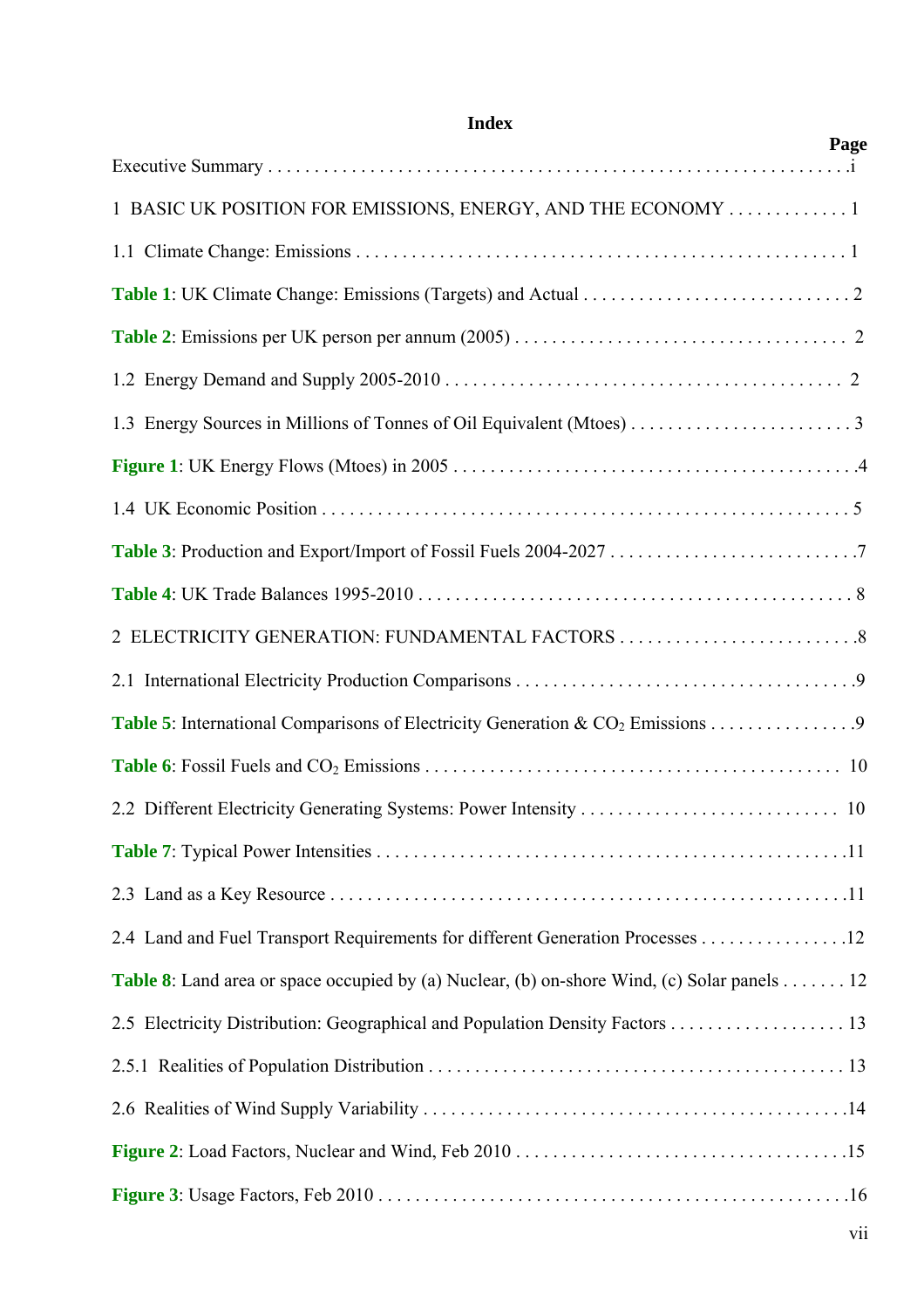# Index

| | Page |
|---|---|
| Executive Summary | i |
| 1 BASIC UK POSITION FOR EMISSIONS, ENERGY, AND THE ECONOMY | 1 |
| 1.1 Climate Change: Emissions | 1 |
| **Table 1**: UK Climate Change: Emissions (Targets) and Actual | 2 |
| **Table 2**: Emissions per UK person per annum (2005) | 2 |
| 1.2 Energy Demand and Supply 2005-2010 | 2 |
| 1.3 Energy Sources in Millions of Tonnes of Oil Equivalent (Mtoes) | 3 |
| **Figure 1**: UK Energy Flows (Mtoes) in 2005 | 4 |
| 1.4 UK Economic Position | 5 |
| **Table 3**: Production and Export/Import of Fossil Fuels 2004-2027 | 7 |
| **Table 4**: UK Trade Balances 1995-2010 | 8 |
| 2 ELECTRICITY GENERATION: FUNDAMENTAL FACTORS | 8 |
| 2.1 International Electricity Production Comparisons | 9 |
| **Table 5**: International Comparisons of Electricity Generation & $CO_2$ Emissions | 9 |
| **Table 6**: Fossil Fuels and $CO_2$ Emissions | 10 |
| 2.2 Different Electricity Generating Systems: Power Intensity | 10 |
| **Table 7**: Typical Power Intensities | 11 |
| 2.3 Land as a Key Resource | 11 |
| 2.4 Land and Fuel Transport Requirements for different Generation Processes | 12 |
| **Table 8**: Land area or space occupied by (a) Nuclear, (b) on-shore Wind, (c) Solar panels | 12 |
| 2.5 Electricity Distribution: Geographical and Population Density Factors | 13 |
| 2.5.1 Realities of Population Distribution | 13 |
| 2.6 Realities of Wind Supply Variability | 14 |
| **Figure 2**: Load Factors, Nuclear and Wind, Feb 2010 | 15 |
| **Figure 3**: Usage Factors, Feb 2010 | 16 |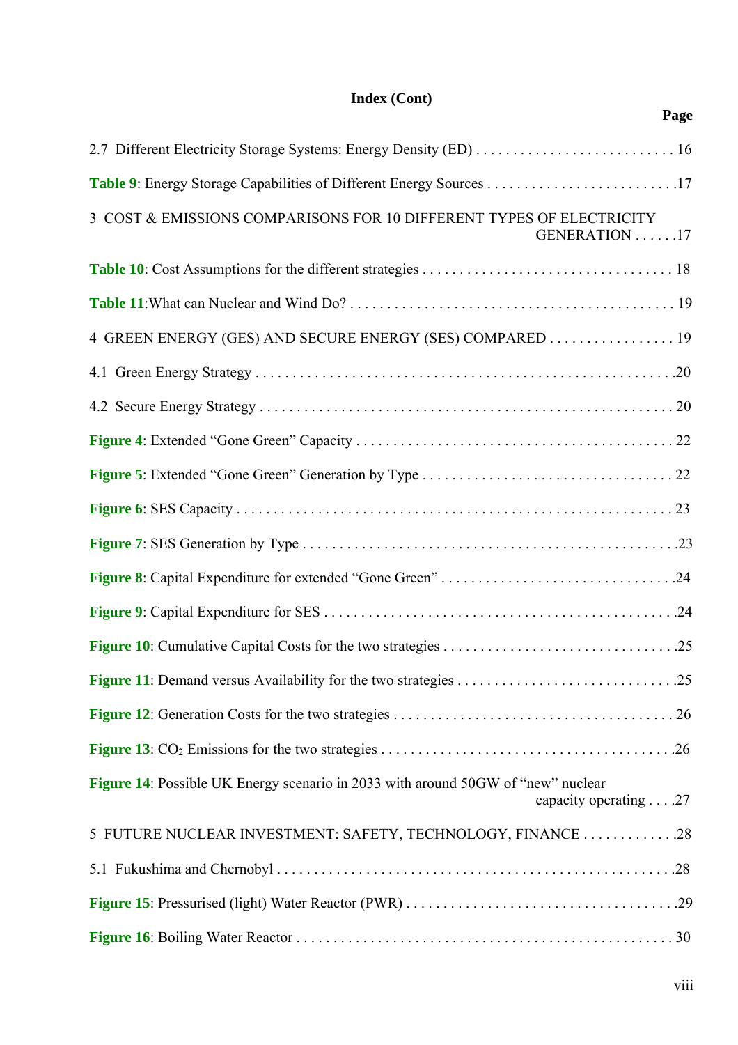**Index (Cont)**

**Page**

2.7 Different Electricity Storage Systems: Energy Density (ED) . . . . . . . . . . . . . . . . . . . . . . . . . . . 16

**Table 9**: Energy Storage Capabilities of Different Energy Sources . . . . . . . . . . . . . . . . . . . . . . . . . .17

3 COST & EMISSIONS COMPARISONS FOR 10 DIFFERENT TYPES OF ELECTRICITY GENERATION . . . . . .17

**Table 10**: Cost Assumptions for the different strategies . . . . . . . . . . . . . . . . . . . . . . . . . . . . . . . . . . 18

**Table 11**:What can Nuclear and Wind Do? . . . . . . . . . . . . . . . . . . . . . . . . . . . . . . . . . . . . . . . . . . . 19

4 GREEN ENERGY (GES) AND SECURE ENERGY (SES) COMPARED . . . . . . . . . . . . . . . . . 19

4.1 Green Energy Strategy . . . . . . . . . . . . . . . . . . . . . . . . . . . . . . . . . . . . . . . . . . . . . . . . . . . . . . . .20

4.2 Secure Energy Strategy . . . . . . . . . . . . . . . . . . . . . . . . . . . . . . . . . . . . . . . . . . . . . . . . . . . . . . . 20

**Figure 4**: Extended "Gone Green" Capacity . . . . . . . . . . . . . . . . . . . . . . . . . . . . . . . . . . . . . . . . . . 22

**Figure 5**: Extended "Gone Green" Generation by Type . . . . . . . . . . . . . . . . . . . . . . . . . . . . . . . . . 22

**Figure 6**: SES Capacity . . . . . . . . . . . . . . . . . . . . . . . . . . . . . . . . . . . . . . . . . . . . . . . . . . . . . . . . . . 23

**Figure 7**: SES Generation by Type . . . . . . . . . . . . . . . . . . . . . . . . . . . . . . . . . . . . . . . . . . . . . . . . . .23

**Figure 8**: Capital Expenditure for extended "Gone Green" . . . . . . . . . . . . . . . . . . . . . . . . . . . . . . .24

**Figure 9**: Capital Expenditure for SES . . . . . . . . . . . . . . . . . . . . . . . . . . . . . . . . . . . . . . . . . . . . . . .24

**Figure 10**: Cumulative Capital Costs for the two strategies . . . . . . . . . . . . . . . . . . . . . . . . . . . . . . .25

**Figure 11**: Demand versus Availability for the two strategies . . . . . . . . . . . . . . . . . . . . . . . . . . . . .25

**Figure 12**: Generation Costs for the two strategies . . . . . . . . . . . . . . . . . . . . . . . . . . . . . . . . . . . . . 26

**Figure 13**: $CO_2$ Emissions for the two strategies . . . . . . . . . . . . . . . . . . . . . . . . . . . . . . . . . . . . . . .26

**Figure 14**: Possible UK Energy scenario in 2033 with around 50GW of "new" nuclear capacity operating . . . .27

5 FUTURE NUCLEAR INVESTMENT: SAFETY, TECHNOLOGY, FINANCE . . . . . . . . . . . . .28

5.1 Fukushima and Chernobyl . . . . . . . . . . . . . . . . . . . . . . . . . . . . . . . . . . . . . . . . . . . . . . . . . . . . .28

**Figure 15**: Pressurised (light) Water Reactor (PWR) . . . . . . . . . . . . . . . . . . . . . . . . . . . . . . . . . . . .29

**Figure 16**: Boiling Water Reactor . . . . . . . . . . . . . . . . . . . . . . . . . . . . . . . . . . . . . . . . . . . . . . . . . . . 30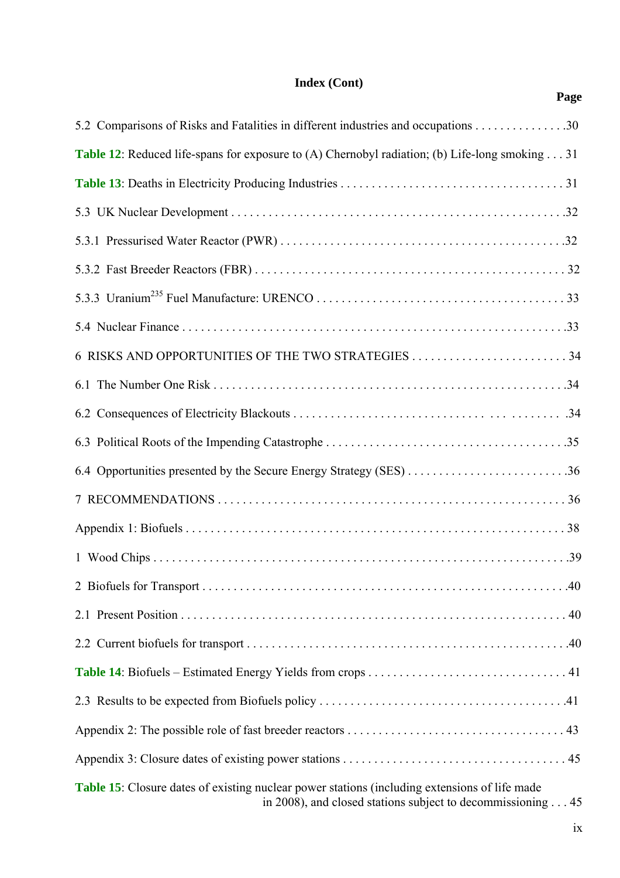**Index (Cont)**

| | Page |
|---|---|
| 5.2 Comparisons of Risks and Fatalities in different industries and occupations | 30 |
| **Table 12**: Reduced life-spans for exposure to (A) Chernobyl radiation; (b) Life-long smoking | 31 |
| **Table 13**: Deaths in Electricity Producing Industries | 31 |
| 5.3 UK Nuclear Development | 32 |
| 5.3.1 Pressurised Water Reactor (PWR) | 32 |
| 5.3.2 Fast Breeder Reactors (FBR) | 32 |
| 5.3.3 Uranium$^{235}$ Fuel Manufacture: URENCO | 33 |
| 5.4 Nuclear Finance | 33 |
| 6 RISKS AND OPPORTUNITIES OF THE TWO STRATEGIES | 34 |
| 6.1 The Number One Risk | 34 |
| 6.2 Consequences of Electricity Blackouts | 34 |
| 6.3 Political Roots of the Impending Catastrophe | 35 |
| 6.4 Opportunities presented by the Secure Energy Strategy (SES) | 36 |
| 7 RECOMMENDATIONS | 36 |
| Appendix 1: Biofuels | 38 |
| 1 Wood Chips | 39 |
| 2 Biofuels for Transport | 40 |
| 2.1 Present Position | 40 |
| 2.2 Current biofuels for transport | 40 |
| **Table 14**: Biofuels – Estimated Energy Yields from crops | 41 |
| 2.3 Results to be expected from Biofuels policy | 41 |
| Appendix 2: The possible role of fast breeder reactors | 43 |
| Appendix 3: Closure dates of existing power stations | 45 |
| **Table 15**: Closure dates of existing nuclear power stations (including extensions of life made in 2008), and closed stations subject to decommissioning | 45 |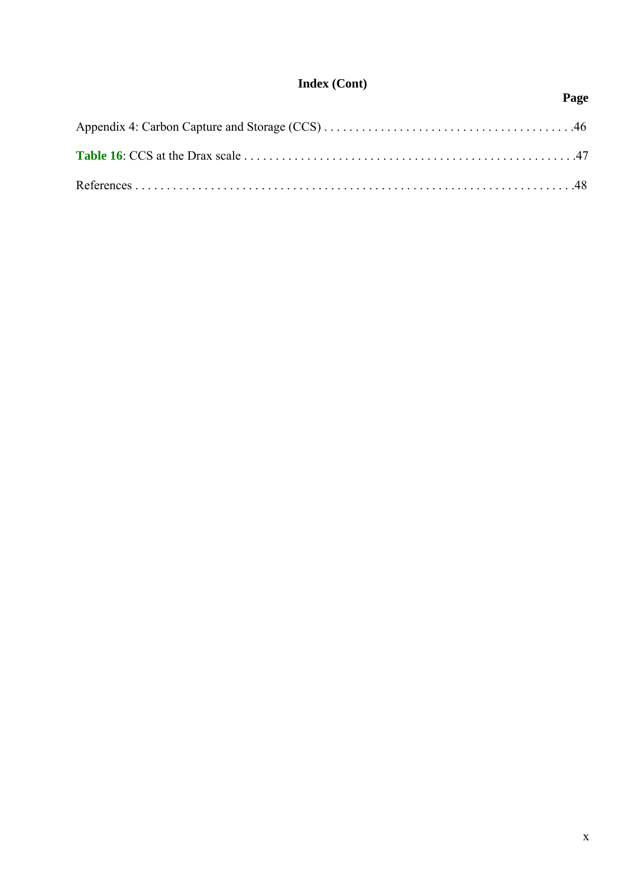**Index (Cont)**

**Page**

Appendix 4: Carbon Capture and Storage (CCS) . . . . . . . . . . . . . . . . . . . . . . . . . . . . . . . . . . . . . . .46

**Table 16**: CCS at the Drax scale . . . . . . . . . . . . . . . . . . . . . . . . . . . . . . . . . . . . . . . . . . . . . . . . . . . .47

References . . . . . . . . . . . . . . . . . . . . . . . . . . . . . . . . . . . . . . . . . . . . . . . . . . . . . . . . . . . . . . . . . . .48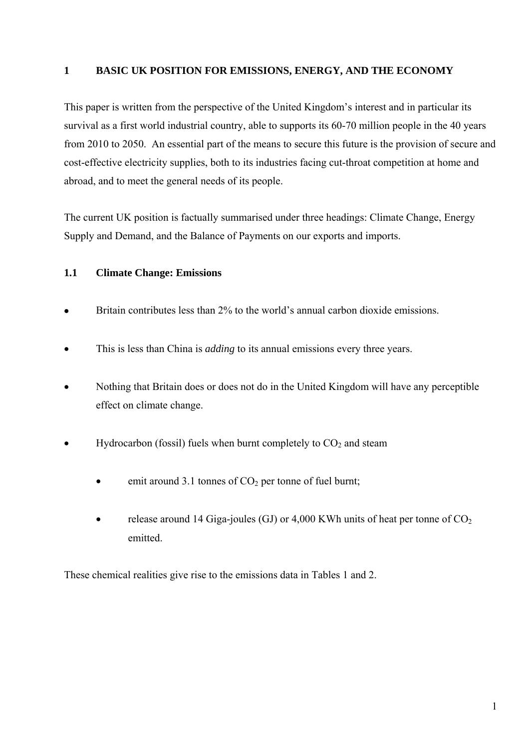# 1 BASIC UK POSITION FOR EMISSIONS, ENERGY, AND THE ECONOMY

This paper is written from the perspective of the United Kingdom's interest and in particular its survival as a first world industrial country, able to supports its 60-70 million people in the 40 years from 2010 to 2050. An essential part of the means to secure this future is the provision of secure and cost-effective electricity supplies, both to its industries facing cut-throat competition at home and abroad, and to meet the general needs of its people.

The current UK position is factually summarised under three headings: Climate Change, Energy Supply and Demand, and the Balance of Payments on our exports and imports.

## 1.1 Climate Change: Emissions

- Britain contributes less than 2% to the world's annual carbon dioxide emissions.
- This is less than China is *adding* to its annual emissions every three years.
- Nothing that Britain does or does not do in the United Kingdom will have any perceptible effect on climate change.
- Hydrocarbon (fossil) fuels when burnt completely to $CO_2$ and steam
  - emit around 3.1 tonnes of $CO_2$ per tonne of fuel burnt;
  - release around 14 Giga-joules (GJ) or 4,000 KWh units of heat per tonne of $CO_2$ emitted.

These chemical realities give rise to the emissions data in Tables 1 and 2.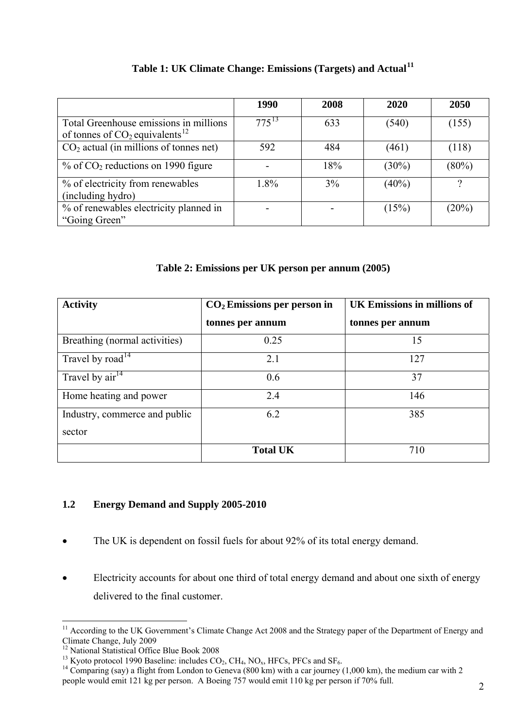**Table 1: UK Climate Change: Emissions (Targets) and Actual**[11]

| | 1990 | 2008 | 2020 | 2050 |
|---|---|---|---|---|
| Total Greenhouse emissions in millions of tonnes of $CO_2$ equivalents[12] | 775[13] | 633 | (540) | (155) |
| $CO_2$ actual (in millions of tonnes net) | 592 | 484 | (461) | (118) |
| % of $CO_2$ reductions on 1990 figure | - | 18% | (30%) | (80%) |
| % of electricity from renewables (including hydro) | 1.8% | 3% | (40%) | ? |
| % of renewables electricity planned in "Going Green" | - | - | (15%) | (20%) |

**Table 2: Emissions per UK person per annum (2005)**

| Activity | $CO_2$ Emissions per person in tonnes per annum | UK Emissions in millions of tonnes per annum |
|---|---|---|
| Breathing (normal activities) | 0.25 | 15 |
| Travel by road[14] | 2.1 | 127 |
| Travel by air[14] | 0.6 | 37 |
| Home heating and power | 2.4 | 146 |
| Industry, commerce and public sector | 6.2 | 385 |
| | **Total UK** | 710 |

## 1.2 Energy Demand and Supply 2005-2010

- The UK is dependent on fossil fuels for about 92% of its total energy demand.
- Electricity accounts for about one third of total energy demand and about one sixth of energy delivered to the final customer.

---

[11] According to the UK Government's Climate Change Act 2008 and the Strategy paper of the Department of Energy and Climate Change, July 2009

[12] National Statistical Office Blue Book 2008

[13] Kyoto protocol 1990 Baseline: includes $CO_2$, $CH_4$, $NO_x$, HFCs, PFCs and $SF_6$.

[14] Comparing (say) a flight from London to Geneva (800 km) with a car journey (1,000 km), the medium car with 2 people would emit 121 kg per person. A Boeing 757 would emit 110 kg per person if 70% full.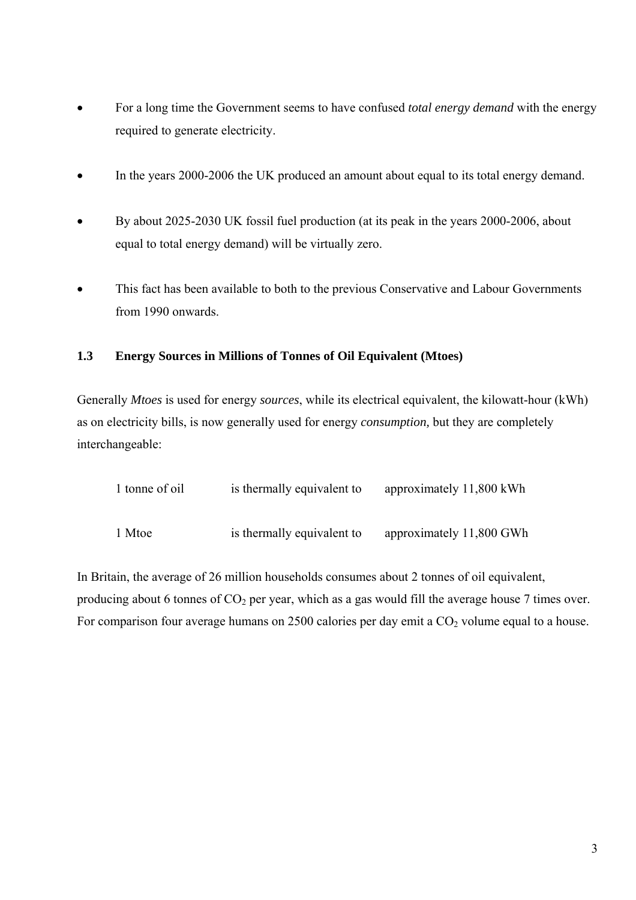- For a long time the Government seems to have confused *total energy demand* with the energy required to generate electricity.

- In the years 2000-2006 the UK produced an amount about equal to its total energy demand.

- By about 2025-2030 UK fossil fuel production (at its peak in the years 2000-2006, about equal to total energy demand) will be virtually zero.

- This fact has been available to both to the previous Conservative and Labour Governments from 1990 onwards.

### 1.3 Energy Sources in Millions of Tonnes of Oil Equivalent (Mtoes)

Generally *Mtoes* is used for energy *sources*, while its electrical equivalent, the kilowatt-hour (kWh) as on electricity bills, is now generally used for energy *consumption,* but they are completely interchangeable:

| | | |
|---|---|---|
| 1 tonne of oil | is thermally equivalent to | approximately 11,800 kWh |
| 1 Mtoe | is thermally equivalent to | approximately 11,800 GWh |

In Britain, the average of 26 million households consumes about 2 tonnes of oil equivalent, producing about 6 tonnes of $CO_2$ per year, which as a gas would fill the average house 7 times over. For comparison four average humans on 2500 calories per day emit a $CO_2$ volume equal to a house.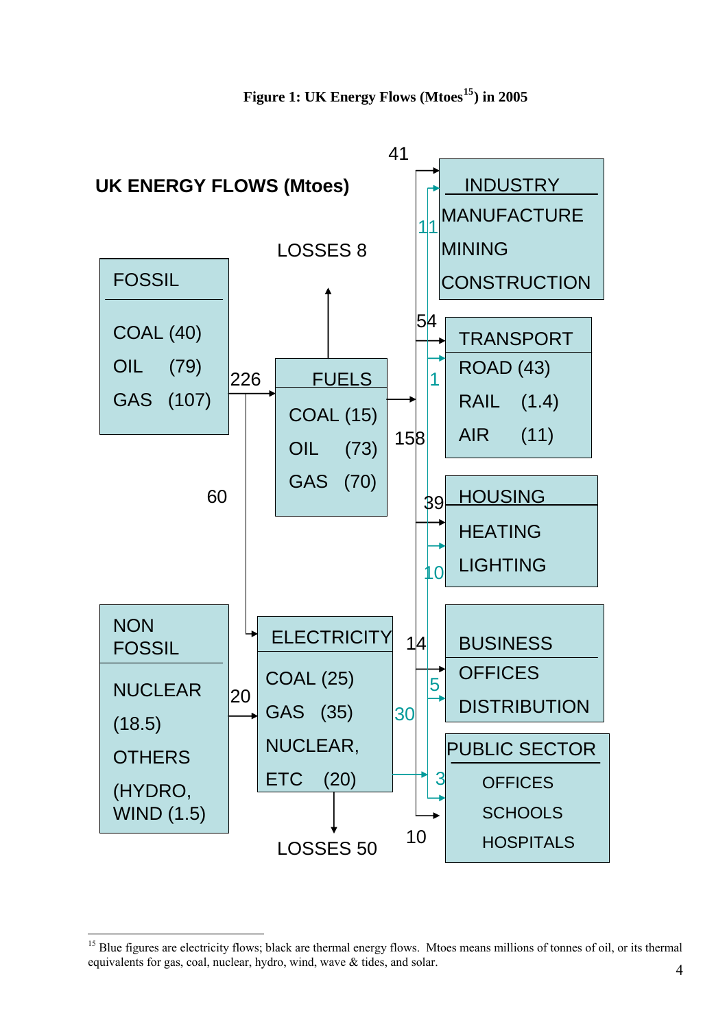**Figure 1: UK Energy Flows (Mtoes[15]) in 2005**

UK ENERGY FLOWS (Mtoes)

FOSSIL
COAL (40)
OIL (79)
GAS (107)

226

FUELS
COAL (15)
OIL (73)
GAS (70)

LOSSES 8

158

60

NON FOSSIL
NUCLEAR (18.5)
OTHERS (HYDRO, WIND (1.5)

20

ELECTRICITY
COAL (25)
GAS (35)
NUCLEAR, ETC (20)

LOSSES 50

30

41
11
INDUSTRY
MANUFACTURE
MINING
CONSTRUCTION

54
1
TRANSPORT
ROAD (43)
RAIL (1.4)
AIR (11)

39
10
HOUSING
HEATING
LIGHTING

14
5
BUSINESS
OFFICES
DISTRIBUTION

3
10
PUBLIC SECTOR
OFFICES
SCHOOLS
HOSPITALS

---

[15] Blue figures are electricity flows; black are thermal energy flows. Mtoes means millions of tonnes of oil, or its thermal equivalents for gas, coal, nuclear, hydro, wind, wave & tides, and solar.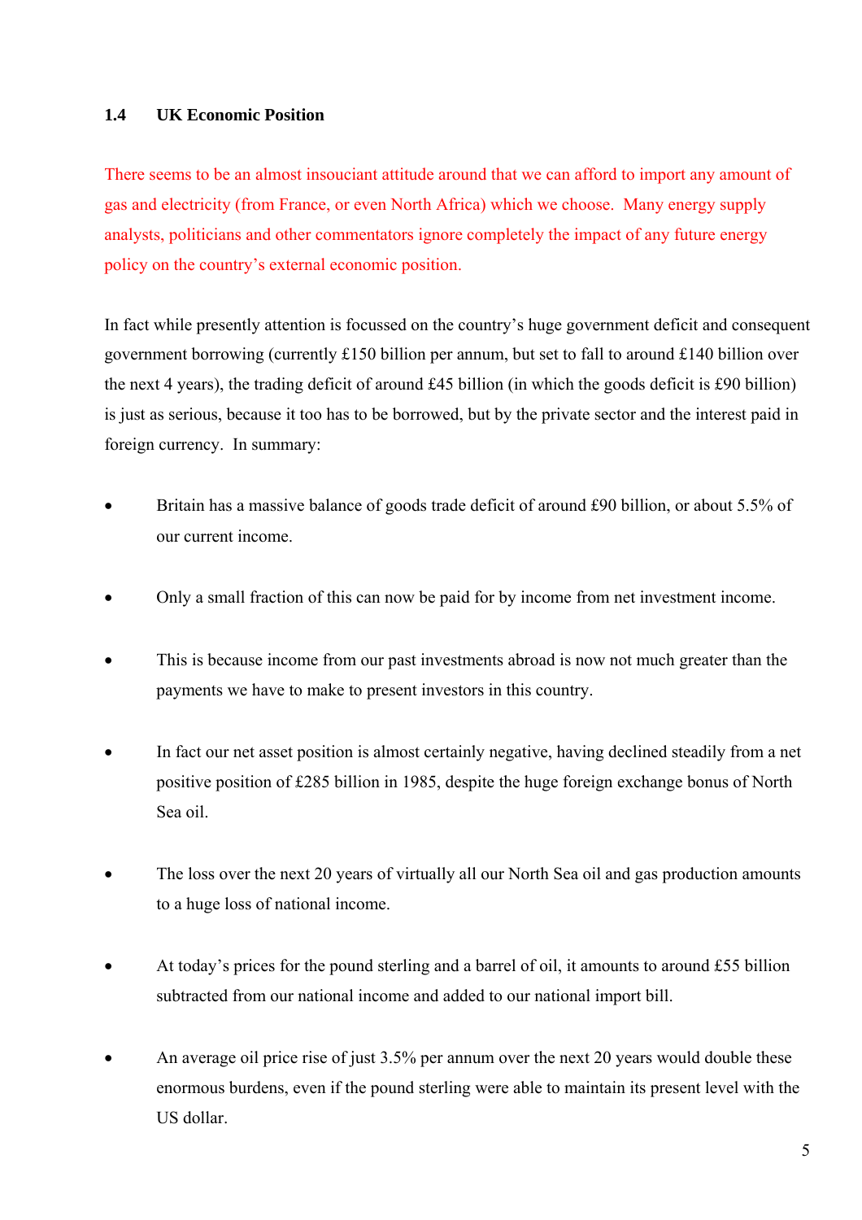## 1.4 UK Economic Position

There seems to be an almost insouciant attitude around that we can afford to import any amount of gas and electricity (from France, or even North Africa) which we choose. Many energy supply analysts, politicians and other commentators ignore completely the impact of any future energy policy on the country's external economic position.

In fact while presently attention is focussed on the country's huge government deficit and consequent government borrowing (currently £150 billion per annum, but set to fall to around £140 billion over the next 4 years), the trading deficit of around £45 billion (in which the goods deficit is £90 billion) is just as serious, because it too has to be borrowed, but by the private sector and the interest paid in foreign currency. In summary:

- Britain has a massive balance of goods trade deficit of around £90 billion, or about 5.5% of our current income.
- Only a small fraction of this can now be paid for by income from net investment income.
- This is because income from our past investments abroad is now not much greater than the payments we have to make to present investors in this country.
- In fact our net asset position is almost certainly negative, having declined steadily from a net positive position of £285 billion in 1985, despite the huge foreign exchange bonus of North Sea oil.
- The loss over the next 20 years of virtually all our North Sea oil and gas production amounts to a huge loss of national income.
- At today's prices for the pound sterling and a barrel of oil, it amounts to around £55 billion subtracted from our national income and added to our national import bill.
- An average oil price rise of just 3.5% per annum over the next 20 years would double these enormous burdens, even if the pound sterling were able to maintain its present level with the US dollar.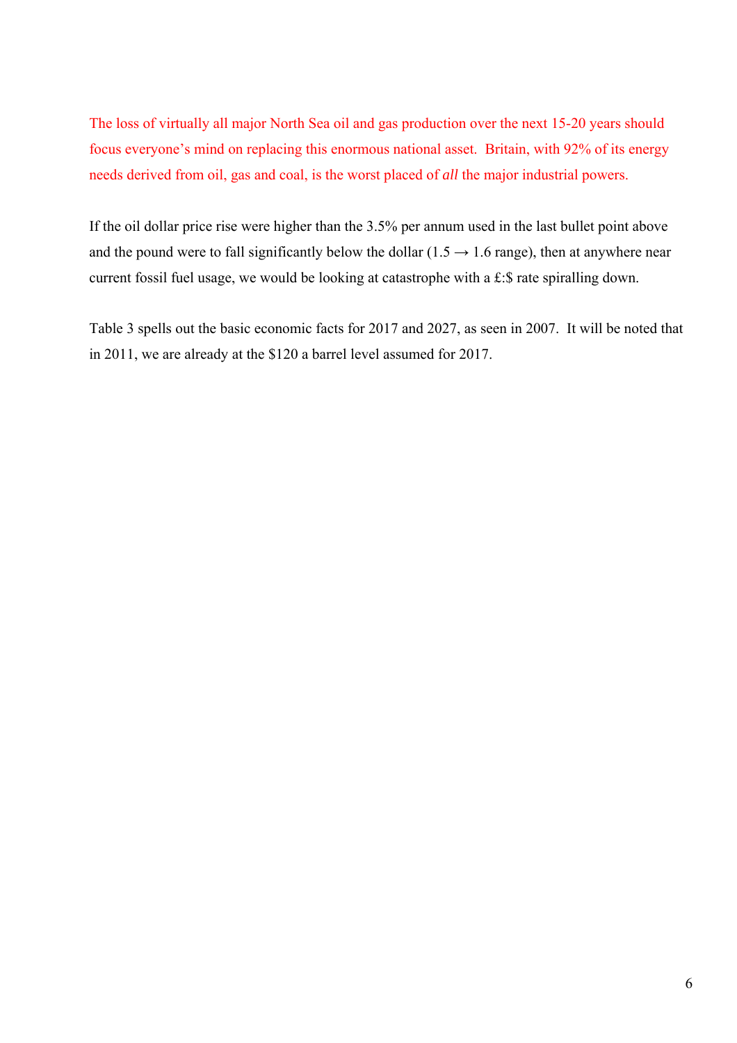The loss of virtually all major North Sea oil and gas production over the next 15-20 years should focus everyone's mind on replacing this enormous national asset. Britain, with 92% of its energy needs derived from oil, gas and coal, is the worst placed of *all* the major industrial powers.

If the oil dollar price rise were higher than the 3.5% per annum used in the last bullet point above and the pound were to fall significantly below the dollar (1.5 → 1.6 range), then at anywhere near current fossil fuel usage, we would be looking at catastrophe with a £:$ rate spiralling down.

Table 3 spells out the basic economic facts for 2017 and 2027, as seen in 2007. It will be noted that in 2011, we are already at the $120 a barrel level assumed for 2017.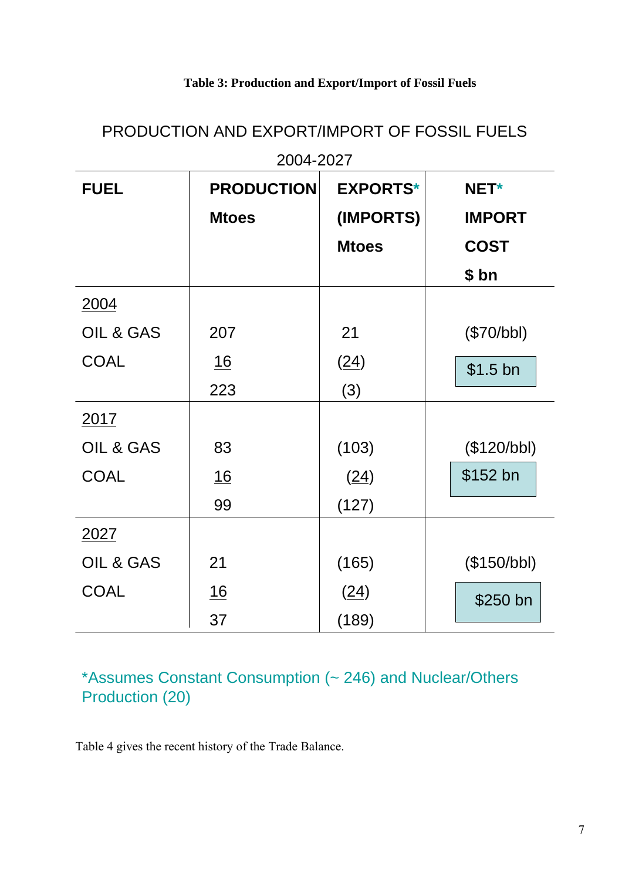**Table 3: Production and Export/Import of Fossil Fuels**

PRODUCTION AND EXPORT/IMPORT OF FOSSIL FUELS

2004-2027

| FUEL | PRODUCTION Mtoes | EXPORTS* (IMPORTS) Mtoes | NET* IMPORT COST $ bn |
|---|---|---|---|
| 2004 | | | |
| OIL & GAS | 207 | 21 | ($70/bbl) |
| COAL | 16 | (24) | $1.5 bn |
| | 223 | (3) | |
| 2017 | | | |
| OIL & GAS | 83 | (103) | ($120/bbl) |
| COAL | 16 | (24) | $152 bn |
| | 99 | (127) | |
| 2027 | | | |
| OIL & GAS | 21 | (165) | ($150/bbl) |
| COAL | 16 | (24) | $250 bn |
| | 37 | (189) | |

*Assumes Constant Consumption (~ 246) and Nuclear/Others Production (20)

Table 4 gives the recent history of the Trade Balance.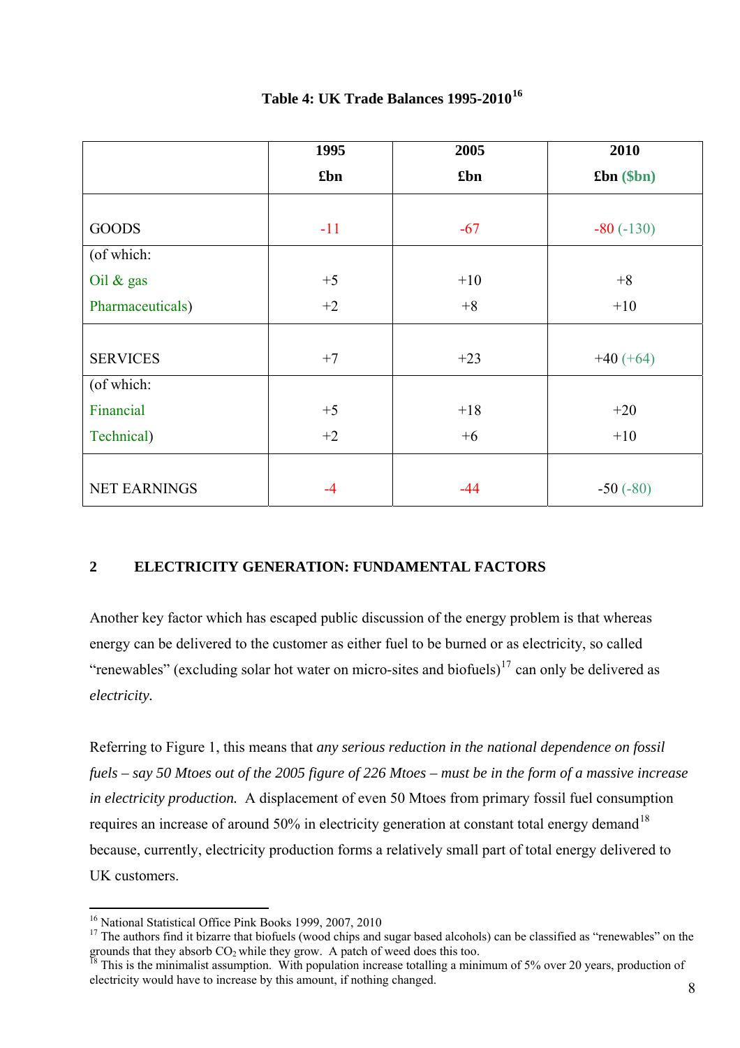**Table 4: UK Trade Balances 1995-2010**[16]

| | 1995<br>£bn | 2005<br>£bn | 2010<br>£bn ($bn) |
|---|---|---|---|
| GOODS | -11 | -67 | -80 (-130) |
| (of which:<br>Oil & gas<br>Pharmaceuticals) | <br>+5<br>+2 | <br>+10<br>+8 | <br>+8<br>+10 |
| SERVICES | +7 | +23 | +40 (+64) |
| (of which:<br>Financial<br>Technical) | <br>+5<br>+2 | <br>+18<br>+6 | <br>+20<br>+10 |
| NET EARNINGS | -4 | -44 | -50 (-80) |

## 2 ELECTRICITY GENERATION: FUNDAMENTAL FACTORS

Another key factor which has escaped public discussion of the energy problem is that whereas energy can be delivered to the customer as either fuel to be burned or as electricity, so called "renewables" (excluding solar hot water on micro-sites and biofuels)[17] can only be delivered as *electricity.*

Referring to Figure 1, this means that *any serious reduction in the national dependence on fossil fuels – say 50 Mtoes out of the 2005 figure of 226 Mtoes – must be in the form of a massive increase in electricity production.* A displacement of even 50 Mtoes from primary fossil fuel consumption requires an increase of around 50% in electricity generation at constant total energy demand[18] because, currently, electricity production forms a relatively small part of total energy delivered to UK customers.

---

[16] National Statistical Office Pink Books 1999, 2007, 2010

[17] The authors find it bizarre that biofuels (wood chips and sugar based alcohols) can be classified as "renewables" on the grounds that they absorb $CO_2$ while they grow. A patch of weed does this too.

[18] This is the minimalist assumption. With population increase totalling a minimum of 5% over 20 years, production of electricity would have to increase by this amount, if nothing changed.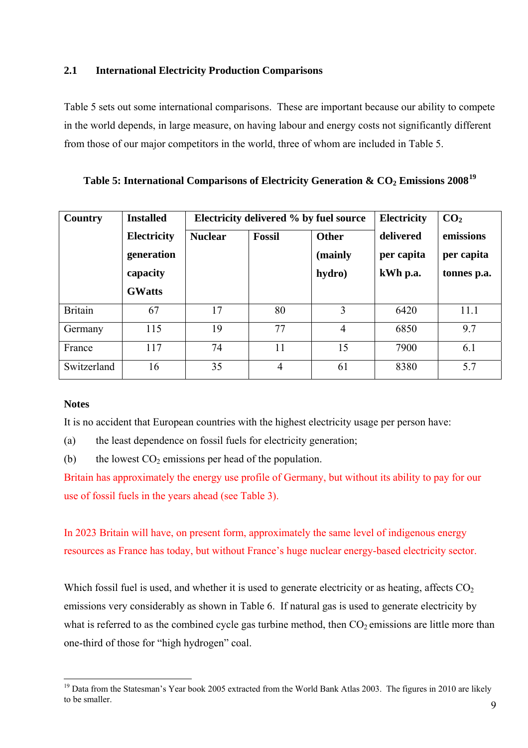## 2.1 International Electricity Production Comparisons

Table 5 sets out some international comparisons. These are important because our ability to compete in the world depends, in large measure, on having labour and energy costs not significantly different from those of our major competitors in the world, three of whom are included in Table 5.

**Table 5: International Comparisons of Electricity Generation & $CO_2$ Emissions 2008**[19]

| Country | Installed Electricity generation capacity GWatts | Electricity delivered % by fuel source | | | Electricity delivered per capita kWh p.a. | $CO_2$ emissions per capita tonnes p.a. |
|---|---|---|---|---|---|---|
| | | Nuclear | Fossil | Other (mainly hydro) | | |
| Britain | 67 | 17 | 80 | 3 | 6420 | 11.1 |
| Germany | 115 | 19 | 77 | 4 | 6850 | 9.7 |
| France | 117 | 74 | 11 | 15 | 7900 | 6.1 |
| Switzerland | 16 | 35 | 4 | 61 | 8380 | 5.7 |

**Notes**

It is no accident that European countries with the highest electricity usage per person have:

(a) the least dependence on fossil fuels for electricity generation;

(b) the lowest $CO_2$ emissions per head of the population.

Britain has approximately the energy use profile of Germany, but without its ability to pay for our use of fossil fuels in the years ahead (see Table 3).

In 2023 Britain will have, on present form, approximately the same level of indigenous energy resources as France has today, but without France's huge nuclear energy-based electricity sector.

Which fossil fuel is used, and whether it is used to generate electricity or as heating, affects $CO_2$ emissions very considerably as shown in Table 6. If natural gas is used to generate electricity by what is referred to as the combined cycle gas turbine method, then $CO_2$ emissions are little more than one-third of those for "high hydrogen" coal.

---

[19] Data from the Statesman's Year book 2005 extracted from the World Bank Atlas 2003. The figures in 2010 are likely to be smaller.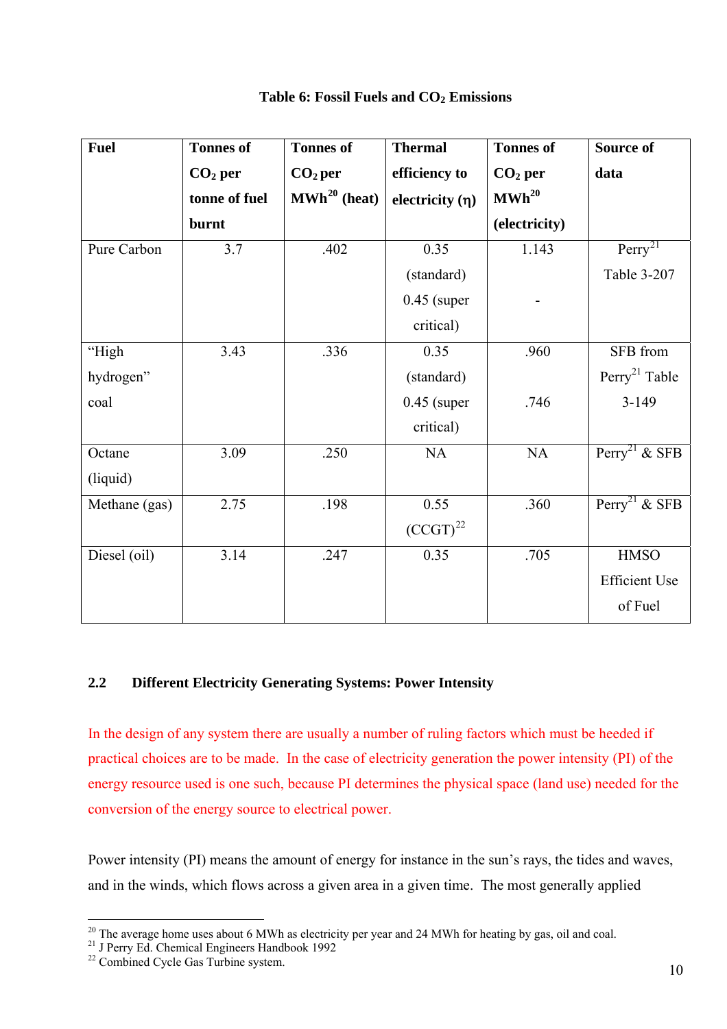**Table 6: Fossil Fuels and $CO_2$ Emissions**

| Fuel | Tonnes of $CO_2$ per tonne of fuel burnt | Tonnes of $CO_2$ per MWh[20] (heat) | Thermal efficiency to electricity ($\eta$) | Tonnes of $CO_2$ per MWh[20] (electricity) | Source of data |
|---|---|---|---|---|---|
| Pure Carbon | 3.7 | .402 | 0.35 (standard) 0.45 (super critical) | 1.143 - | Perry[21] Table 3-207 |
| "High hydrogen" coal | 3.43 | .336 | 0.35 (standard) 0.45 (super critical) | .960 .746 | SFB from Perry[21] Table 3-149 |
| Octane (liquid) | 3.09 | .250 | NA | NA | Perry[21] & SFB |
| Methane (gas) | 2.75 | .198 | 0.55 (CCGT)[22] | .360 | Perry[21] & SFB |
| Diesel (oil) | 3.14 | .247 | 0.35 | .705 | HMSO Efficient Use of Fuel |

## 2.2 Different Electricity Generating Systems: Power Intensity

In the design of any system there are usually a number of ruling factors which must be heeded if practical choices are to be made. In the case of electricity generation the power intensity (PI) of the energy resource used is one such, because PI determines the physical space (land use) needed for the conversion of the energy source to electrical power.

Power intensity (PI) means the amount of energy for instance in the sun's rays, the tides and waves, and in the winds, which flows across a given area in a given time. The most generally applied

---

[20] The average home uses about 6 MWh as electricity per year and 24 MWh for heating by gas, oil and coal.

[21] J Perry Ed. Chemical Engineers Handbook 1992

[22] Combined Cycle Gas Turbine system.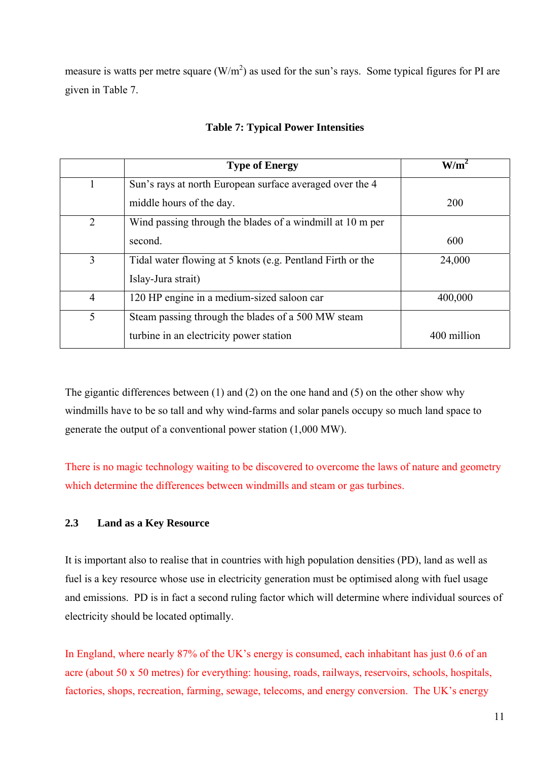measure is watts per metre square (W/m$^2$) as used for the sun's rays. Some typical figures for PI are given in Table 7.

**Table 7: Typical Power Intensities**

| | Type of Energy | W/m$^2$ |
|---|---|---|
| 1 | Sun's rays at north European surface averaged over the 4 middle hours of the day. | 200 |
| 2 | Wind passing through the blades of a windmill at 10 m per second. | 600 |
| 3 | Tidal water flowing at 5 knots (e.g. Pentland Firth or the Islay-Jura strait) | 24,000 |
| 4 | 120 HP engine in a medium-sized saloon car | 400,000 |
| 5 | Steam passing through the blades of a 500 MW steam turbine in an electricity power station | 400 million |

The gigantic differences between (1) and (2) on the one hand and (5) on the other show why windmills have to be so tall and why wind-farms and solar panels occupy so much land space to generate the output of a conventional power station (1,000 MW).

There is no magic technology waiting to be discovered to overcome the laws of nature and geometry which determine the differences between windmills and steam or gas turbines.

### 2.3 Land as a Key Resource

It is important also to realise that in countries with high population densities (PD), land as well as fuel is a key resource whose use in electricity generation must be optimised along with fuel usage and emissions. PD is in fact a second ruling factor which will determine where individual sources of electricity should be located optimally.

In England, where nearly 87% of the UK's energy is consumed, each inhabitant has just 0.6 of an acre (about 50 x 50 metres) for everything: housing, roads, railways, reservoirs, schools, hospitals, factories, shops, recreation, farming, sewage, telecoms, and energy conversion. The UK's energy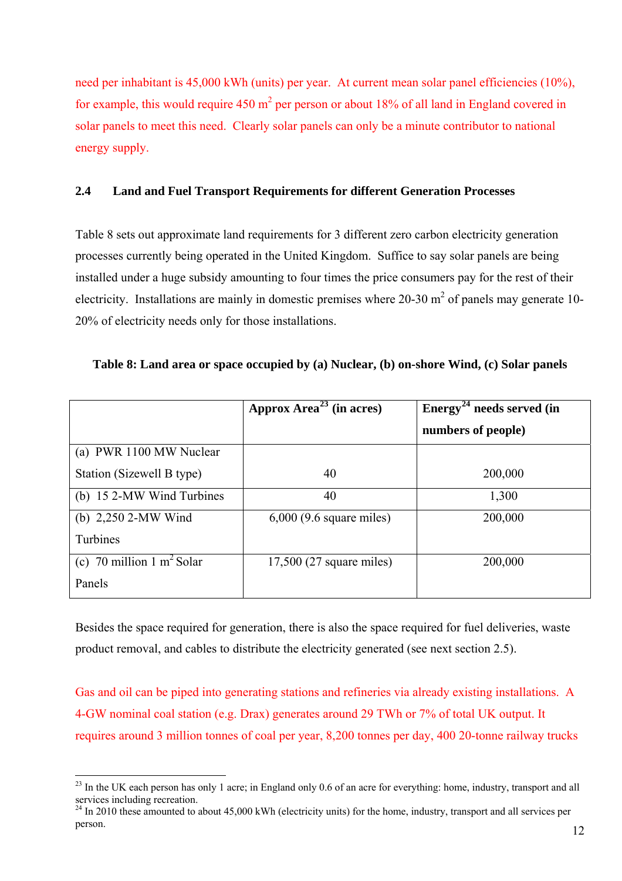need per inhabitant is 45,000 kWh (units) per year. At current mean solar panel efficiencies (10%), for example, this would require 450 $m^2$ per person or about 18% of all land in England covered in solar panels to meet this need. Clearly solar panels can only be a minute contributor to national energy supply.

### 2.4 Land and Fuel Transport Requirements for different Generation Processes

Table 8 sets out approximate land requirements for 3 different zero carbon electricity generation processes currently being operated in the United Kingdom. Suffice to say solar panels are being installed under a huge subsidy amounting to four times the price consumers pay for the rest of their electricity. Installations are mainly in domestic premises where 20-30 $m^2$ of panels may generate 10-20% of electricity needs only for those installations.

**Table 8: Land area or space occupied by (a) Nuclear, (b) on-shore Wind, (c) Solar panels**

| | Approx Area[23] (in acres) | Energy[24] needs served (in numbers of people) |
|---|---|---|
| (a) PWR 1100 MW Nuclear Station (Sizewell B type) | 40 | 200,000 |
| (b) 15 2-MW Wind Turbines | 40 | 1,300 |
| (b) 2,250 2-MW Wind Turbines | 6,000 (9.6 square miles) | 200,000 |
| (c) 70 million 1 $m^2$ Solar Panels | 17,500 (27 square miles) | 200,000 |

Besides the space required for generation, there is also the space required for fuel deliveries, waste product removal, and cables to distribute the electricity generated (see next section 2.5).

Gas and oil can be piped into generating stations and refineries via already existing installations. A 4-GW nominal coal station (e.g. Drax) generates around 29 TWh or 7% of total UK output. It requires around 3 million tonnes of coal per year, 8,200 tonnes per day, 400 20-tonne railway trucks

---

[23] In the UK each person has only 1 acre; in England only 0.6 of an acre for everything: home, industry, transport and all services including recreation.

[24] In 2010 these amounted to about 45,000 kWh (electricity units) for the home, industry, transport and all services per person.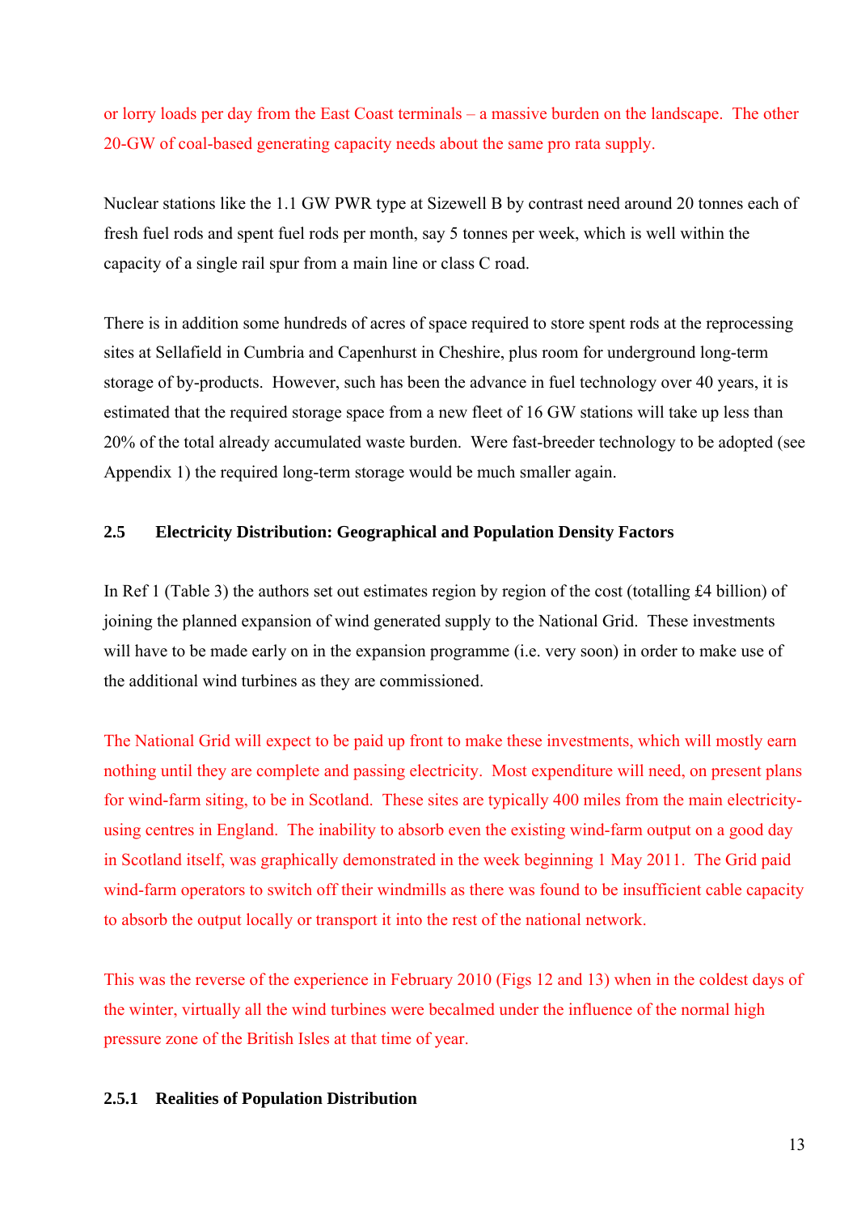or lorry loads per day from the East Coast terminals – a massive burden on the landscape. The other 20-GW of coal-based generating capacity needs about the same pro rata supply.

Nuclear stations like the 1.1 GW PWR type at Sizewell B by contrast need around 20 tonnes each of fresh fuel rods and spent fuel rods per month, say 5 tonnes per week, which is well within the capacity of a single rail spur from a main line or class C road.

There is in addition some hundreds of acres of space required to store spent rods at the reprocessing sites at Sellafield in Cumbria and Capenhurst in Cheshire, plus room for underground long-term storage of by-products. However, such has been the advance in fuel technology over 40 years, it is estimated that the required storage space from a new fleet of 16 GW stations will take up less than 20% of the total already accumulated waste burden. Were fast-breeder technology to be adopted (see Appendix 1) the required long-term storage would be much smaller again.

### 2.5 Electricity Distribution: Geographical and Population Density Factors

In Ref 1 (Table 3) the authors set out estimates region by region of the cost (totalling £4 billion) of joining the planned expansion of wind generated supply to the National Grid. These investments will have to be made early on in the expansion programme (i.e. very soon) in order to make use of the additional wind turbines as they are commissioned.

The National Grid will expect to be paid up front to make these investments, which will mostly earn nothing until they are complete and passing electricity. Most expenditure will need, on present plans for wind-farm siting, to be in Scotland. These sites are typically 400 miles from the main electricity-using centres in England. The inability to absorb even the existing wind-farm output on a good day in Scotland itself, was graphically demonstrated in the week beginning 1 May 2011. The Grid paid wind-farm operators to switch off their windmills as there was found to be insufficient cable capacity to absorb the output locally or transport it into the rest of the national network.

This was the reverse of the experience in February 2010 (Figs 12 and 13) when in the coldest days of the winter, virtually all the wind turbines were becalmed under the influence of the normal high pressure zone of the British Isles at that time of year.

#### 2.5.1 Realities of Population Distribution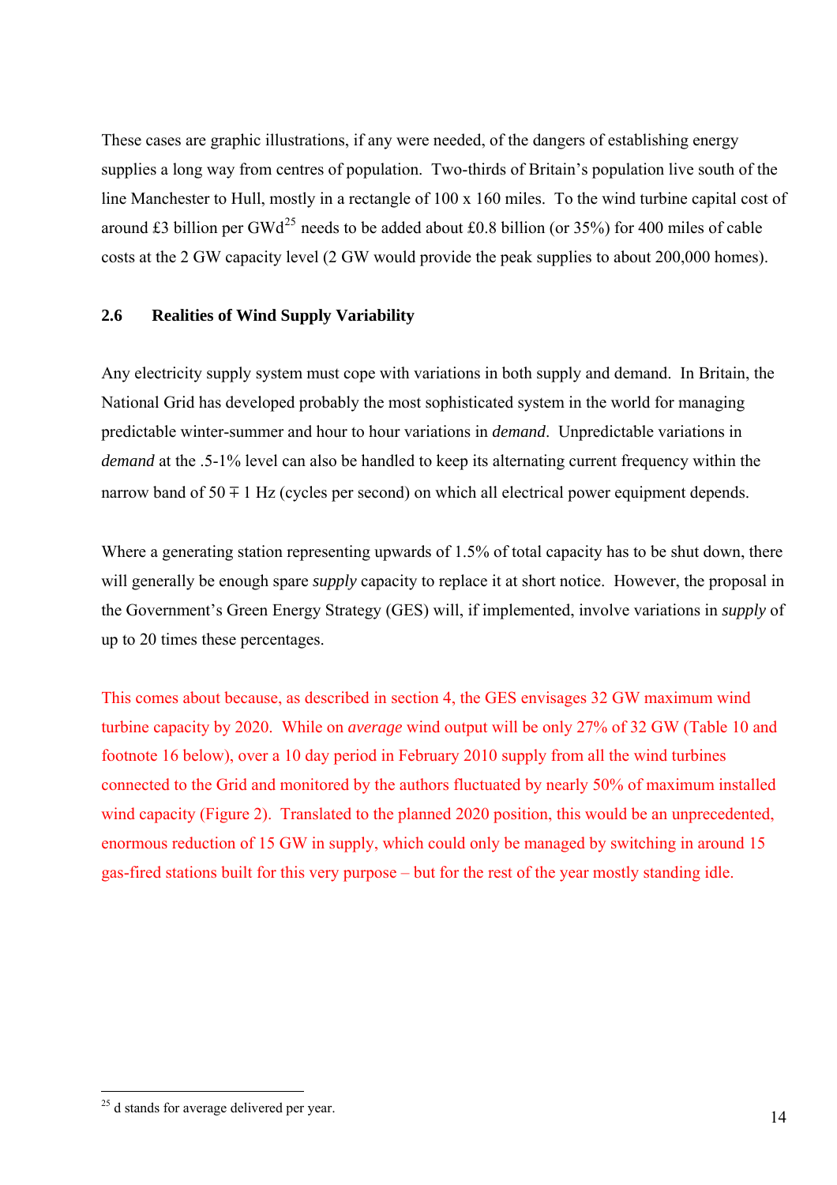These cases are graphic illustrations, if any were needed, of the dangers of establishing energy supplies a long way from centres of population. Two-thirds of Britain's population live south of the line Manchester to Hull, mostly in a rectangle of 100 x 160 miles. To the wind turbine capital cost of around £3 billion per GWd[25] needs to be added about £0.8 billion (or 35%) for 400 miles of cable costs at the 2 GW capacity level (2 GW would provide the peak supplies to about 200,000 homes).

### 2.6 Realities of Wind Supply Variability

Any electricity supply system must cope with variations in both supply and demand. In Britain, the National Grid has developed probably the most sophisticated system in the world for managing predictable winter-summer and hour to hour variations in *demand*. Unpredictable variations in *demand* at the .5-1% level can also be handled to keep its alternating current frequency within the narrow band of 50 ∓ 1 Hz (cycles per second) on which all electrical power equipment depends.

Where a generating station representing upwards of 1.5% of total capacity has to be shut down, there will generally be enough spare *supply* capacity to replace it at short notice. However, the proposal in the Government's Green Energy Strategy (GES) will, if implemented, involve variations in *supply* of up to 20 times these percentages.

This comes about because, as described in section 4, the GES envisages 32 GW maximum wind turbine capacity by 2020. While on *average* wind output will be only 27% of 32 GW (Table 10 and footnote 16 below), over a 10 day period in February 2010 supply from all the wind turbines connected to the Grid and monitored by the authors fluctuated by nearly 50% of maximum installed wind capacity (Figure 2). Translated to the planned 2020 position, this would be an unprecedented, enormous reduction of 15 GW in supply, which could only be managed by switching in around 15 gas-fired stations built for this very purpose – but for the rest of the year mostly standing idle.

---

[25] d stands for average delivered per year.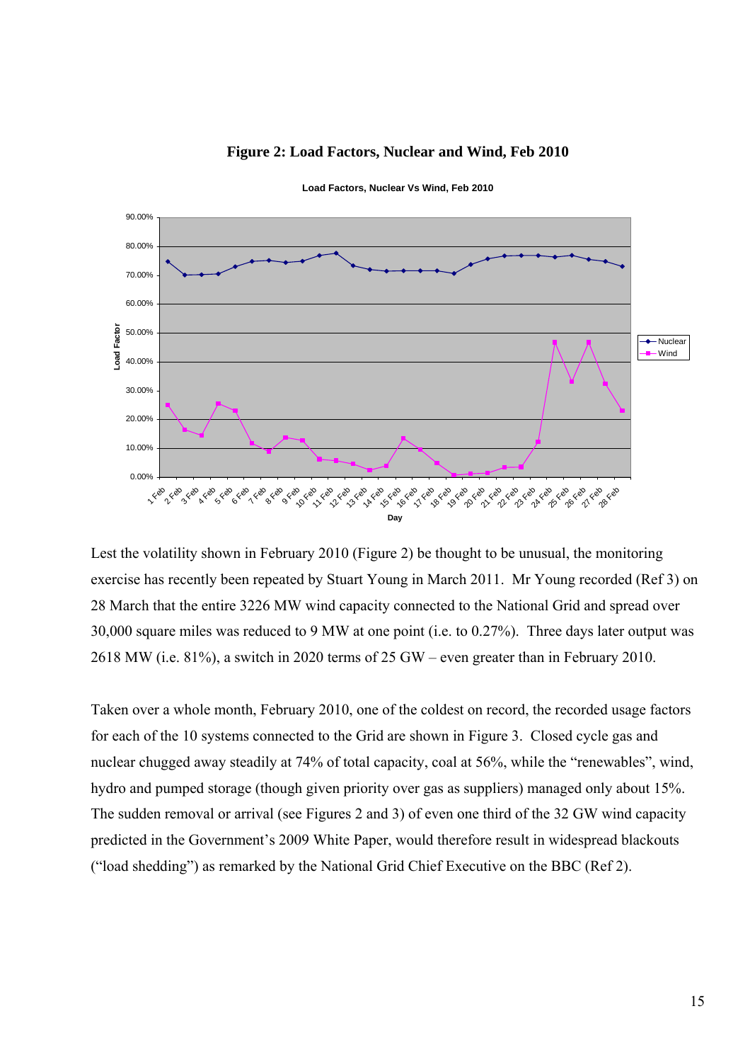**Figure 2: Load Factors, Nuclear and Wind, Feb 2010**

Lest the volatility shown in February 2010 (Figure 2) be thought to be unusual, the monitoring exercise has recently been repeated by Stuart Young in March 2011. Mr Young recorded (Ref 3) on 28 March that the entire 3226 MW wind capacity connected to the National Grid and spread over 30,000 square miles was reduced to 9 MW at one point (i.e. to 0.27%). Three days later output was 2618 MW (i.e. 81%), a switch in 2020 terms of 25 GW – even greater than in February 2010.

Taken over a whole month, February 2010, one of the coldest on record, the recorded usage factors for each of the 10 systems connected to the Grid are shown in Figure 3. Closed cycle gas and nuclear chugged away steadily at 74% of total capacity, coal at 56%, while the "renewables", wind, hydro and pumped storage (though given priority over gas as suppliers) managed only about 15%. The sudden removal or arrival (see Figures 2 and 3) of even one third of the 32 GW wind capacity predicted in the Government's 2009 White Paper, would therefore result in widespread blackouts ("load shedding") as remarked by the National Grid Chief Executive on the BBC (Ref 2).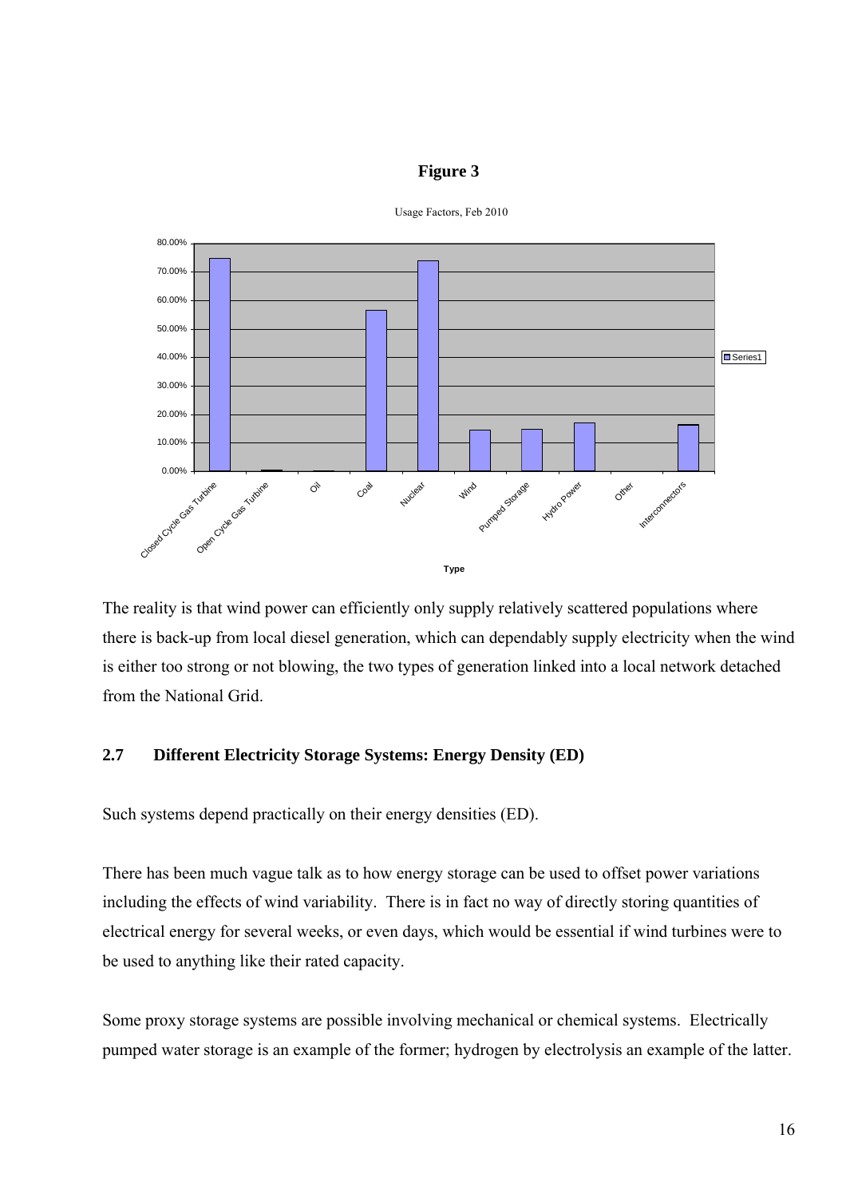**Figure 3**

Usage Factors, Feb 2010

The reality is that wind power can efficiently only supply relatively scattered populations where there is back-up from local diesel generation, which can dependably supply electricity when the wind is either too strong or not blowing, the two types of generation linked into a local network detached from the National Grid.

### 2.7 Different Electricity Storage Systems: Energy Density (ED)

Such systems depend practically on their energy densities (ED).

There has been much vague talk as to how energy storage can be used to offset power variations including the effects of wind variability. There is in fact no way of directly storing quantities of electrical energy for several weeks, or even days, which would be essential if wind turbines were to be used to anything like their rated capacity.

Some proxy storage systems are possible involving mechanical or chemical systems. Electrically pumped water storage is an example of the former; hydrogen by electrolysis an example of the latter.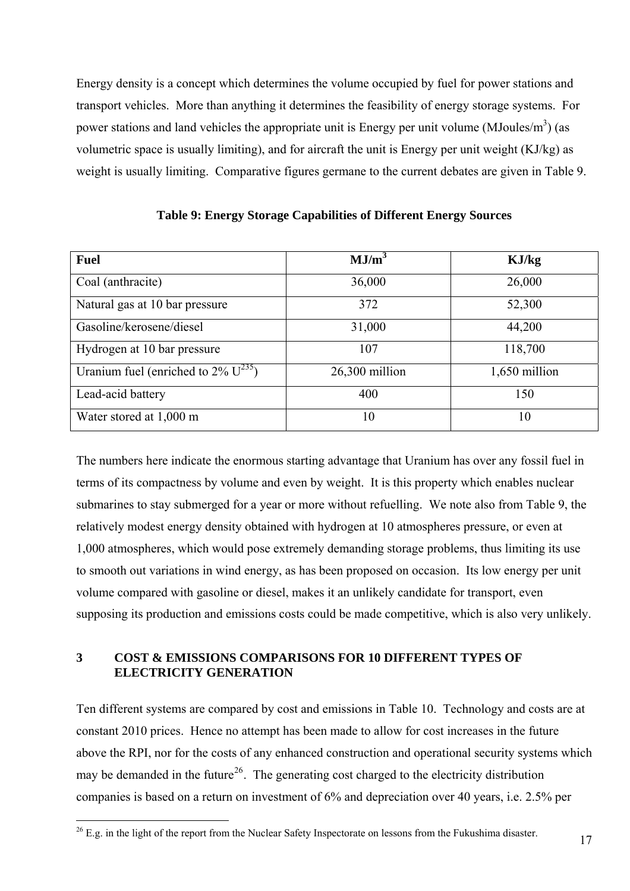Energy density is a concept which determines the volume occupied by fuel for power stations and transport vehicles. More than anything it determines the feasibility of energy storage systems. For power stations and land vehicles the appropriate unit is Energy per unit volume (MJoules/$m^3$) (as volumetric space is usually limiting), and for aircraft the unit is Energy per unit weight (KJ/kg) as weight is usually limiting. Comparative figures germane to the current debates are given in Table 9.

**Table 9: Energy Storage Capabilities of Different Energy Sources**

| Fuel | MJ/$m^3$ | KJ/kg |
|---|---|---|
| Coal (anthracite) | 36,000 | 26,000 |
| Natural gas at 10 bar pressure | 372 | 52,300 |
| Gasoline/kerosene/diesel | 31,000 | 44,200 |
| Hydrogen at 10 bar pressure | 107 | 118,700 |
| Uranium fuel (enriched to 2% $U^{235}$) | 26,300 million | 1,650 million |
| Lead-acid battery | 400 | 150 |
| Water stored at 1,000 m | 10 | 10 |

The numbers here indicate the enormous starting advantage that Uranium has over any fossil fuel in terms of its compactness by volume and even by weight. It is this property which enables nuclear submarines to stay submerged for a year or more without refuelling. We note also from Table 9, the relatively modest energy density obtained with hydrogen at 10 atmospheres pressure, or even at 1,000 atmospheres, which would pose extremely demanding storage problems, thus limiting its use to smooth out variations in wind energy, as has been proposed on occasion. Its low energy per unit volume compared with gasoline or diesel, makes it an unlikely candidate for transport, even supposing its production and emissions costs could be made competitive, which is also very unlikely.

## 3 COST & EMISSIONS COMPARISONS FOR 10 DIFFERENT TYPES OF ELECTRICITY GENERATION

Ten different systems are compared by cost and emissions in Table 10. Technology and costs are at constant 2010 prices. Hence no attempt has been made to allow for cost increases in the future above the RPI, nor for the costs of any enhanced construction and operational security systems which may be demanded in the future[26]. The generating cost charged to the electricity distribution companies is based on a return on investment of 6% and depreciation over 40 years, i.e. 2.5% per

[26] E.g. in the light of the report from the Nuclear Safety Inspectorate on lessons from the Fukushima disaster.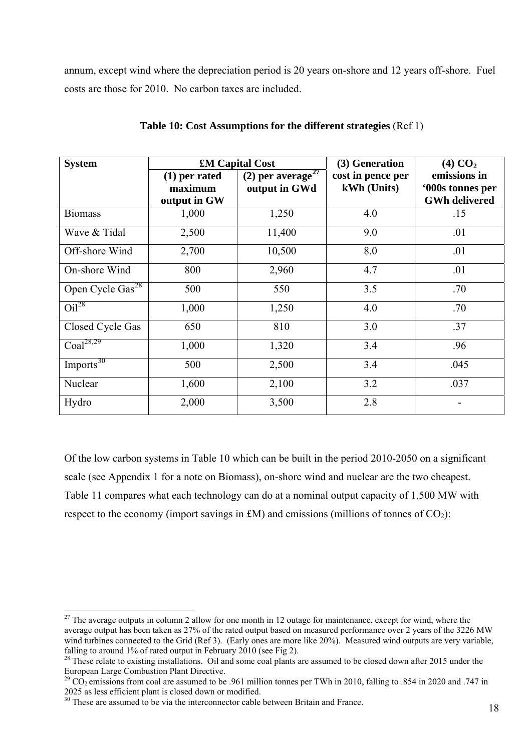annum, except wind where the depreciation period is 20 years on-shore and 12 years off-shore. Fuel costs are those for 2010. No carbon taxes are included.

**Table 10: Cost Assumptions for the different strategies** (Ref 1)

| System | £M Capital Cost | | (3) Generation cost in pence per kWh (Units) | (4) $CO_2$ emissions in '000s tonnes per GWh delivered |
|---|---|---|---|---|
| | (1) per rated maximum output in GW | (2) per average[27] output in GWd | | |
| Biomass | 1,000 | 1,250 | 4.0 | .15 |
| Wave & Tidal | 2,500 | 11,400 | 9.0 | .01 |
| Off-shore Wind | 2,700 | 10,500 | 8.0 | .01 |
| On-shore Wind | 800 | 2,960 | 4.7 | .01 |
| Open Cycle Gas[28] | 500 | 550 | 3.5 | .70 |
| Oil[28] | 1,000 | 1,250 | 4.0 | .70 |
| Closed Cycle Gas | 650 | 810 | 3.0 | .37 |
| Coal[28,29] | 1,000 | 1,320 | 3.4 | .96 |
| Imports[30] | 500 | 2,500 | 3.4 | .045 |
| Nuclear | 1,600 | 2,100 | 3.2 | .037 |
| Hydro | 2,000 | 3,500 | 2.8 | - |

Of the low carbon systems in Table 10 which can be built in the period 2010-2050 on a significant scale (see Appendix 1 for a note on Biomass), on-shore wind and nuclear are the two cheapest. Table 11 compares what each technology can do at a nominal output capacity of 1,500 MW with respect to the economy (import savings in £M) and emissions (millions of tonnes of $CO_2$):

[27] The average outputs in column 2 allow for one month in 12 outage for maintenance, except for wind, where the average output has been taken as 27% of the rated output based on measured performance over 2 years of the 3226 MW wind turbines connected to the Grid (Ref 3). (Early ones are more like 20%). Measured wind outputs are very variable, falling to around 1% of rated output in February 2010 (see Fig 2).

[28] These relate to existing installations. Oil and some coal plants are assumed to be closed down after 2015 under the European Large Combustion Plant Directive.

[29] $CO_2$ emissions from coal are assumed to be .961 million tonnes per TWh in 2010, falling to .854 in 2020 and .747 in 2025 as less efficient plant is closed down or modified.

[30] These are assumed to be via the interconnector cable between Britain and France.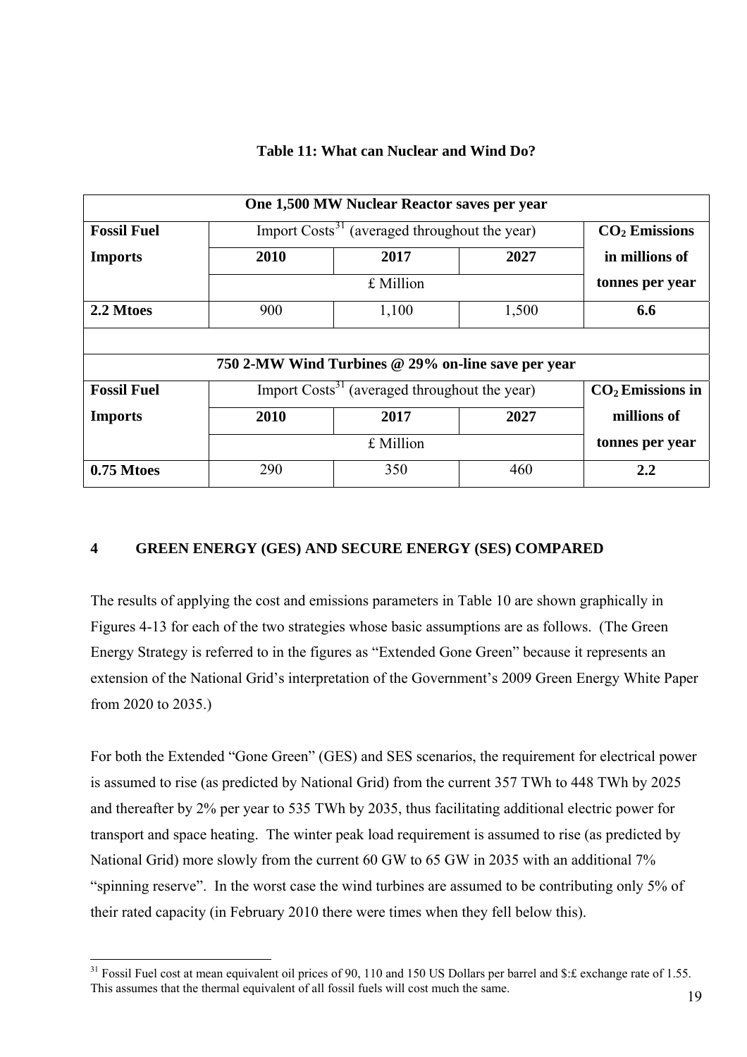**Table 11: What can Nuclear and Wind Do?**

| One 1,500 MW Nuclear Reactor saves per year | | | | |
|---|---|---|---|---|
| **Fossil Fuel Imports** | Import Costs[31] (averaged throughout the year) | | | **$CO_2$ Emissions in millions of tonnes per year** |
| | **2010** | **2017** | **2027** | |
| | £ Million | | | |
| **2.2 Mtoes** | 900 | 1,100 | 1,500 | **6.6** |
| | | | | |
| **750 2-MW Wind Turbines @ 29% on-line save per year** | | | | |
| **Fossil Fuel Imports** | Import Costs[31] (averaged throughout the year) | | | **$CO_2$ Emissions in millions of tonnes per year** |
| | **2010** | **2017** | **2027** | |
| | £ Million | | | |
| **0.75 Mtoes** | 290 | 350 | 460 | **2.2** |

## 4 GREEN ENERGY (GES) AND SECURE ENERGY (SES) COMPARED

The results of applying the cost and emissions parameters in Table 10 are shown graphically in Figures 4-13 for each of the two strategies whose basic assumptions are as follows. (The Green Energy Strategy is referred to in the figures as "Extended Gone Green" because it represents an extension of the National Grid's interpretation of the Government's 2009 Green Energy White Paper from 2020 to 2035.)

For both the Extended "Gone Green" (GES) and SES scenarios, the requirement for electrical power is assumed to rise (as predicted by National Grid) from the current 357 TWh to 448 TWh by 2025 and thereafter by 2% per year to 535 TWh by 2035, thus facilitating additional electric power for transport and space heating. The winter peak load requirement is assumed to rise (as predicted by National Grid) more slowly from the current 60 GW to 65 GW in 2035 with an additional 7% "spinning reserve". In the worst case the wind turbines are assumed to be contributing only 5% of their rated capacity (in February 2010 there were times when they fell below this).

[31] Fossil Fuel cost at mean equivalent oil prices of 90, 110 and 150 US Dollars per barrel and \$:£ exchange rate of 1.55. This assumes that the thermal equivalent of all fossil fuels will cost much the same.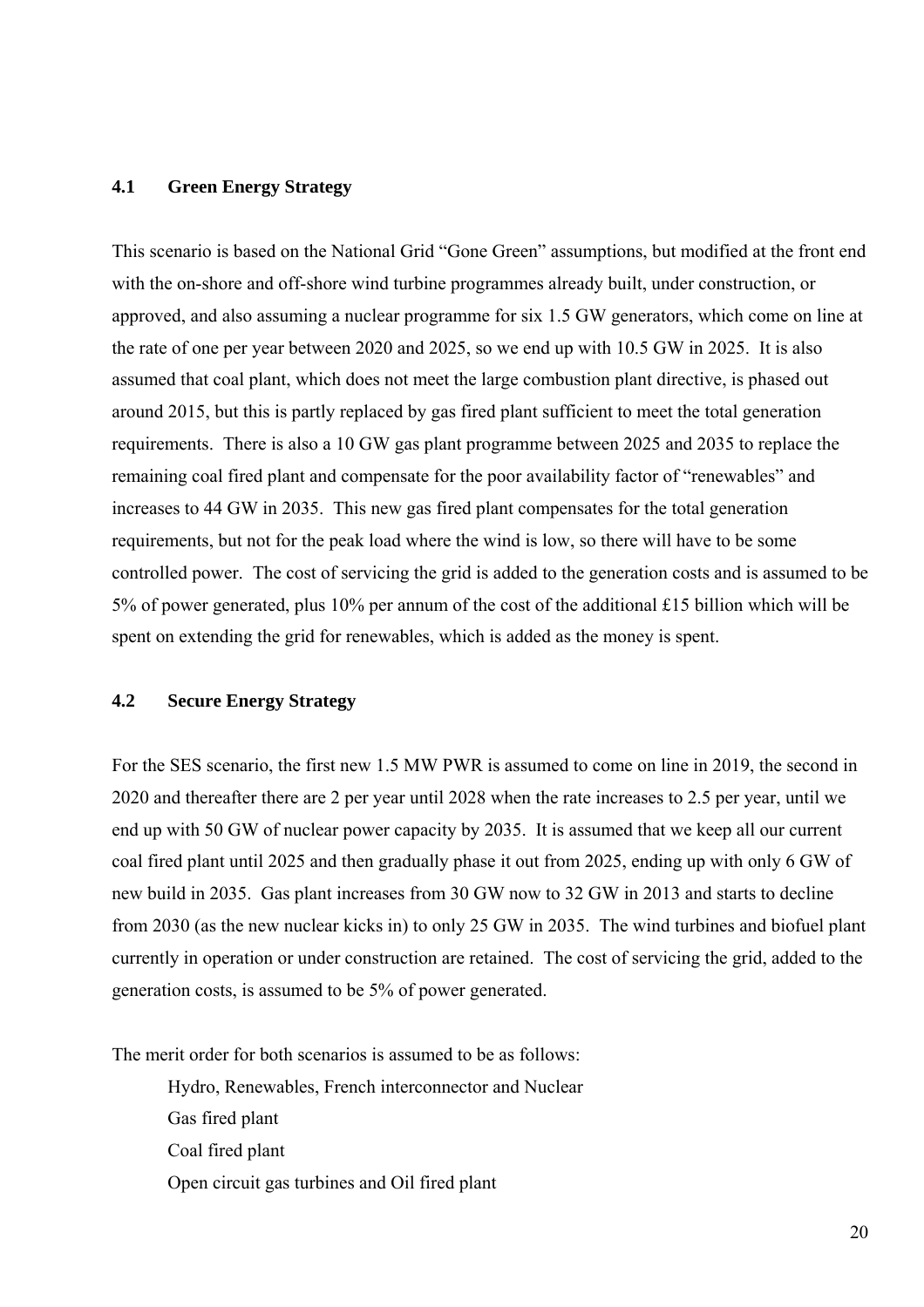### 4.1 Green Energy Strategy

This scenario is based on the National Grid "Gone Green" assumptions, but modified at the front end with the on-shore and off-shore wind turbine programmes already built, under construction, or approved, and also assuming a nuclear programme for six 1.5 GW generators, which come on line at the rate of one per year between 2020 and 2025, so we end up with 10.5 GW in 2025. It is also assumed that coal plant, which does not meet the large combustion plant directive, is phased out around 2015, but this is partly replaced by gas fired plant sufficient to meet the total generation requirements. There is also a 10 GW gas plant programme between 2025 and 2035 to replace the remaining coal fired plant and compensate for the poor availability factor of "renewables" and increases to 44 GW in 2035. This new gas fired plant compensates for the total generation requirements, but not for the peak load where the wind is low, so there will have to be some controlled power. The cost of servicing the grid is added to the generation costs and is assumed to be 5% of power generated, plus 10% per annum of the cost of the additional £15 billion which will be spent on extending the grid for renewables, which is added as the money is spent.

### 4.2 Secure Energy Strategy

For the SES scenario, the first new 1.5 MW PWR is assumed to come on line in 2019, the second in 2020 and thereafter there are 2 per year until 2028 when the rate increases to 2.5 per year, until we end up with 50 GW of nuclear power capacity by 2035. It is assumed that we keep all our current coal fired plant until 2025 and then gradually phase it out from 2025, ending up with only 6 GW of new build in 2035. Gas plant increases from 30 GW now to 32 GW in 2013 and starts to decline from 2030 (as the new nuclear kicks in) to only 25 GW in 2035. The wind turbines and biofuel plant currently in operation or under construction are retained. The cost of servicing the grid, added to the generation costs, is assumed to be 5% of power generated.

The merit order for both scenarios is assumed to be as follows:

- Hydro, Renewables, French interconnector and Nuclear
- Gas fired plant
- Coal fired plant
- Open circuit gas turbines and Oil fired plant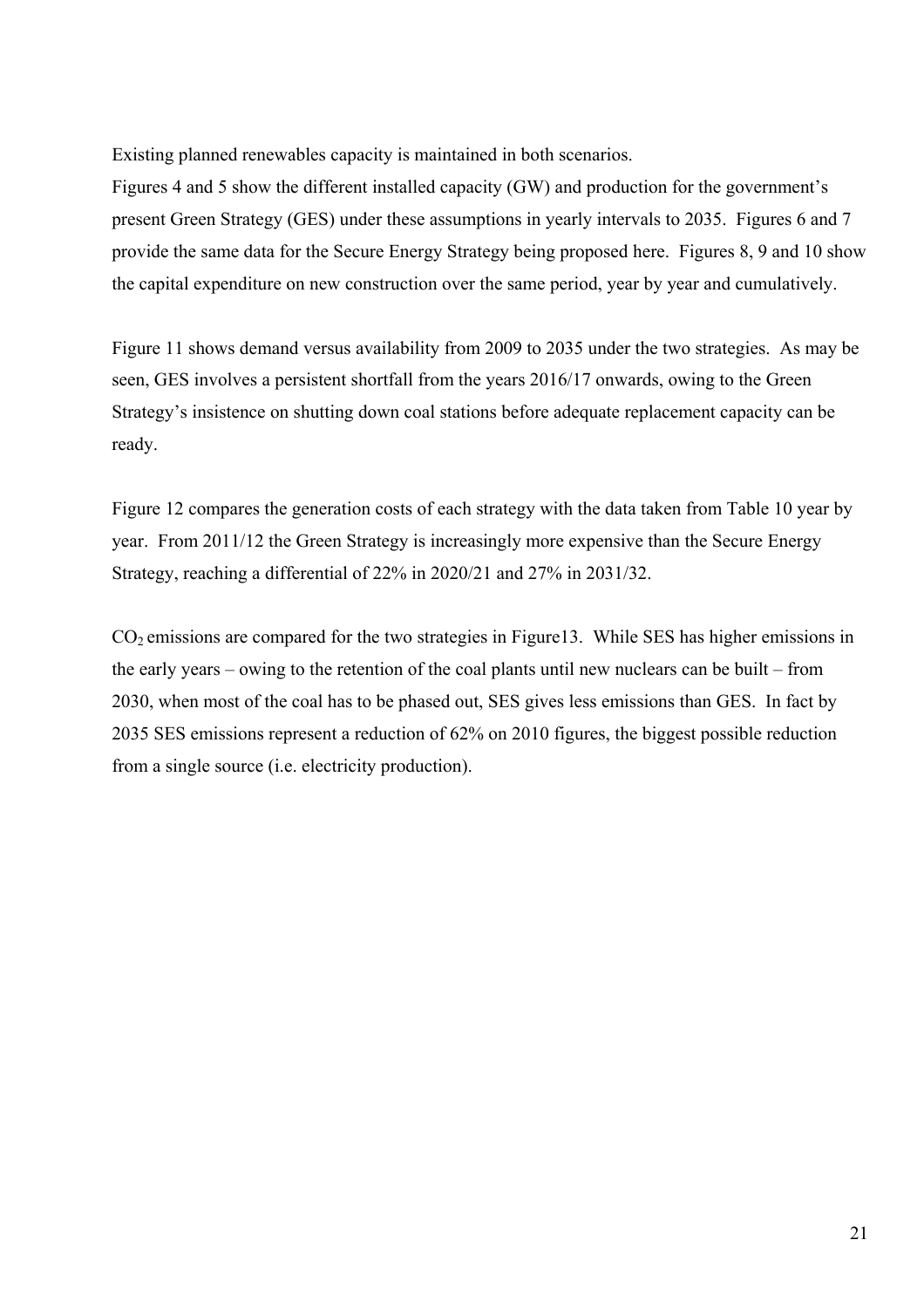Existing planned renewables capacity is maintained in both scenarios.

Figures 4 and 5 show the different installed capacity (GW) and production for the government's present Green Strategy (GES) under these assumptions in yearly intervals to 2035. Figures 6 and 7 provide the same data for the Secure Energy Strategy being proposed here. Figures 8, 9 and 10 show the capital expenditure on new construction over the same period, year by year and cumulatively.

Figure 11 shows demand versus availability from 2009 to 2035 under the two strategies. As may be seen, GES involves a persistent shortfall from the years 2016/17 onwards, owing to the Green Strategy's insistence on shutting down coal stations before adequate replacement capacity can be ready.

Figure 12 compares the generation costs of each strategy with the data taken from Table 10 year by year. From 2011/12 the Green Strategy is increasingly more expensive than the Secure Energy Strategy, reaching a differential of 22% in 2020/21 and 27% in 2031/32.

$CO_2$ emissions are compared for the two strategies in Figure13. While SES has higher emissions in the early years – owing to the retention of the coal plants until new nuclears can be built – from 2030, when most of the coal has to be phased out, SES gives less emissions than GES. In fact by 2035 SES emissions represent a reduction of 62% on 2010 figures, the biggest possible reduction from a single source (i.e. electricity production).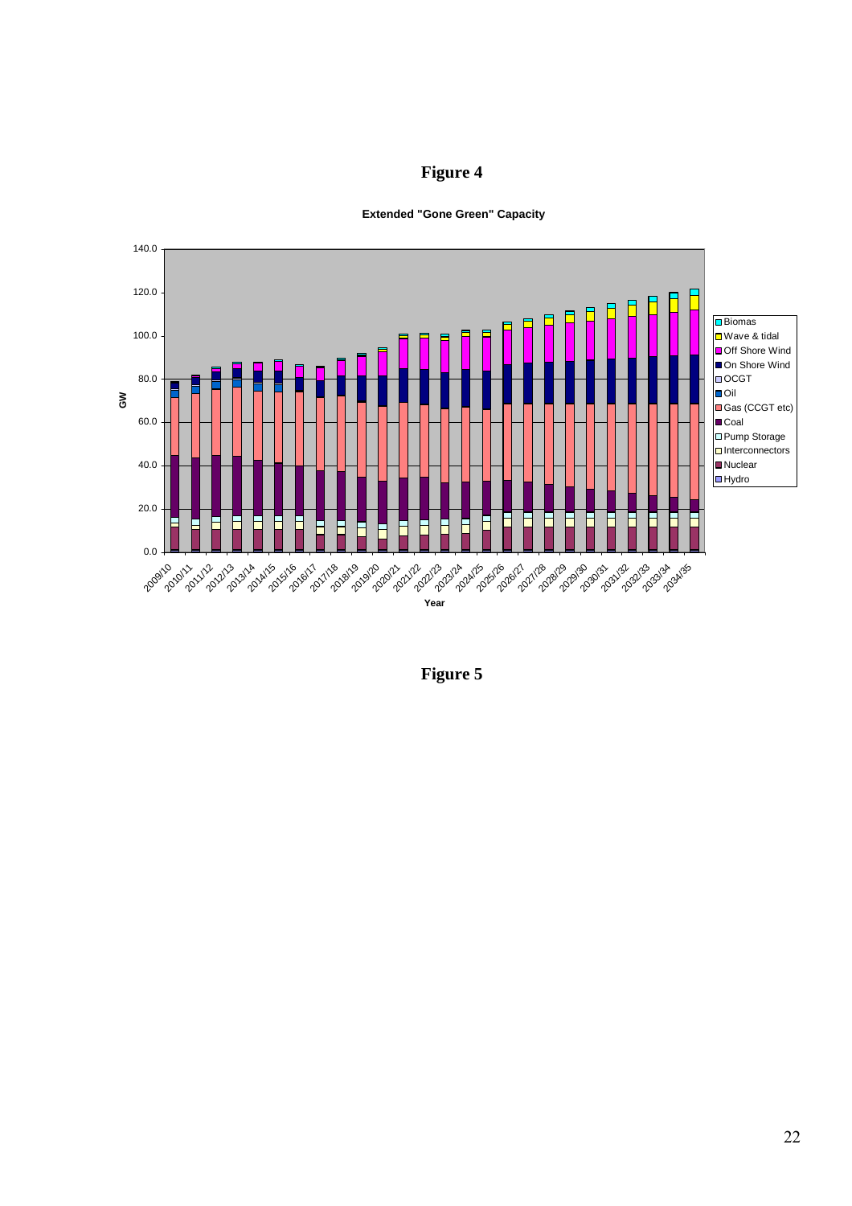**Figure 4**

**Extended "Gone Green" Capacity**

**Figure 5**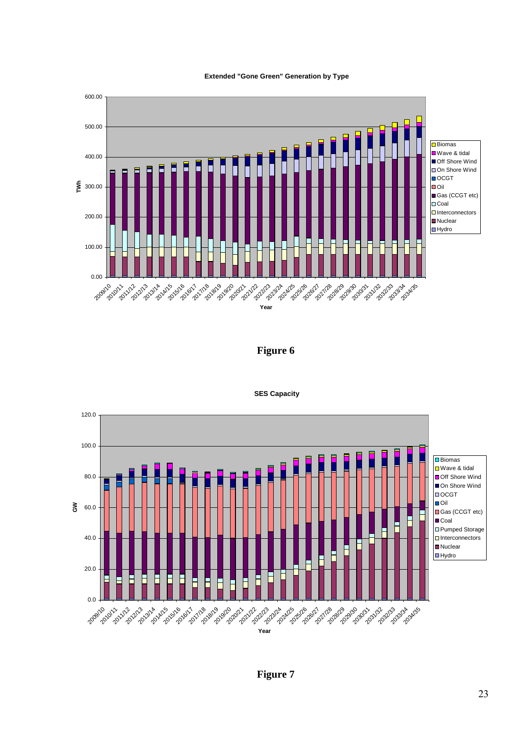**Extended "Gone Green" Generation by Type**

**Figure 6**

**SES Capacity**

**Figure 7**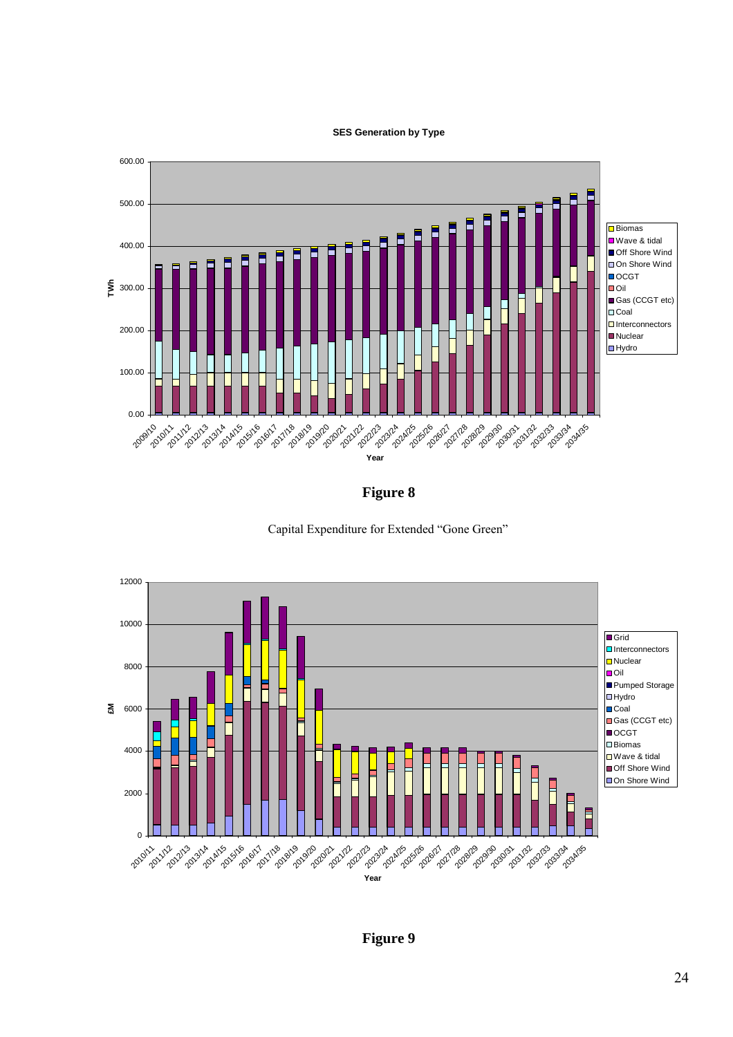**Figure 8**

Capital Expenditure for Extended "Gone Green"

**Figure 9**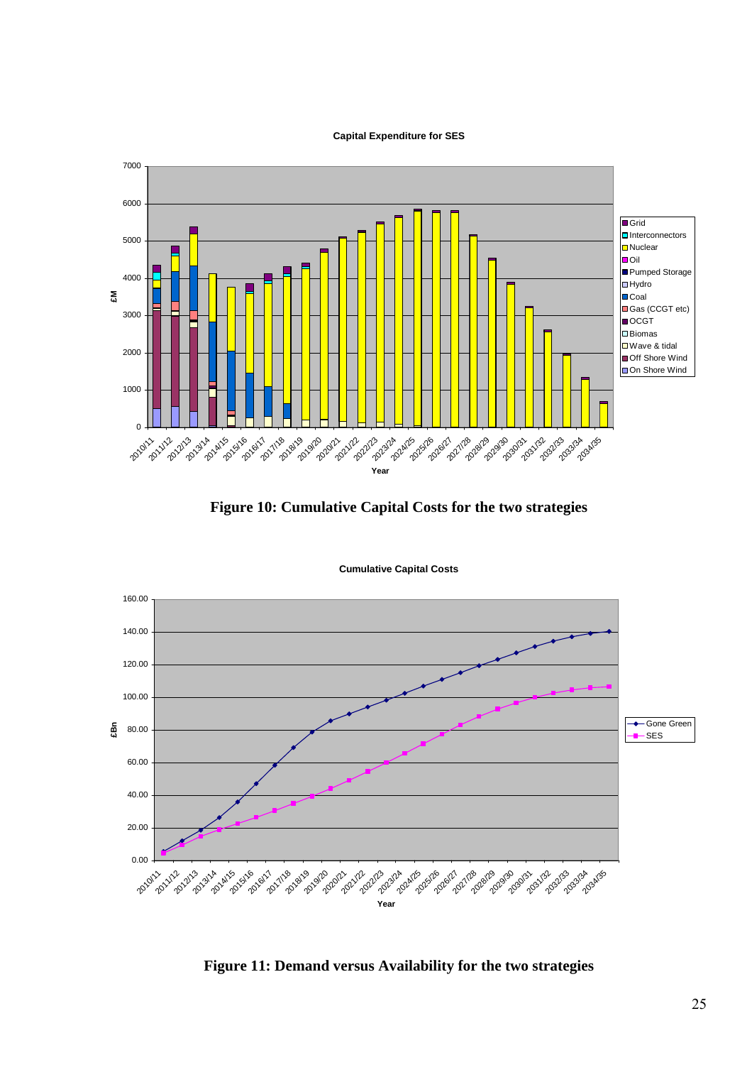**Figure 10: Cumulative Capital Costs for the two strategies**

**Figure 11: Demand versus Availability for the two strategies**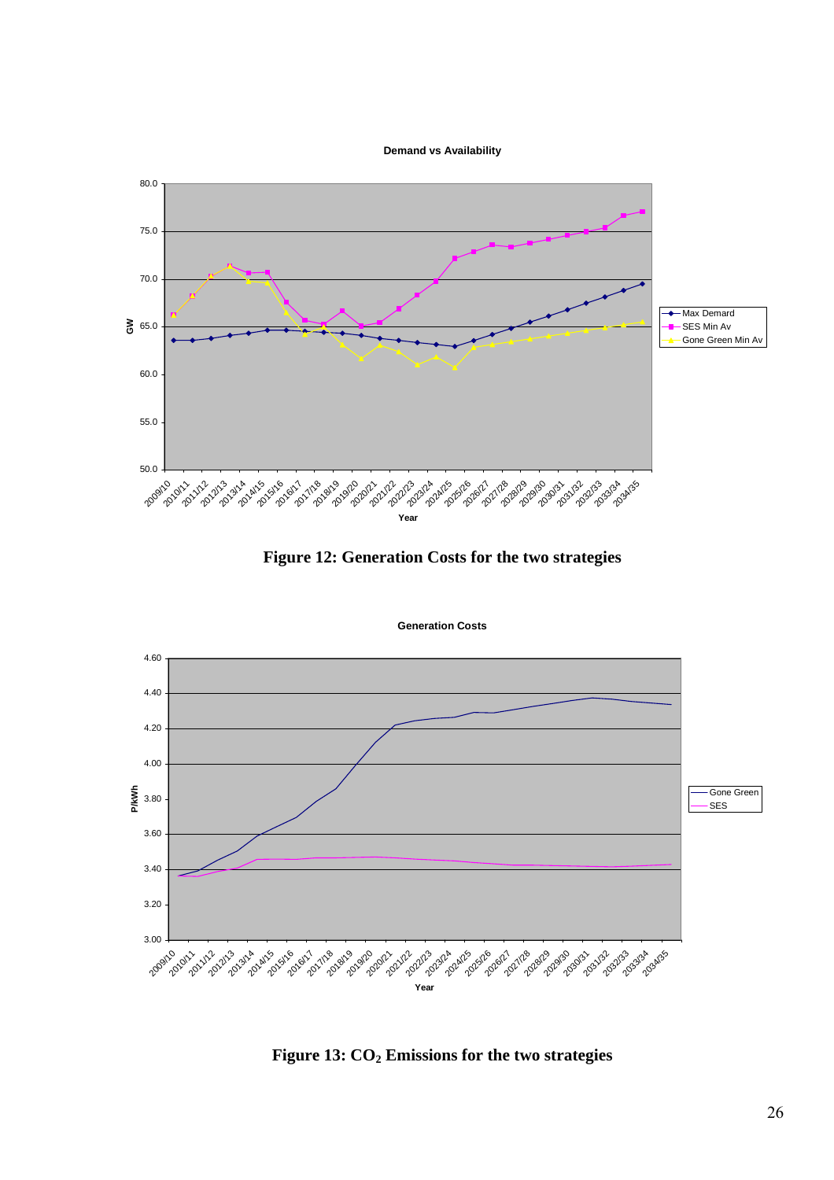**Figure 12: Generation Costs for the two strategies**

**Figure 13: $CO_2$ Emissions for the two strategies**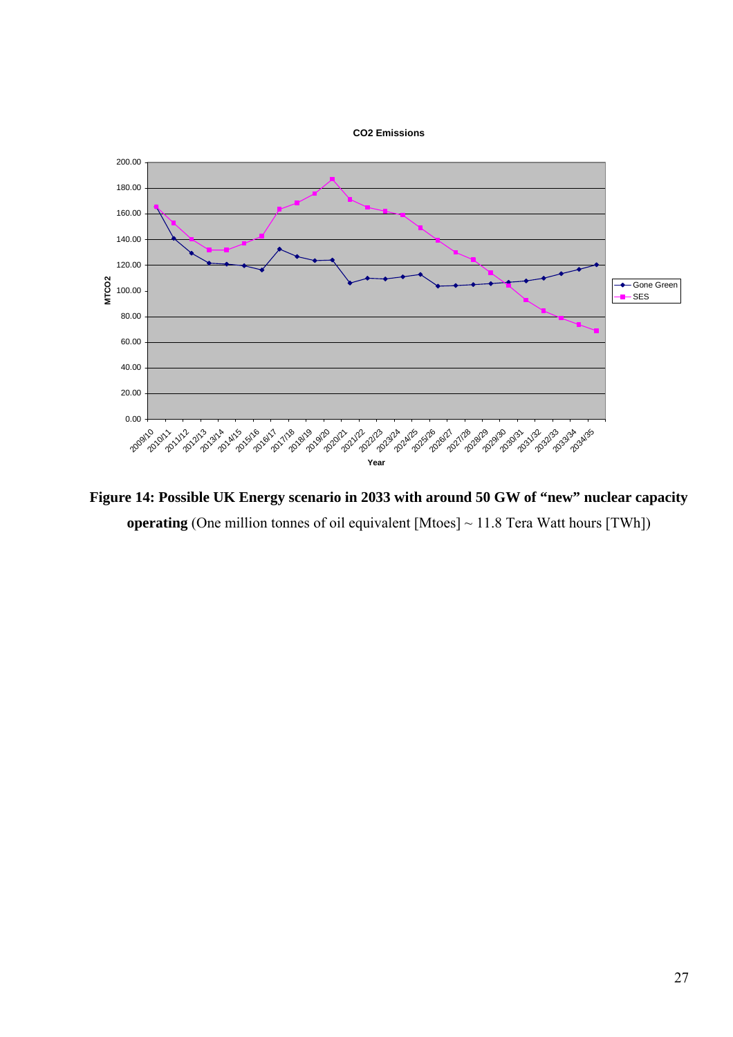**Figure 14: Possible UK Energy scenario in 2033 with around 50 GW of "new" nuclear capacity operating** (One million tonnes of oil equivalent [Mtoes] ~ 11.8 Tera Watt hours [TWh])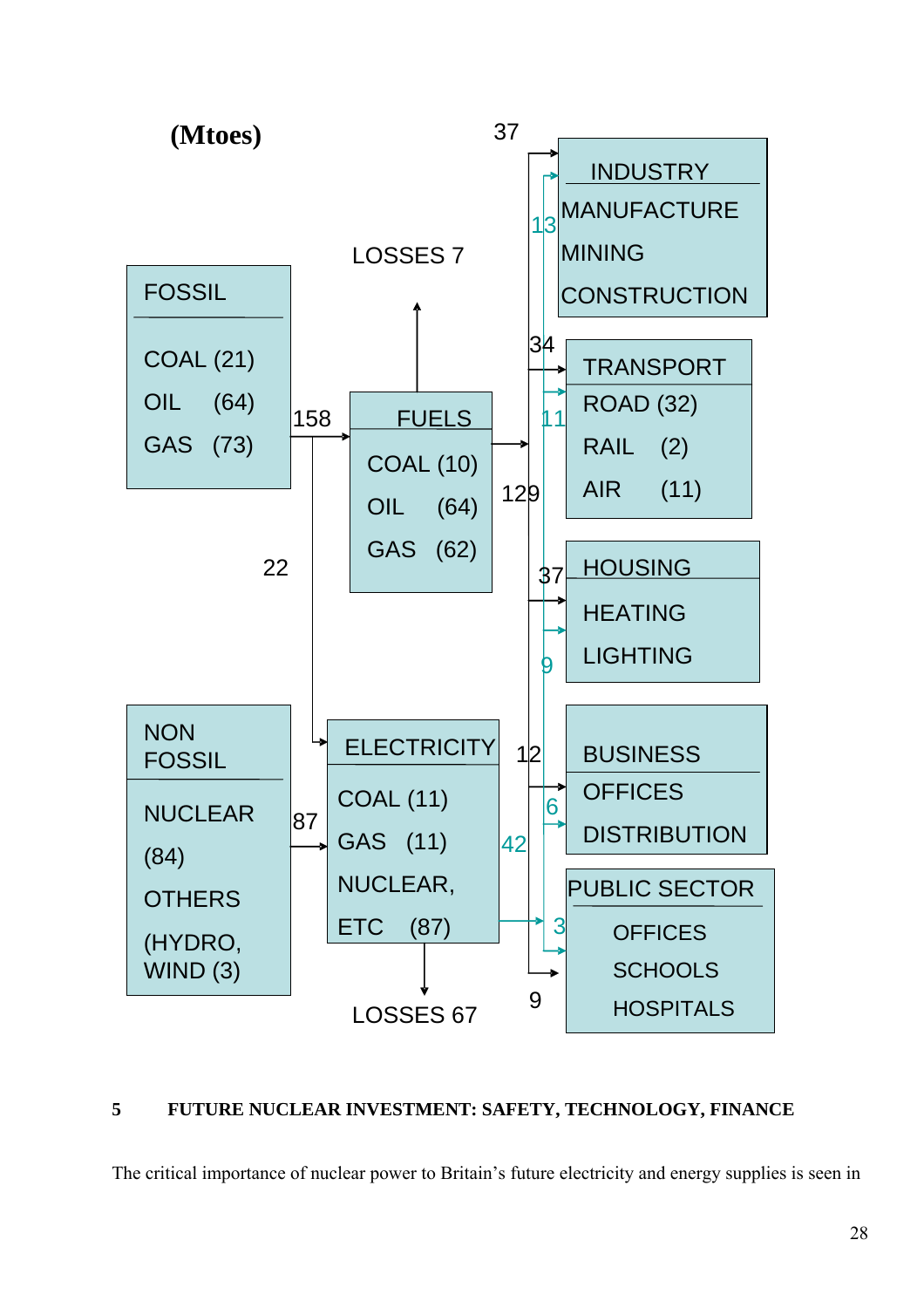(Mtoes)

FOSSIL

COAL (21)
OIL (64)
GAS (73)

158

22

NON FOSSIL

NUCLEAR (84)
OTHERS (HYDRO, WIND (3)

87

LOSSES 7

FUELS

COAL (10)
OIL (64)
GAS (62)

ELECTRICITY

COAL (11)
GAS (11)
NUCLEAR, ETC (87)

LOSSES 67

129

42

37

13

INDUSTRY
MANUFACTURE
MINING
CONSTRUCTION

34

11

TRANSPORT
ROAD (32)
RAIL (2)
AIR (11)

37

9

HOUSING
HEATING
LIGHTING

12

6

BUSINESS
OFFICES
DISTRIBUTION

3

9

PUBLIC SECTOR
OFFICES
SCHOOLS
HOSPITALS

## 5 FUTURE NUCLEAR INVESTMENT: SAFETY, TECHNOLOGY, FINANCE

The critical importance of nuclear power to Britain's future electricity and energy supplies is seen in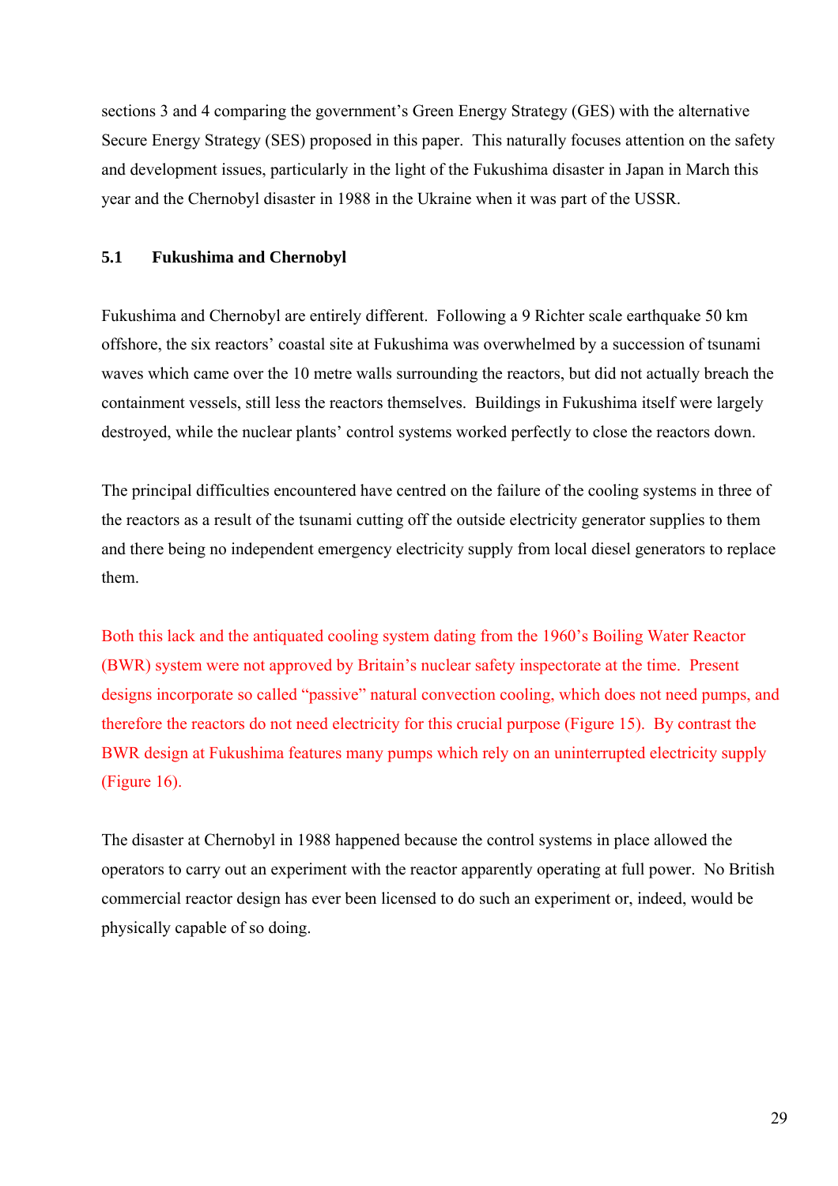sections 3 and 4 comparing the government's Green Energy Strategy (GES) with the alternative Secure Energy Strategy (SES) proposed in this paper. This naturally focuses attention on the safety and development issues, particularly in the light of the Fukushima disaster in Japan in March this year and the Chernobyl disaster in 1988 in the Ukraine when it was part of the USSR.

### 5.1 Fukushima and Chernobyl

Fukushima and Chernobyl are entirely different. Following a 9 Richter scale earthquake 50 km offshore, the six reactors' coastal site at Fukushima was overwhelmed by a succession of tsunami waves which came over the 10 metre walls surrounding the reactors, but did not actually breach the containment vessels, still less the reactors themselves. Buildings in Fukushima itself were largely destroyed, while the nuclear plants' control systems worked perfectly to close the reactors down.

The principal difficulties encountered have centred on the failure of the cooling systems in three of the reactors as a result of the tsunami cutting off the outside electricity generator supplies to them and there being no independent emergency electricity supply from local diesel generators to replace them.

Both this lack and the antiquated cooling system dating from the 1960's Boiling Water Reactor (BWR) system were not approved by Britain's nuclear safety inspectorate at the time. Present designs incorporate so called "passive" natural convection cooling, which does not need pumps, and therefore the reactors do not need electricity for this crucial purpose (Figure 15). By contrast the BWR design at Fukushima features many pumps which rely on an uninterrupted electricity supply (Figure 16).

The disaster at Chernobyl in 1988 happened because the control systems in place allowed the operators to carry out an experiment with the reactor apparently operating at full power. No British commercial reactor design has ever been licensed to do such an experiment or, indeed, would be physically capable of so doing.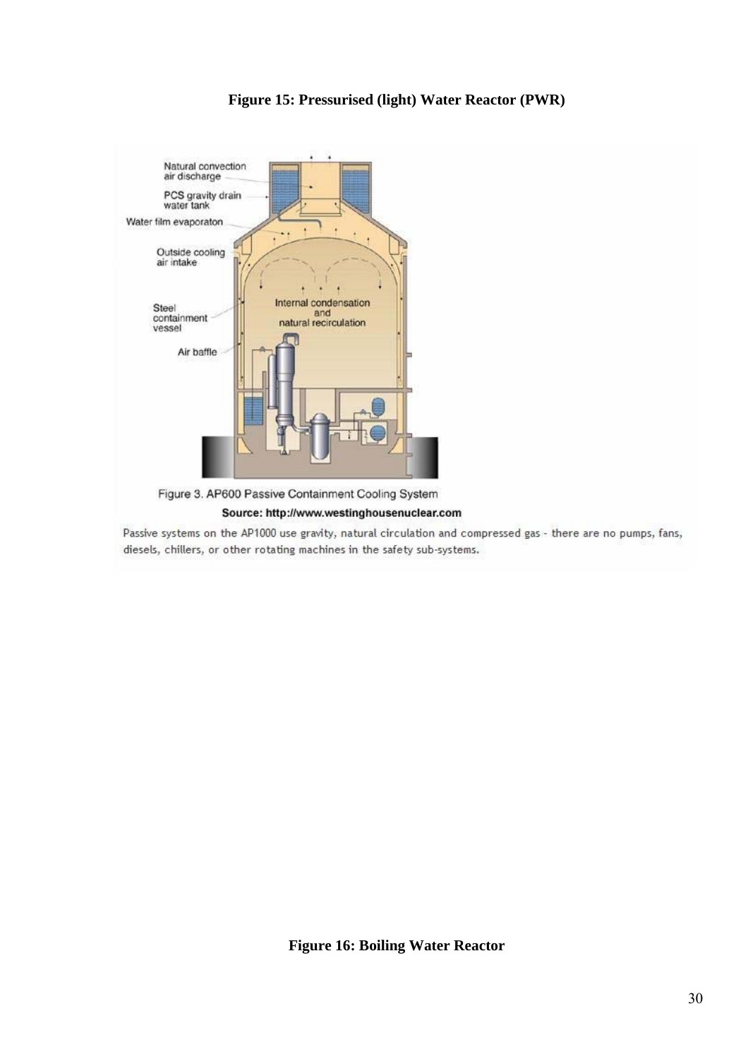**Figure 15: Pressurised (light) Water Reactor (PWR)**

Figure 3. AP600 Passive Containment Cooling System

Source: http://www.westinghousenuclear.com

Passive systems on the AP1000 use gravity, natural circulation and compressed gas - there are no pumps, fans, diesels, chillers, or other rotating machines in the safety sub-systems.

**Figure 16: Boiling Water Reactor**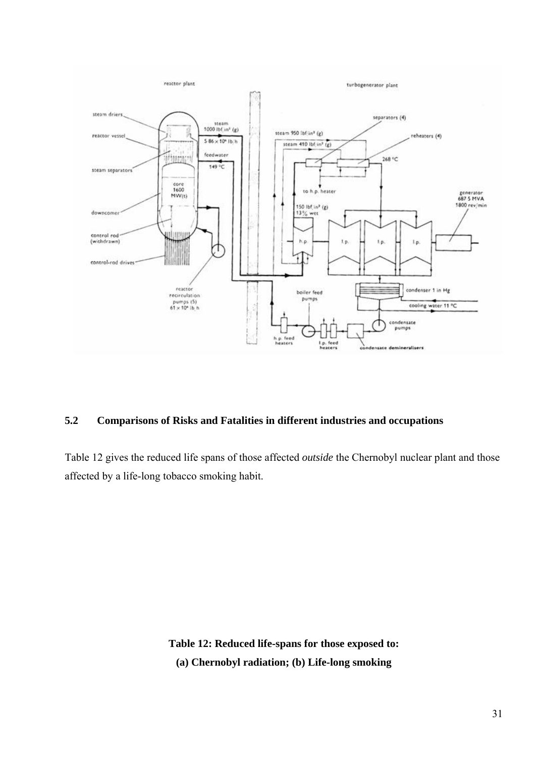## 5.2 Comparisons of Risks and Fatalities in different industries and occupations

Table 12 gives the reduced life spans of those affected *outside* the Chernobyl nuclear plant and those affected by a life-long tobacco smoking habit.

**Table 12: Reduced life-spans for those exposed to:**
**(a) Chernobyl radiation; (b) Life-long smoking**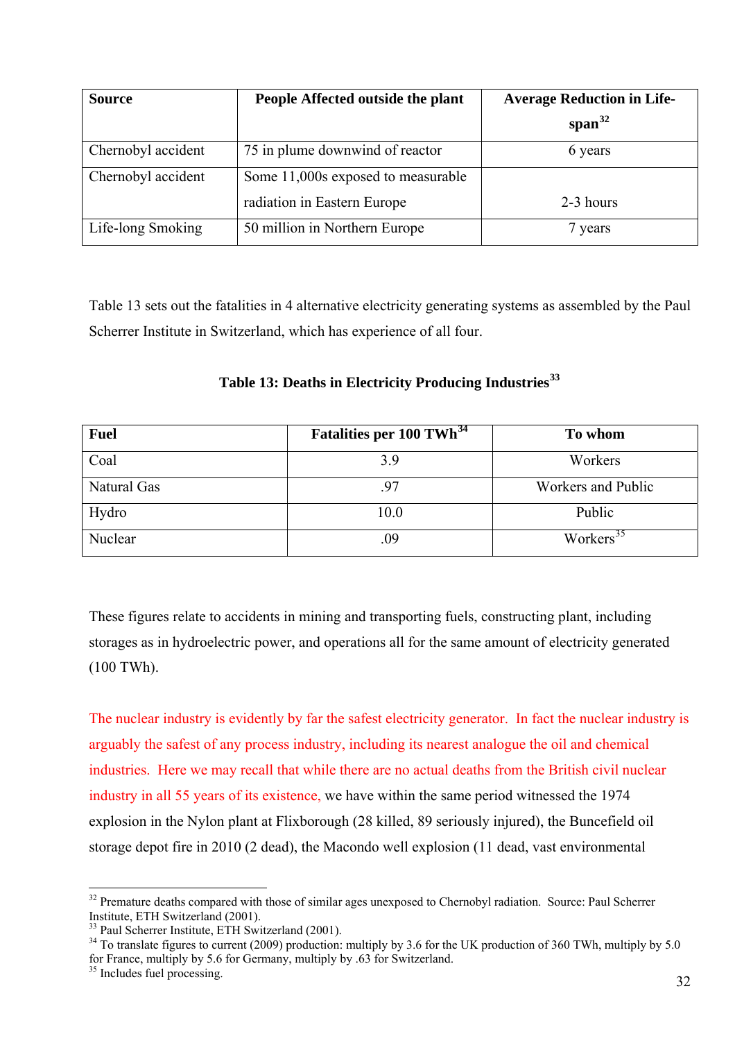| Source | People Affected outside the plant | Average Reduction in Life-span[32] |
|---|---|---|
| Chernobyl accident | 75 in plume downwind of reactor | 6 years |
| Chernobyl accident | Some 11,000s exposed to measurable radiation in Eastern Europe | 2-3 hours |
| Life-long Smoking | 50 million in Northern Europe | 7 years |

Table 13 sets out the fatalities in 4 alternative electricity generating systems as assembled by the Paul Scherrer Institute in Switzerland, which has experience of all four.

**Table 13: Deaths in Electricity Producing Industries[33]**

| Fuel | Fatalities per 100 TWh[34] | To whom |
|---|---|---|
| Coal | 3.9 | Workers |
| Natural Gas | .97 | Workers and Public |
| Hydro | 10.0 | Public |
| Nuclear | .09 | Workers[35] |

These figures relate to accidents in mining and transporting fuels, constructing plant, including storages as in hydroelectric power, and operations all for the same amount of electricity generated (100 TWh).

The nuclear industry is evidently by far the safest electricity generator. In fact the nuclear industry is arguably the safest of any process industry, including its nearest analogue the oil and chemical industries. Here we may recall that while there are no actual deaths from the British civil nuclear industry in all 55 years of its existence, we have within the same period witnessed the 1974 explosion in the Nylon plant at Flixborough (28 killed, 89 seriously injured), the Buncefield oil storage depot fire in 2010 (2 dead), the Macondo well explosion (11 dead, vast environmental

---

[32] Premature deaths compared with those of similar ages unexposed to Chernobyl radiation. Source: Paul Scherrer Institute, ETH Switzerland (2001).

[33] Paul Scherrer Institute, ETH Switzerland (2001).

[34] To translate figures to current (2009) production: multiply by 3.6 for the UK production of 360 TWh, multiply by 5.0 for France, multiply by 5.6 for Germany, multiply by .63 for Switzerland.

[35] Includes fuel processing.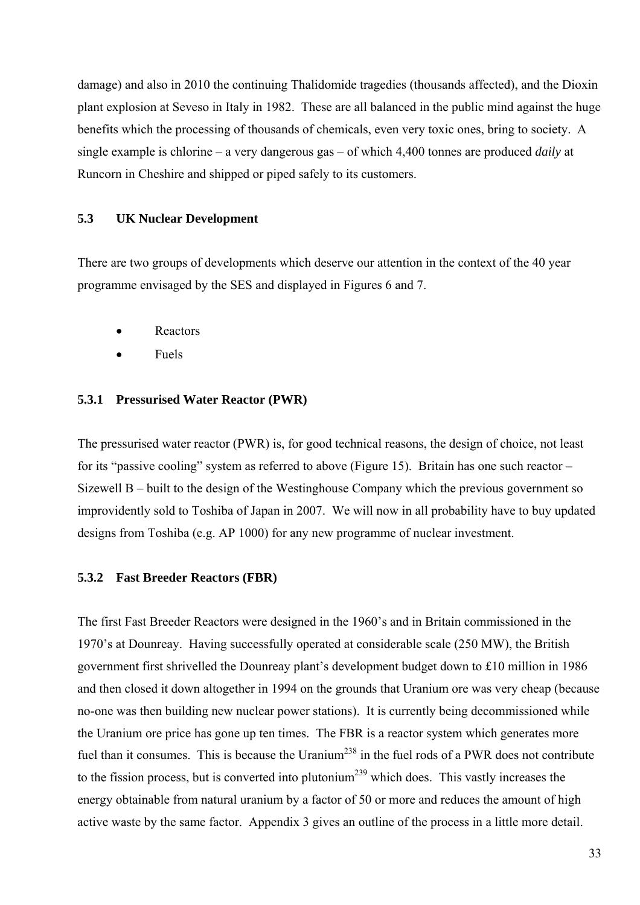damage) and also in 2010 the continuing Thalidomide tragedies (thousands affected), and the Dioxin plant explosion at Seveso in Italy in 1982. These are all balanced in the public mind against the huge benefits which the processing of thousands of chemicals, even very toxic ones, bring to society. A single example is chlorine – a very dangerous gas – of which 4,400 tonnes are produced *daily* at Runcorn in Cheshire and shipped or piped safely to its customers.

### 5.3 UK Nuclear Development

There are two groups of developments which deserve our attention in the context of the 40 year programme envisaged by the SES and displayed in Figures 6 and 7.

- Reactors
- Fuels

#### 5.3.1 Pressurised Water Reactor (PWR)

The pressurised water reactor (PWR) is, for good technical reasons, the design of choice, not least for its "passive cooling" system as referred to above (Figure 15). Britain has one such reactor – Sizewell B – built to the design of the Westinghouse Company which the previous government so improvidently sold to Toshiba of Japan in 2007. We will now in all probability have to buy updated designs from Toshiba (e.g. AP 1000) for any new programme of nuclear investment.

#### 5.3.2 Fast Breeder Reactors (FBR)

The first Fast Breeder Reactors were designed in the 1960's and in Britain commissioned in the 1970's at Dounreay. Having successfully operated at considerable scale (250 MW), the British government first shrivelled the Dounreay plant's development budget down to £10 million in 1986 and then closed it down altogether in 1994 on the grounds that Uranium ore was very cheap (because no-one was then building new nuclear power stations). It is currently being decommissioned while the Uranium ore price has gone up ten times. The FBR is a reactor system which generates more fuel than it consumes. This is because the Uranium$^{238}$ in the fuel rods of a PWR does not contribute to the fission process, but is converted into plutonium$^{239}$ which does. This vastly increases the energy obtainable from natural uranium by a factor of 50 or more and reduces the amount of high active waste by the same factor. Appendix 3 gives an outline of the process in a little more detail.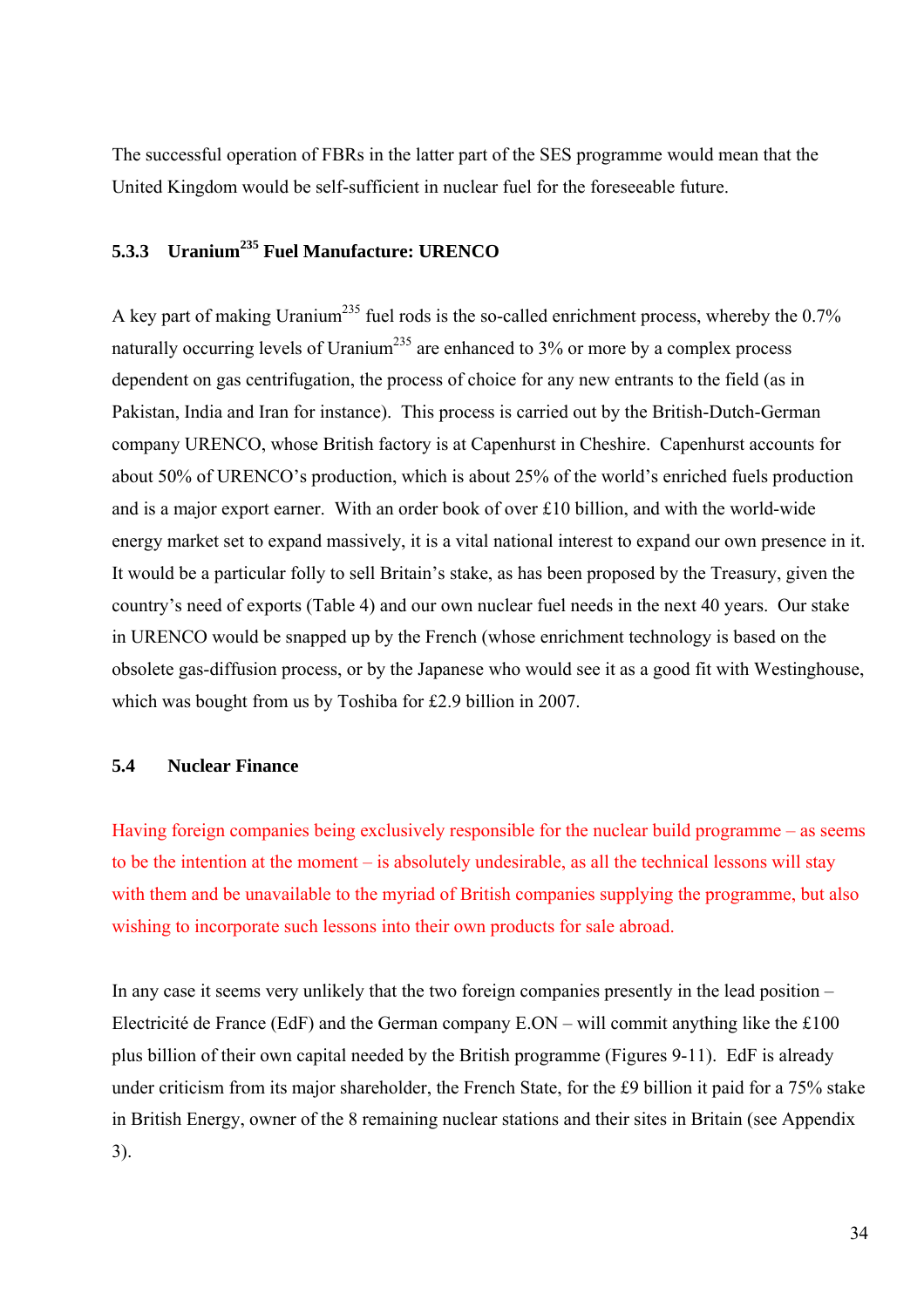The successful operation of FBRs in the latter part of the SES programme would mean that the United Kingdom would be self-sufficient in nuclear fuel for the foreseeable future.

### 5.3.3 Uranium$^{235}$ Fuel Manufacture: URENCO

A key part of making Uranium$^{235}$ fuel rods is the so-called enrichment process, whereby the 0.7% naturally occurring levels of Uranium$^{235}$ are enhanced to 3% or more by a complex process dependent on gas centrifugation, the process of choice for any new entrants to the field (as in Pakistan, India and Iran for instance). This process is carried out by the British-Dutch-German company URENCO, whose British factory is at Capenhurst in Cheshire. Capenhurst accounts for about 50% of URENCO's production, which is about 25% of the world's enriched fuels production and is a major export earner. With an order book of over £10 billion, and with the world-wide energy market set to expand massively, it is a vital national interest to expand our own presence in it. It would be a particular folly to sell Britain's stake, as has been proposed by the Treasury, given the country's need of exports (Table 4) and our own nuclear fuel needs in the next 40 years. Our stake in URENCO would be snapped up by the French (whose enrichment technology is based on the obsolete gas-diffusion process, or by the Japanese who would see it as a good fit with Westinghouse, which was bought from us by Toshiba for £2.9 billion in 2007.

## 5.4 Nuclear Finance

Having foreign companies being exclusively responsible for the nuclear build programme – as seems to be the intention at the moment – is absolutely undesirable, as all the technical lessons will stay with them and be unavailable to the myriad of British companies supplying the programme, but also wishing to incorporate such lessons into their own products for sale abroad.

In any case it seems very unlikely that the two foreign companies presently in the lead position – Electricité de France (EdF) and the German company E.ON – will commit anything like the £100 plus billion of their own capital needed by the British programme (Figures 9-11). EdF is already under criticism from its major shareholder, the French State, for the £9 billion it paid for a 75% stake in British Energy, owner of the 8 remaining nuclear stations and their sites in Britain (see Appendix 3).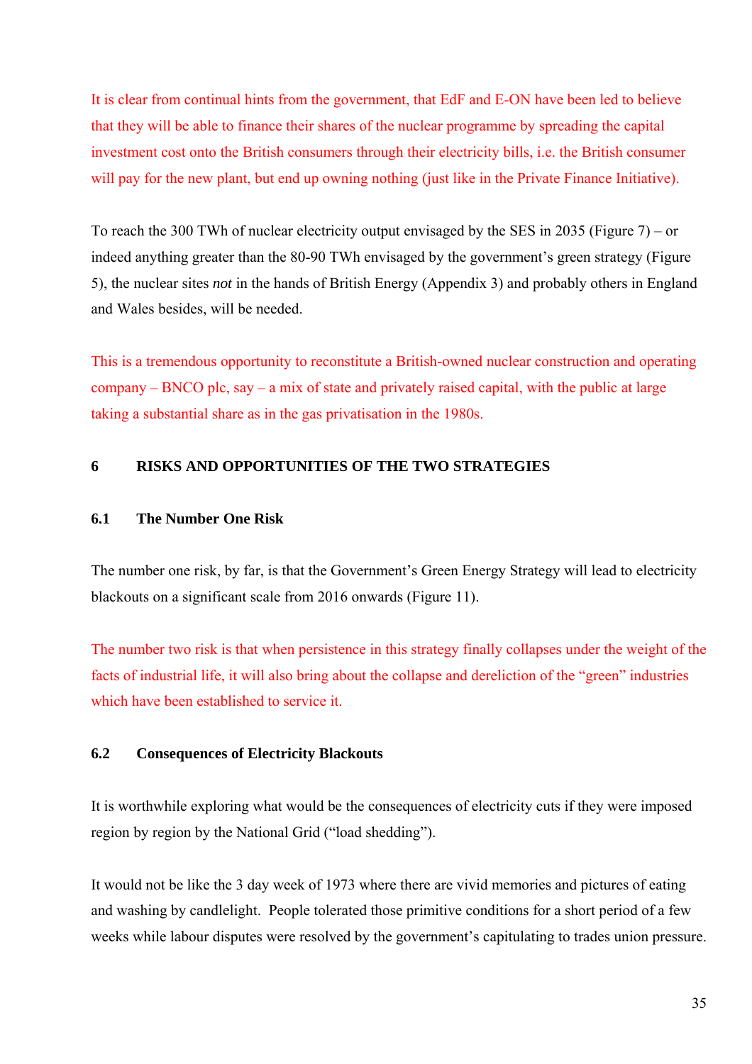It is clear from continual hints from the government, that EdF and E-ON have been led to believe that they will be able to finance their shares of the nuclear programme by spreading the capital investment cost onto the British consumers through their electricity bills, i.e. the British consumer will pay for the new plant, but end up owning nothing (just like in the Private Finance Initiative).

To reach the 300 TWh of nuclear electricity output envisaged by the SES in 2035 (Figure 7) – or indeed anything greater than the 80-90 TWh envisaged by the government's green strategy (Figure 5), the nuclear sites *not* in the hands of British Energy (Appendix 3) and probably others in England and Wales besides, will be needed.

This is a tremendous opportunity to reconstitute a British-owned nuclear construction and operating company – BNCO plc, say – a mix of state and privately raised capital, with the public at large taking a substantial share as in the gas privatisation in the 1980s.

## 6 RISKS AND OPPORTUNITIES OF THE TWO STRATEGIES

### 6.1 The Number One Risk

The number one risk, by far, is that the Government's Green Energy Strategy will lead to electricity blackouts on a significant scale from 2016 onwards (Figure 11).

The number two risk is that when persistence in this strategy finally collapses under the weight of the facts of industrial life, it will also bring about the collapse and dereliction of the "green" industries which have been established to service it.

### 6.2 Consequences of Electricity Blackouts

It is worthwhile exploring what would be the consequences of electricity cuts if they were imposed region by region by the National Grid ("load shedding").

It would not be like the 3 day week of 1973 where there are vivid memories and pictures of eating and washing by candlelight. People tolerated those primitive conditions for a short period of a few weeks while labour disputes were resolved by the government's capitulating to trades union pressure.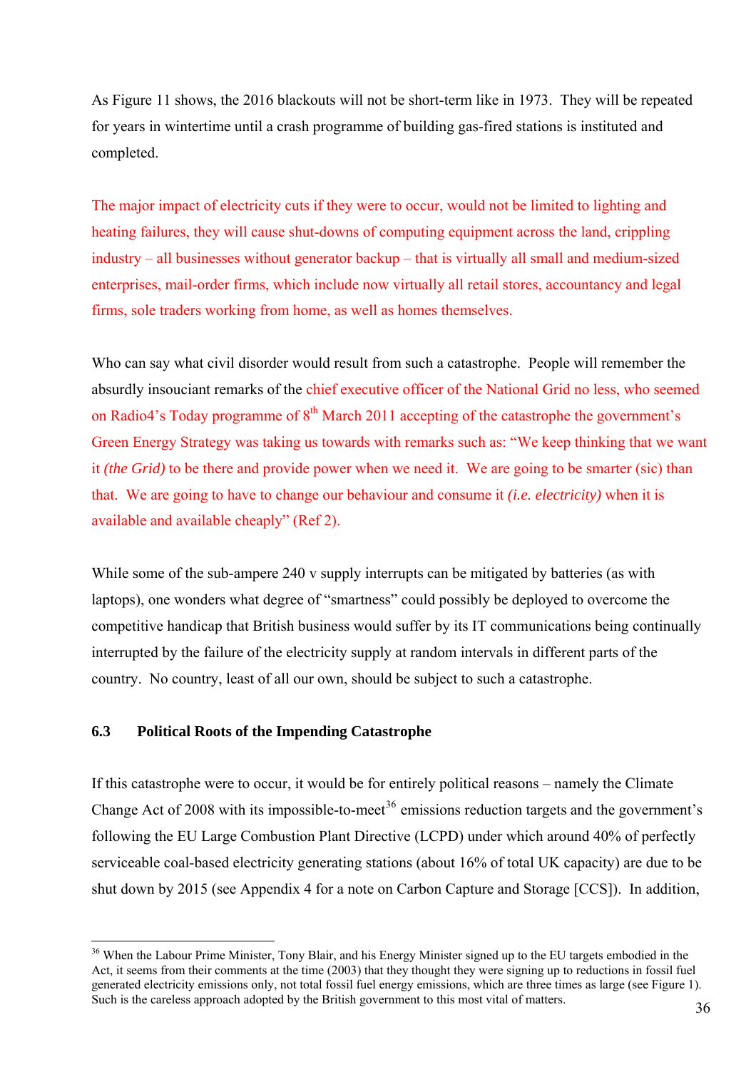As Figure 11 shows, the 2016 blackouts will not be short-term like in 1973. They will be repeated for years in wintertime until a crash programme of building gas-fired stations is instituted and completed.

The major impact of electricity cuts if they were to occur, would not be limited to lighting and heating failures, they will cause shut-downs of computing equipment across the land, crippling industry – all businesses without generator backup – that is virtually all small and medium-sized enterprises, mail-order firms, which include now virtually all retail stores, accountancy and legal firms, sole traders working from home, as well as homes themselves.

Who can say what civil disorder would result from such a catastrophe. People will remember the absurdly insouciant remarks of the chief executive officer of the National Grid no less, who seemed on Radio4's Today programme of 8th March 2011 accepting of the catastrophe the government's Green Energy Strategy was taking us towards with remarks such as: "We keep thinking that we want it *(the Grid)* to be there and provide power when we need it. We are going to be smarter (sic) than that. We are going to have to change our behaviour and consume it *(i.e. electricity)* when it is available and available cheaply" (Ref 2).

While some of the sub-ampere 240 v supply interrupts can be mitigated by batteries (as with laptops), one wonders what degree of "smartness" could possibly be deployed to overcome the competitive handicap that British business would suffer by its IT communications being continually interrupted by the failure of the electricity supply at random intervals in different parts of the country. No country, least of all our own, should be subject to such a catastrophe.

### 6.3 Political Roots of the Impending Catastrophe

If this catastrophe were to occur, it would be for entirely political reasons – namely the Climate Change Act of 2008 with its impossible-to-meet[36] emissions reduction targets and the government's following the EU Large Combustion Plant Directive (LCPD) under which around 40% of perfectly serviceable coal-based electricity generating stations (about 16% of total UK capacity) are due to be shut down by 2015 (see Appendix 4 for a note on Carbon Capture and Storage [CCS]). In addition,

---

[36] When the Labour Prime Minister, Tony Blair, and his Energy Minister signed up to the EU targets embodied in the Act, it seems from their comments at the time (2003) that they thought they were signing up to reductions in fossil fuel generated electricity emissions only, not total fossil fuel energy emissions, which are three times as large (see Figure 1). Such is the careless approach adopted by the British government to this most vital of matters.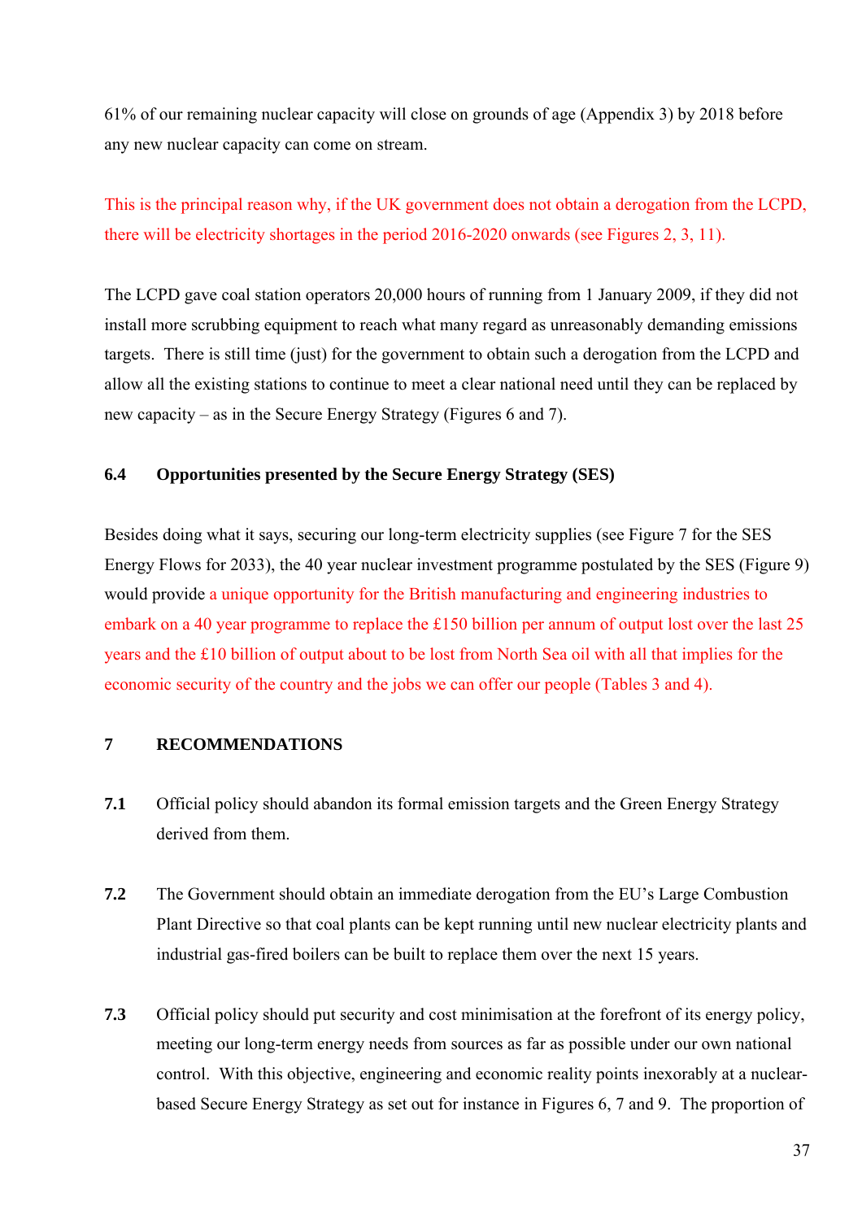61% of our remaining nuclear capacity will close on grounds of age (Appendix 3) by 2018 before any new nuclear capacity can come on stream.

This is the principal reason why, if the UK government does not obtain a derogation from the LCPD, there will be electricity shortages in the period 2016-2020 onwards (see Figures 2, 3, 11).

The LCPD gave coal station operators 20,000 hours of running from 1 January 2009, if they did not install more scrubbing equipment to reach what many regard as unreasonably demanding emissions targets. There is still time (just) for the government to obtain such a derogation from the LCPD and allow all the existing stations to continue to meet a clear national need until they can be replaced by new capacity – as in the Secure Energy Strategy (Figures 6 and 7).

### 6.4 Opportunities presented by the Secure Energy Strategy (SES)

Besides doing what it says, securing our long-term electricity supplies (see Figure 7 for the SES Energy Flows for 2033), the 40 year nuclear investment programme postulated by the SES (Figure 9) would provide a unique opportunity for the British manufacturing and engineering industries to embark on a 40 year programme to replace the £150 billion per annum of output lost over the last 25 years and the £10 billion of output about to be lost from North Sea oil with all that implies for the economic security of the country and the jobs we can offer our people (Tables 3 and 4).

## 7 RECOMMENDATIONS

**7.1** Official policy should abandon its formal emission targets and the Green Energy Strategy derived from them.

**7.2** The Government should obtain an immediate derogation from the EU's Large Combustion Plant Directive so that coal plants can be kept running until new nuclear electricity plants and industrial gas-fired boilers can be built to replace them over the next 15 years.

**7.3** Official policy should put security and cost minimisation at the forefront of its energy policy, meeting our long-term energy needs from sources as far as possible under our own national control. With this objective, engineering and economic reality points inexorably at a nuclear-based Secure Energy Strategy as set out for instance in Figures 6, 7 and 9. The proportion of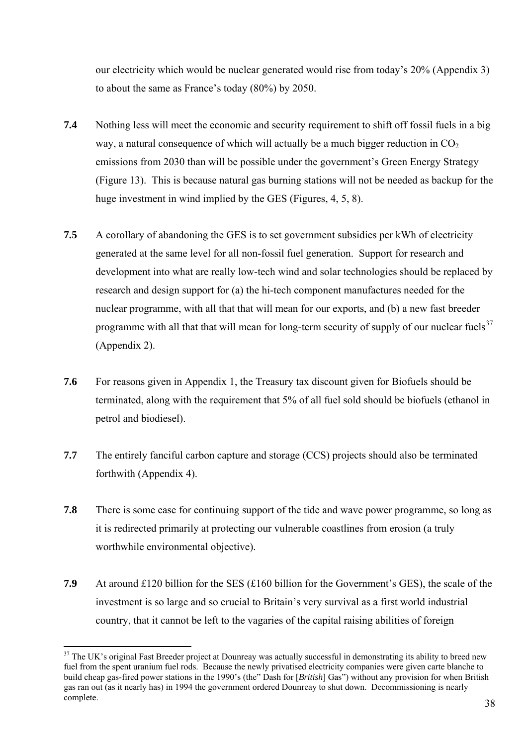our electricity which would be nuclear generated would rise from today's 20% (Appendix 3) to about the same as France's today (80%) by 2050.

**7.4** Nothing less will meet the economic and security requirement to shift off fossil fuels in a big way, a natural consequence of which will actually be a much bigger reduction in $CO_2$ emissions from 2030 than will be possible under the government's Green Energy Strategy (Figure 13). This is because natural gas burning stations will not be needed as backup for the huge investment in wind implied by the GES (Figures, 4, 5, 8).

**7.5** A corollary of abandoning the GES is to set government subsidies per kWh of electricity generated at the same level for all non-fossil fuel generation. Support for research and development into what are really low-tech wind and solar technologies should be replaced by research and design support for (a) the hi-tech component manufactures needed for the nuclear programme, with all that that will mean for our exports, and (b) a new fast breeder programme with all that that will mean for long-term security of supply of our nuclear fuels[37] (Appendix 2).

**7.6** For reasons given in Appendix 1, the Treasury tax discount given for Biofuels should be terminated, along with the requirement that 5% of all fuel sold should be biofuels (ethanol in petrol and biodiesel).

**7.7** The entirely fanciful carbon capture and storage (CCS) projects should also be terminated forthwith (Appendix 4).

**7.8** There is some case for continuing support of the tide and wave power programme, so long as it is redirected primarily at protecting our vulnerable coastlines from erosion (a truly worthwhile environmental objective).

**7.9** At around £120 billion for the SES (£160 billion for the Government's GES), the scale of the investment is so large and so crucial to Britain's very survival as a first world industrial country, that it cannot be left to the vagaries of the capital raising abilities of foreign

---

[37] The UK's original Fast Breeder project at Dounreay was actually successful in demonstrating its ability to breed new fuel from the spent uranium fuel rods. Because the newly privatised electricity companies were given carte blanche to build cheap gas-fired power stations in the 1990's (the" Dash for [*British*] Gas") without any provision for when British gas ran out (as it nearly has) in 1994 the government ordered Dounreay to shut down. Decommissioning is nearly complete.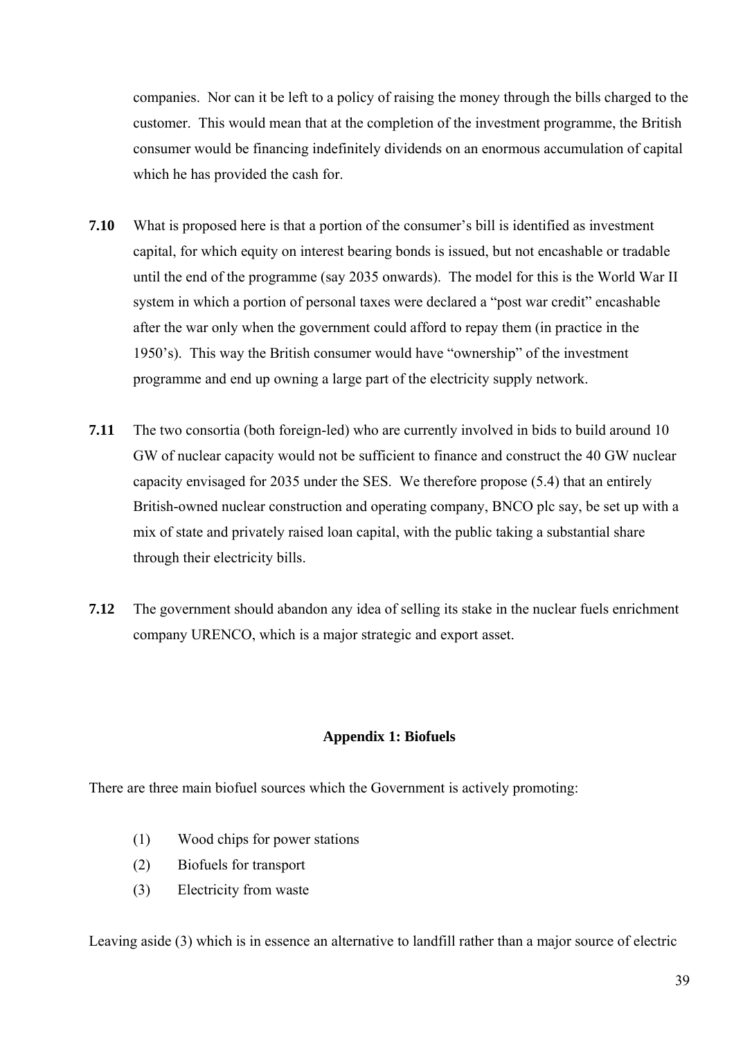companies. Nor can it be left to a policy of raising the money through the bills charged to the customer. This would mean that at the completion of the investment programme, the British consumer would be financing indefinitely dividends on an enormous accumulation of capital which he has provided the cash for.

**7.10** What is proposed here is that a portion of the consumer's bill is identified as investment capital, for which equity on interest bearing bonds is issued, but not encashable or tradable until the end of the programme (say 2035 onwards). The model for this is the World War II system in which a portion of personal taxes were declared a "post war credit" encashable after the war only when the government could afford to repay them (in practice in the 1950's). This way the British consumer would have "ownership" of the investment programme and end up owning a large part of the electricity supply network.

**7.11** The two consortia (both foreign-led) who are currently involved in bids to build around 10 GW of nuclear capacity would not be sufficient to finance and construct the 40 GW nuclear capacity envisaged for 2035 under the SES. We therefore propose (5.4) that an entirely British-owned nuclear construction and operating company, BNCO plc say, be set up with a mix of state and privately raised loan capital, with the public taking a substantial share through their electricity bills.

**7.12** The government should abandon any idea of selling its stake in the nuclear fuels enrichment company URENCO, which is a major strategic and export asset.

## Appendix 1: Biofuels

There are three main biofuel sources which the Government is actively promoting:

(1) Wood chips for power stations

(2) Biofuels for transport

(3) Electricity from waste

Leaving aside (3) which is in essence an alternative to landfill rather than a major source of electric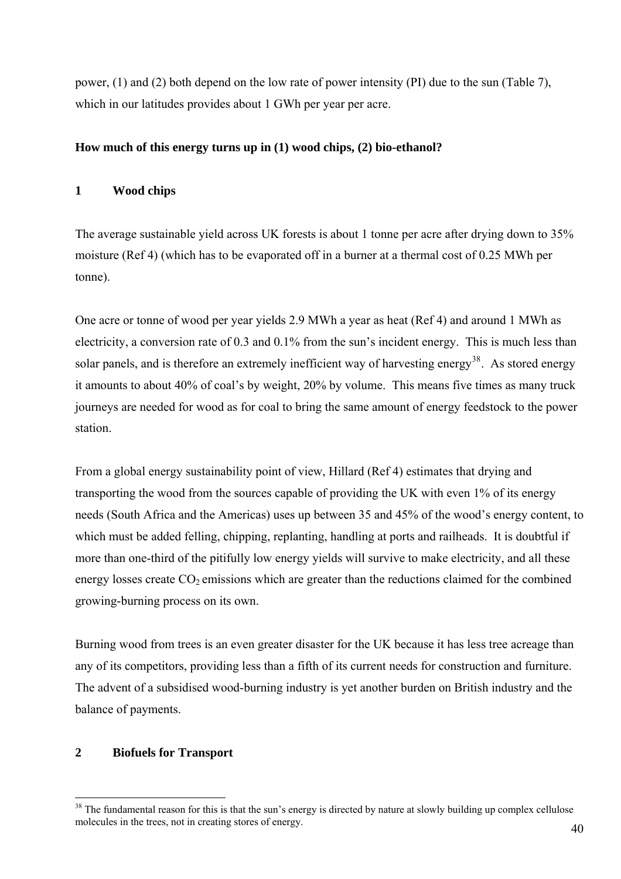power, (1) and (2) both depend on the low rate of power intensity (PI) due to the sun (Table 7), which in our latitudes provides about 1 GWh per year per acre.

**How much of this energy turns up in (1) wood chips, (2) bio-ethanol?**

## 1 Wood chips

The average sustainable yield across UK forests is about 1 tonne per acre after drying down to 35% moisture (Ref 4) (which has to be evaporated off in a burner at a thermal cost of 0.25 MWh per tonne).

One acre or tonne of wood per year yields 2.9 MWh a year as heat (Ref 4) and around 1 MWh as electricity, a conversion rate of 0.3 and 0.1% from the sun's incident energy. This is much less than solar panels, and is therefore an extremely inefficient way of harvesting energy[38]. As stored energy it amounts to about 40% of coal's by weight, 20% by volume. This means five times as many truck journeys are needed for wood as for coal to bring the same amount of energy feedstock to the power station.

From a global energy sustainability point of view, Hillard (Ref 4) estimates that drying and transporting the wood from the sources capable of providing the UK with even 1% of its energy needs (South Africa and the Americas) uses up between 35 and 45% of the wood's energy content, to which must be added felling, chipping, replanting, handling at ports and railheads. It is doubtful if more than one-third of the pitifully low energy yields will survive to make electricity, and all these energy losses create $CO_2$ emissions which are greater than the reductions claimed for the combined growing-burning process on its own.

Burning wood from trees is an even greater disaster for the UK because it has less tree acreage than any of its competitors, providing less than a fifth of its current needs for construction and furniture. The advent of a subsidised wood-burning industry is yet another burden on British industry and the balance of payments.

## 2 Biofuels for Transport

---

[38] The fundamental reason for this is that the sun's energy is directed by nature at slowly building up complex cellulose molecules in the trees, not in creating stores of energy.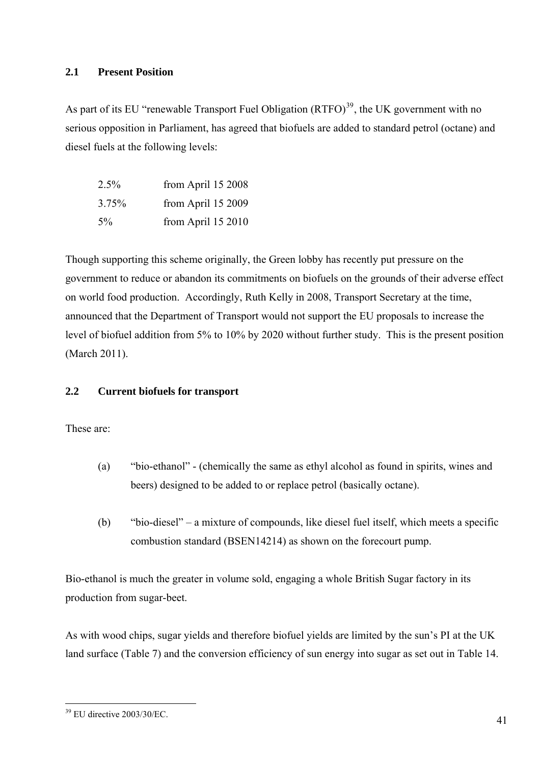## 2.1 Present Position

As part of its EU "renewable Transport Fuel Obligation (RTFO)[39], the UK government with no serious opposition in Parliament, has agreed that biofuels are added to standard petrol (octane) and diesel fuels at the following levels:

| | |
|---|---|
| 2.5% | from April 15 2008 |
| 3.75% | from April 15 2009 |
| 5% | from April 15 2010 |

Though supporting this scheme originally, the Green lobby has recently put pressure on the government to reduce or abandon its commitments on biofuels on the grounds of their adverse effect on world food production. Accordingly, Ruth Kelly in 2008, Transport Secretary at the time, announced that the Department of Transport would not support the EU proposals to increase the level of biofuel addition from 5% to 10% by 2020 without further study. This is the present position (March 2011).

## 2.2 Current biofuels for transport

These are:

(a) "bio-ethanol" - (chemically the same as ethyl alcohol as found in spirits, wines and beers) designed to be added to or replace petrol (basically octane).

(b) "bio-diesel" – a mixture of compounds, like diesel fuel itself, which meets a specific combustion standard (BSEN14214) as shown on the forecourt pump.

Bio-ethanol is much the greater in volume sold, engaging a whole British Sugar factory in its production from sugar-beet.

As with wood chips, sugar yields and therefore biofuel yields are limited by the sun's PI at the UK land surface (Table 7) and the conversion efficiency of sun energy into sugar as set out in Table 14.

---

[39] EU directive 2003/30/EC.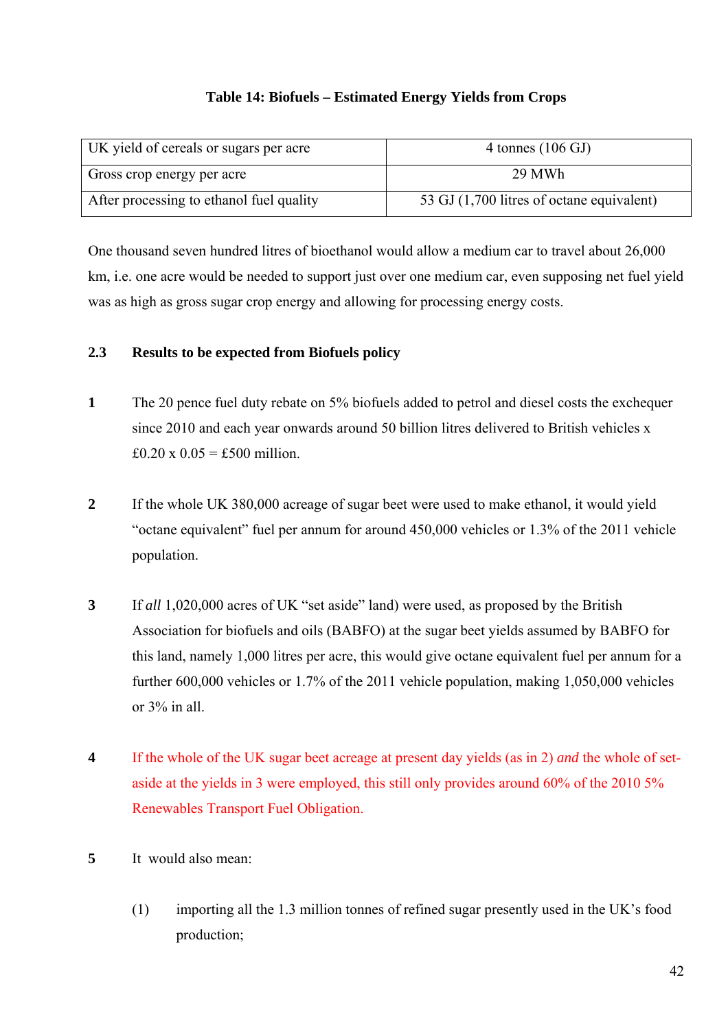**Table 14: Biofuels – Estimated Energy Yields from Crops**

| | |
|---|---|
| UK yield of cereals or sugars per acre | 4 tonnes (106 GJ) |
| Gross crop energy per acre | 29 MWh |
| After processing to ethanol fuel quality | 53 GJ (1,700 litres of octane equivalent) |

One thousand seven hundred litres of bioethanol would allow a medium car to travel about 26,000 km, i.e. one acre would be needed to support just over one medium car, even supposing net fuel yield was as high as gross sugar crop energy and allowing for processing energy costs.

### 2.3 Results to be expected from Biofuels policy

**1** The 20 pence fuel duty rebate on 5% biofuels added to petrol and diesel costs the exchequer since 2010 and each year onwards around 50 billion litres delivered to British vehicles x £0.20 x 0.05 = £500 million.

**2** If the whole UK 380,000 acreage of sugar beet were used to make ethanol, it would yield "octane equivalent" fuel per annum for around 450,000 vehicles or 1.3% of the 2011 vehicle population.

**3** If *all* 1,020,000 acres of UK "set aside" land) were used, as proposed by the British Association for biofuels and oils (BABFO) at the sugar beet yields assumed by BABFO for this land, namely 1,000 litres per acre, this would give octane equivalent fuel per annum for a further 600,000 vehicles or 1.7% of the 2011 vehicle population, making 1,050,000 vehicles or 3% in all.

**4** If the whole of the UK sugar beet acreage at present day yields (as in 2) *and* the whole of set-aside at the yields in 3 were employed, this still only provides around 60% of the 2010 5% Renewables Transport Fuel Obligation.

**5** It would also mean:

(1) importing all the 1.3 million tonnes of refined sugar presently used in the UK's food production;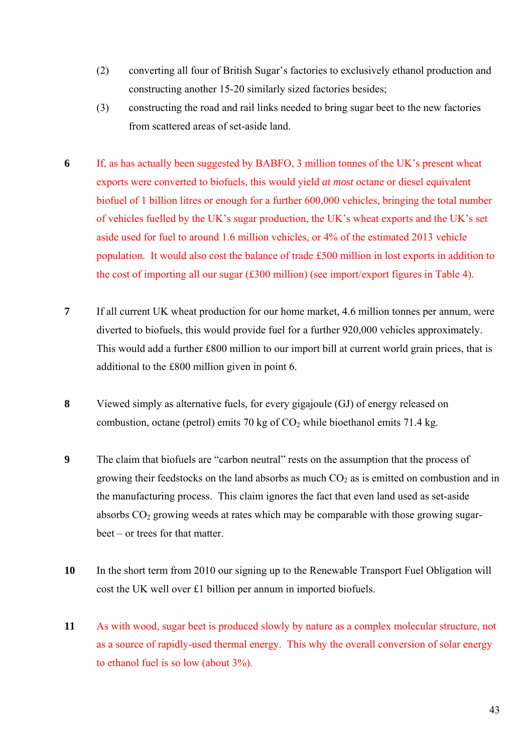(2) converting all four of British Sugar's factories to exclusively ethanol production and constructing another 15-20 similarly sized factories besides;

(3) constructing the road and rail links needed to bring sugar beet to the new factories from scattered areas of set-aside land.

**6** If, as has actually been suggested by BABFO, 3 million tonnes of the UK's present wheat exports were converted to biofuels, this would yield *at most* octane or diesel equivalent biofuel of 1 billion litres or enough for a further 600,000 vehicles, bringing the total number of vehicles fuelled by the UK's sugar production, the UK's wheat exports and the UK's set aside used for fuel to around 1.6 million vehicles, or 4% of the estimated 2013 vehicle population. It would also cost the balance of trade £500 million in lost exports in addition to the cost of importing all our sugar (£300 million) (see import/export figures in Table 4).

**7** If all current UK wheat production for our home market, 4.6 million tonnes per annum, were diverted to biofuels, this would provide fuel for a further 920,000 vehicles approximately. This would add a further £800 million to our import bill at current world grain prices, that is additional to the £800 million given in point 6.

**8** Viewed simply as alternative fuels, for every gigajoule (GJ) of energy released on combustion, octane (petrol) emits 70 kg of $CO_2$ while bioethanol emits 71.4 kg.

**9** The claim that biofuels are "carbon neutral" rests on the assumption that the process of growing their feedstocks on the land absorbs as much $CO_2$ as is emitted on combustion and in the manufacturing process. This claim ignores the fact that even land used as set-aside absorbs $CO_2$ growing weeds at rates which may be comparable with those growing sugar-beet – or trees for that matter.

**10** In the short term from 2010 our signing up to the Renewable Transport Fuel Obligation will cost the UK well over £1 billion per annum in imported biofuels.

**11** As with wood, sugar beet is produced slowly by nature as a complex molecular structure, not as a source of rapidly-used thermal energy. This why the overall conversion of solar energy to ethanol fuel is so low (about 3%).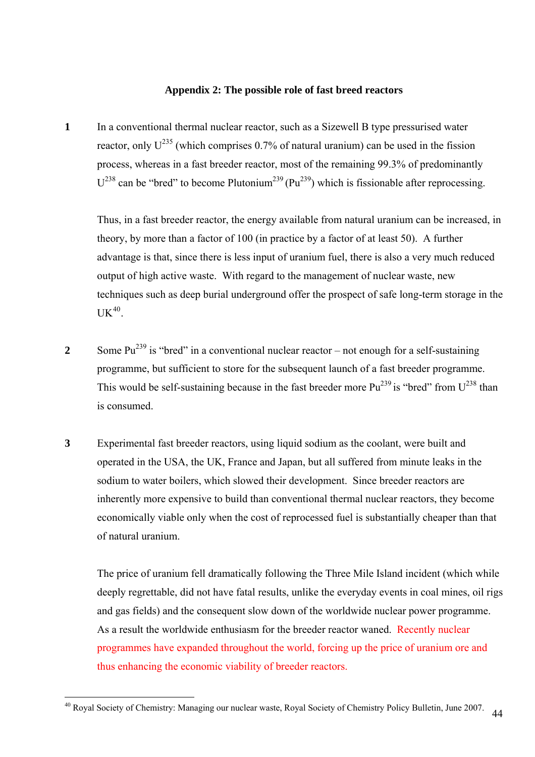## Appendix 2: The possible role of fast breed reactors

**1** In a conventional thermal nuclear reactor, such as a Sizewell B type pressurised water reactor, only $U^{235}$ (which comprises 0.7% of natural uranium) can be used in the fission process, whereas in a fast breeder reactor, most of the remaining 99.3% of predominantly $U^{238}$ can be "bred" to become $Plutonium^{239}$ ($Pu^{239}$) which is fissionable after reprocessing.

Thus, in a fast breeder reactor, the energy available from natural uranium can be increased, in theory, by more than a factor of 100 (in practice by a factor of at least 50). A further advantage is that, since there is less input of uranium fuel, there is also a very much reduced output of high active waste. With regard to the management of nuclear waste, new techniques such as deep burial underground offer the prospect of safe long-term storage in the UK[40].

**2** Some $Pu^{239}$ is "bred" in a conventional nuclear reactor – not enough for a self-sustaining programme, but sufficient to store for the subsequent launch of a fast breeder programme. This would be self-sustaining because in the fast breeder more $Pu^{239}$ is "bred" from $U^{238}$ than is consumed.

**3** Experimental fast breeder reactors, using liquid sodium as the coolant, were built and operated in the USA, the UK, France and Japan, but all suffered from minute leaks in the sodium to water boilers, which slowed their development. Since breeder reactors are inherently more expensive to build than conventional thermal nuclear reactors, they become economically viable only when the cost of reprocessed fuel is substantially cheaper than that of natural uranium.

The price of uranium fell dramatically following the Three Mile Island incident (which while deeply regrettable, did not have fatal results, unlike the everyday events in coal mines, oil rigs and gas fields) and the consequent slow down of the worldwide nuclear power programme. As a result the worldwide enthusiasm for the breeder reactor waned. Recently nuclear programmes have expanded throughout the world, forcing up the price of uranium ore and thus enhancing the economic viability of breeder reactors.

---

[40] Royal Society of Chemistry: Managing our nuclear waste, Royal Society of Chemistry Policy Bulletin, June 2007.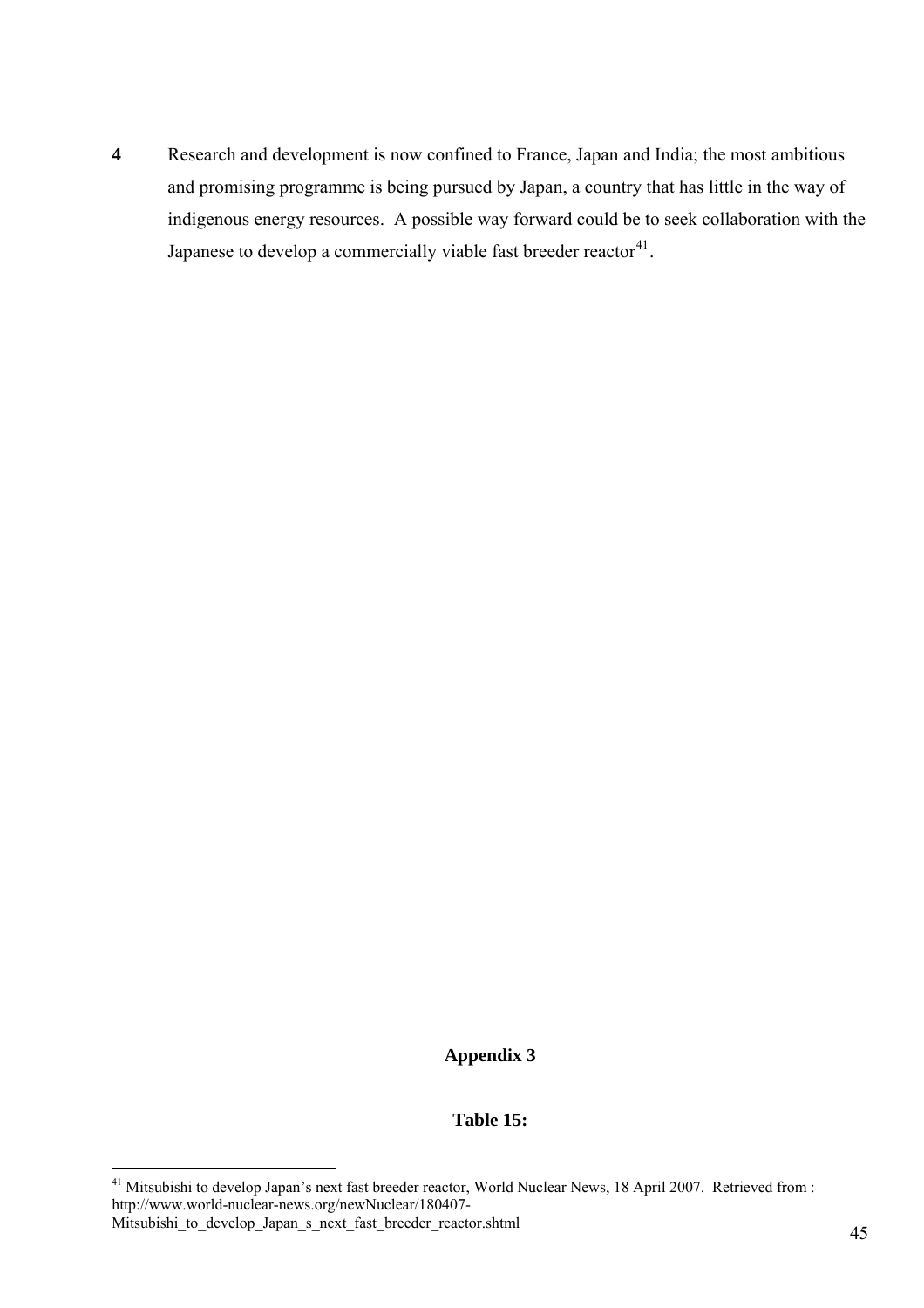**4** Research and development is now confined to France, Japan and India; the most ambitious and promising programme is being pursued by Japan, a country that has little in the way of indigenous energy resources. A possible way forward could be to seek collaboration with the Japanese to develop a commercially viable fast breeder reactor[41].

## Appendix 3

**Table 15:**

---

[41] Mitsubishi to develop Japan's next fast breeder reactor, World Nuclear News, 18 April 2007. Retrieved from : http://www.world-nuclear-news.org/newNuclear/180407-Mitsubishi_to_develop_Japan_s_next_fast_breeder_reactor.shtml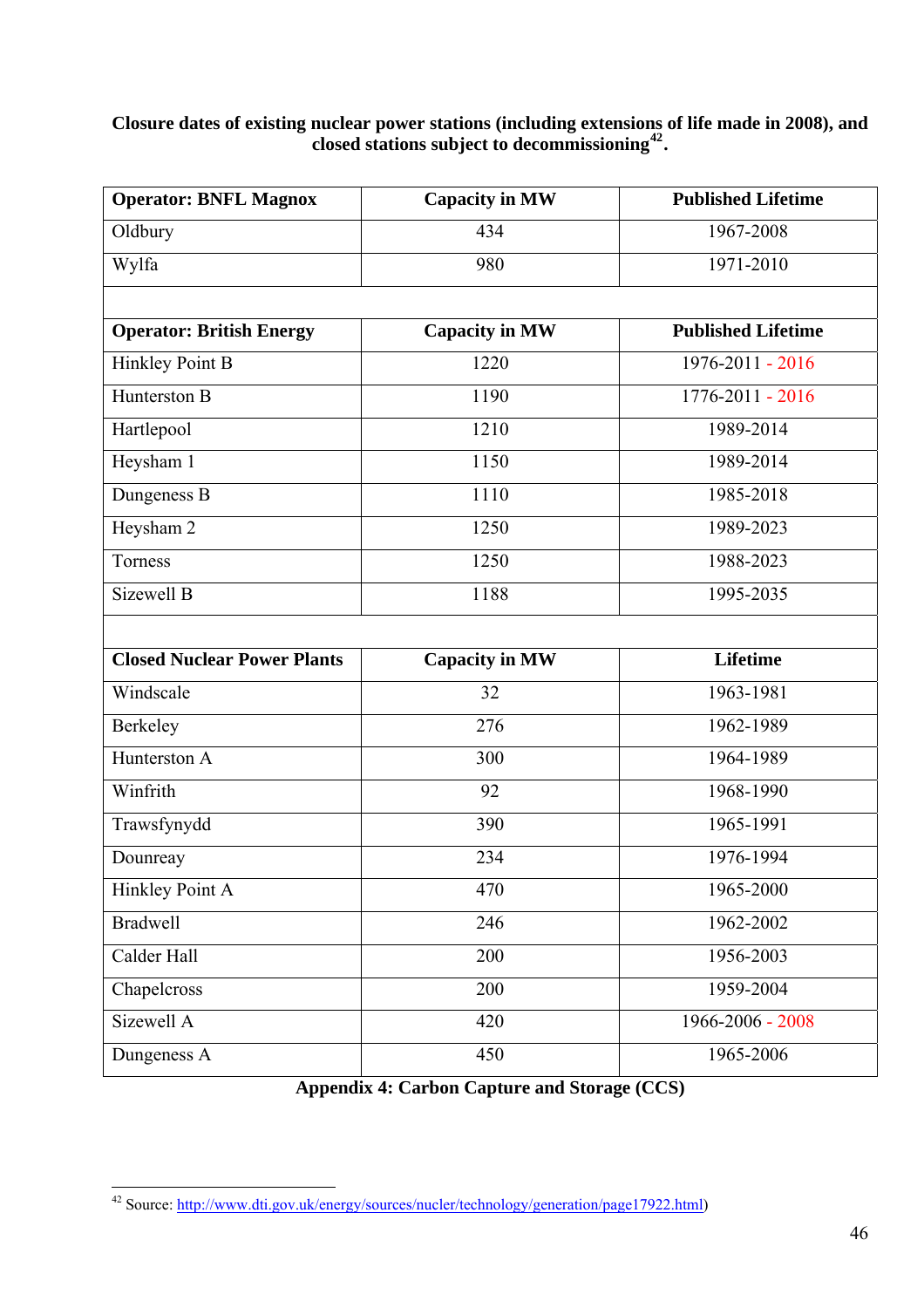**Closure dates of existing nuclear power stations (including extensions of life made in 2008), and closed stations subject to decommissioning[42].**

| Operator: BNFL Magnox | Capacity in MW | Published Lifetime |
|---|---|---|
| Oldbury | 434 | 1967-2008 |
| Wylfa | 980 | 1971-2010 |
| | | |
| **Operator: British Energy** | **Capacity in MW** | **Published Lifetime** |
| Hinkley Point B | 1220 | 1976-2011 - 2016 |
| Hunterston B | 1190 | 1776-2011 - 2016 |
| Hartlepool | 1210 | 1989-2014 |
| Heysham 1 | 1150 | 1989-2014 |
| Dungeness B | 1110 | 1985-2018 |
| Heysham 2 | 1250 | 1989-2023 |
| Torness | 1250 | 1988-2023 |
| Sizewell B | 1188 | 1995-2035 |
| | | |
| **Closed Nuclear Power Plants** | **Capacity in MW** | **Lifetime** |
| Windscale | 32 | 1963-1981 |
| Berkeley | 276 | 1962-1989 |
| Hunterston A | 300 | 1964-1989 |
| Winfrith | 92 | 1968-1990 |
| Trawsfynydd | 390 | 1965-1991 |
| Dounreay | 234 | 1976-1994 |
| Hinkley Point A | 470 | 1965-2000 |
| Bradwell | 246 | 1962-2002 |
| Calder Hall | 200 | 1956-2003 |
| Chapelcross | 200 | 1959-2004 |
| Sizewell A | 420 | 1966-2006 - 2008 |
| Dungeness A | 450 | 1965-2006 |

**Appendix 4: Carbon Capture and Storage (CCS)**

[42] Source: http://www.dti.gov.uk/energy/sources/nucler/technology/generation/page17922.html)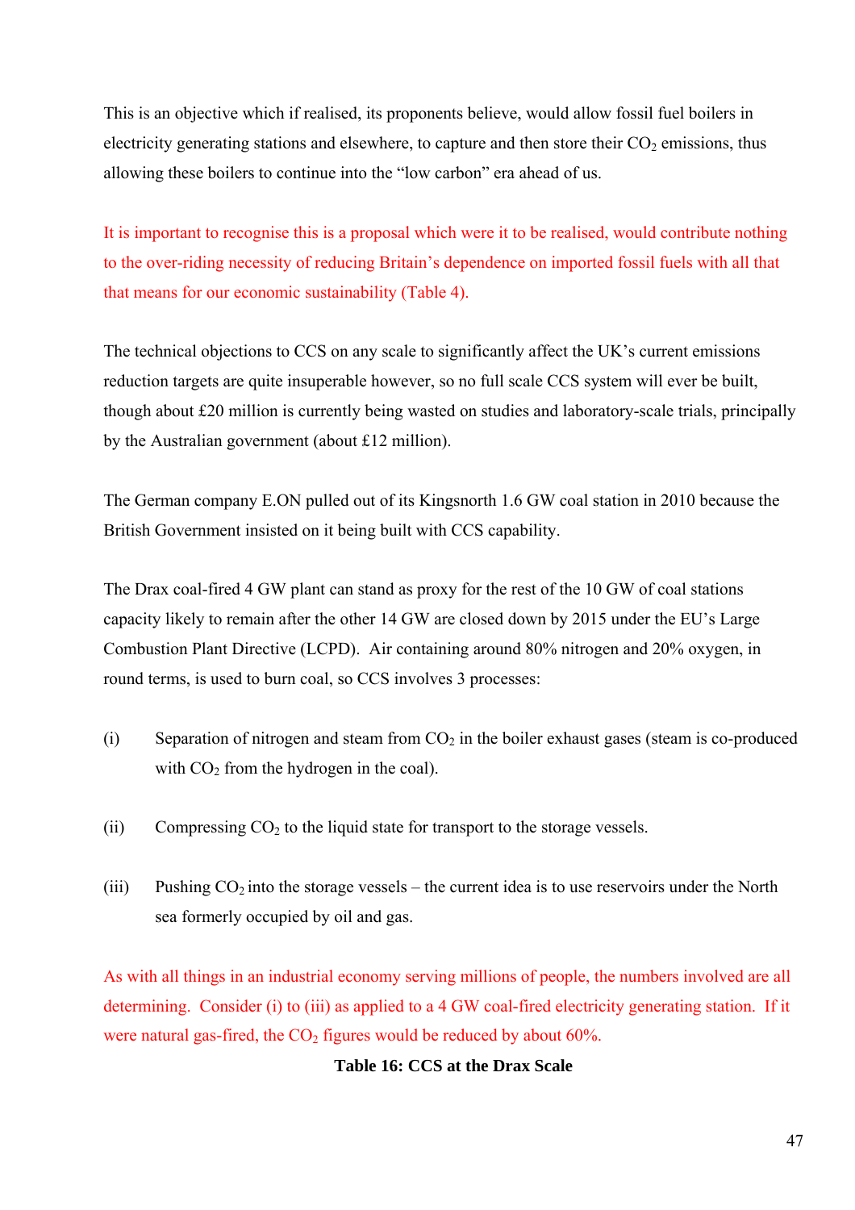This is an objective which if realised, its proponents believe, would allow fossil fuel boilers in electricity generating stations and elsewhere, to capture and then store their $CO_2$ emissions, thus allowing these boilers to continue into the "low carbon" era ahead of us.

It is important to recognise this is a proposal which were it to be realised, would contribute nothing to the over-riding necessity of reducing Britain's dependence on imported fossil fuels with all that that means for our economic sustainability (Table 4).

The technical objections to CCS on any scale to significantly affect the UK's current emissions reduction targets are quite insuperable however, so no full scale CCS system will ever be built, though about £20 million is currently being wasted on studies and laboratory-scale trials, principally by the Australian government (about £12 million).

The German company E.ON pulled out of its Kingsnorth 1.6 GW coal station in 2010 because the British Government insisted on it being built with CCS capability.

The Drax coal-fired 4 GW plant can stand as proxy for the rest of the 10 GW of coal stations capacity likely to remain after the other 14 GW are closed down by 2015 under the EU's Large Combustion Plant Directive (LCPD). Air containing around 80% nitrogen and 20% oxygen, in round terms, is used to burn coal, so CCS involves 3 processes:

(i) Separation of nitrogen and steam from $CO_2$ in the boiler exhaust gases (steam is co-produced with $CO_2$ from the hydrogen in the coal).

(ii) Compressing $CO_2$ to the liquid state for transport to the storage vessels.

(iii) Pushing $CO_2$ into the storage vessels – the current idea is to use reservoirs under the North sea formerly occupied by oil and gas.

As with all things in an industrial economy serving millions of people, the numbers involved are all determining. Consider (i) to (iii) as applied to a 4 GW coal-fired electricity generating station. If it were natural gas-fired, the $CO_2$ figures would be reduced by about 60%.

**Table 16: CCS at the Drax Scale**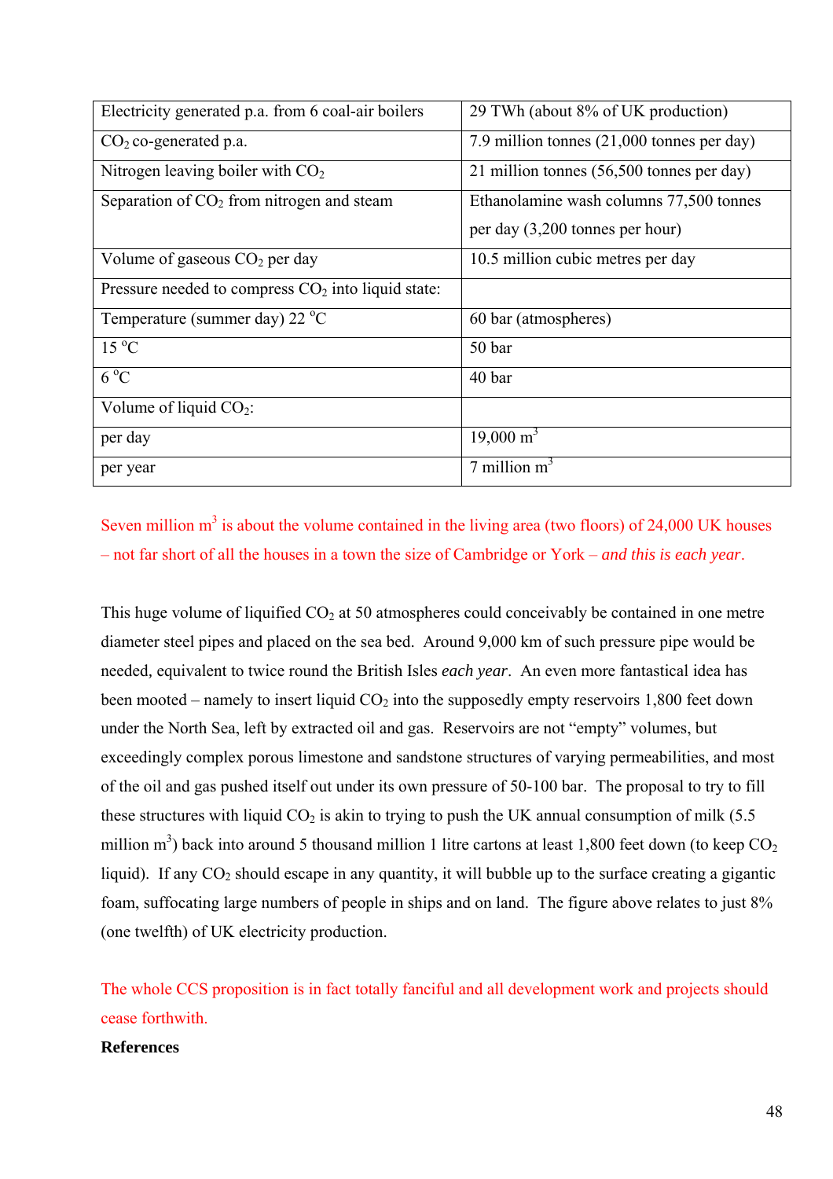| Electricity generated p.a. from 6 coal-air boilers | 29 TWh (about 8% of UK production) |
|---|---|
| $CO_2$ co-generated p.a. | 7.9 million tonnes (21,000 tonnes per day) |
| Nitrogen leaving boiler with $CO_2$ | 21 million tonnes (56,500 tonnes per day) |
| Separation of $CO_2$ from nitrogen and steam | Ethanolamine wash columns 77,500 tonnes per day (3,200 tonnes per hour) |
| Volume of gaseous $CO_2$ per day | 10.5 million cubic metres per day |
| Pressure needed to compress $CO_2$ into liquid state: | |
| Temperature (summer day) 22 $^oC$ | 60 bar (atmospheres) |
| 15 $^oC$ | 50 bar |
| 6 $^oC$ | 40 bar |
| Volume of liquid $CO_2$: | |
| per day | 19,000 $m^3$ |
| per year | 7 million $m^3$ |

Seven million $m^3$ is about the volume contained in the living area (two floors) of 24,000 UK houses – not far short of all the houses in a town the size of Cambridge or York – *and this is each year*.

This huge volume of liquified $CO_2$ at 50 atmospheres could conceivably be contained in one metre diameter steel pipes and placed on the sea bed. Around 9,000 km of such pressure pipe would be needed, equivalent to twice round the British Isles *each year*. An even more fantastical idea has been mooted – namely to insert liquid $CO_2$ into the supposedly empty reservoirs 1,800 feet down under the North Sea, left by extracted oil and gas. Reservoirs are not "empty" volumes, but exceedingly complex porous limestone and sandstone structures of varying permeabilities, and most of the oil and gas pushed itself out under its own pressure of 50-100 bar. The proposal to try to fill these structures with liquid $CO_2$ is akin to trying to push the UK annual consumption of milk (5.5 million $m^3$) back into around 5 thousand million 1 litre cartons at least 1,800 feet down (to keep $CO_2$ liquid). If any $CO_2$ should escape in any quantity, it will bubble up to the surface creating a gigantic foam, suffocating large numbers of people in ships and on land. The figure above relates to just 8% (one twelfth) of UK electricity production.

The whole CCS proposition is in fact totally fanciful and all development work and projects should cease forthwith.

**References**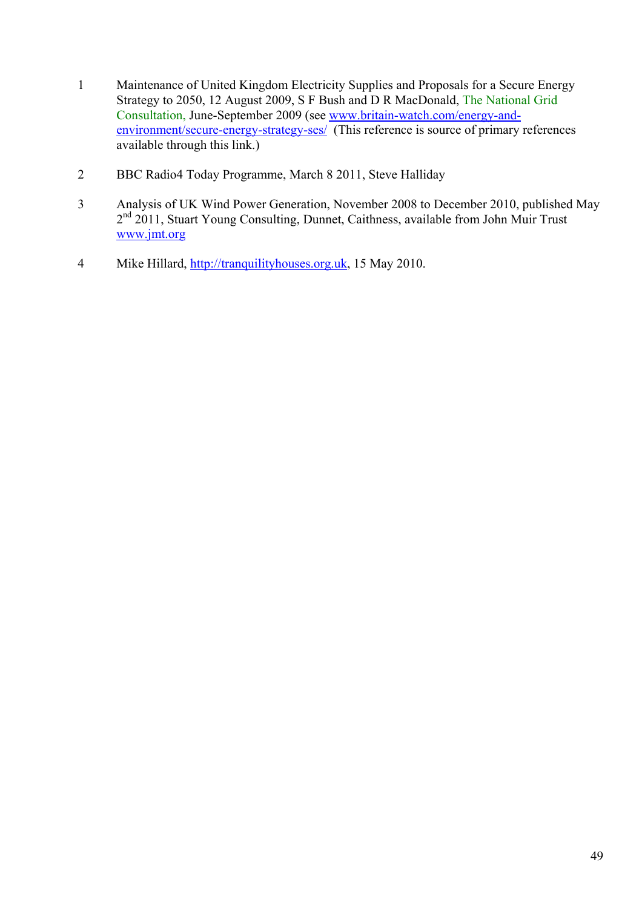1 Maintenance of United Kingdom Electricity Supplies and Proposals for a Secure Energy Strategy to 2050, 12 August 2009, S F Bush and D R MacDonald, The National Grid Consultation, June-September 2009 (see www.britain-watch.com/energy-and-environment/secure-energy-strategy-ses/ (This reference is source of primary references available through this link.)

2 BBC Radio4 Today Programme, March 8 2011, Steve Halliday

3 Analysis of UK Wind Power Generation, November 2008 to December 2010, published May 2nd 2011, Stuart Young Consulting, Dunnet, Caithness, available from John Muir Trust www.jmt.org

4 Mike Hillard, http://tranquilityhouses.org.uk, 15 May 2010.